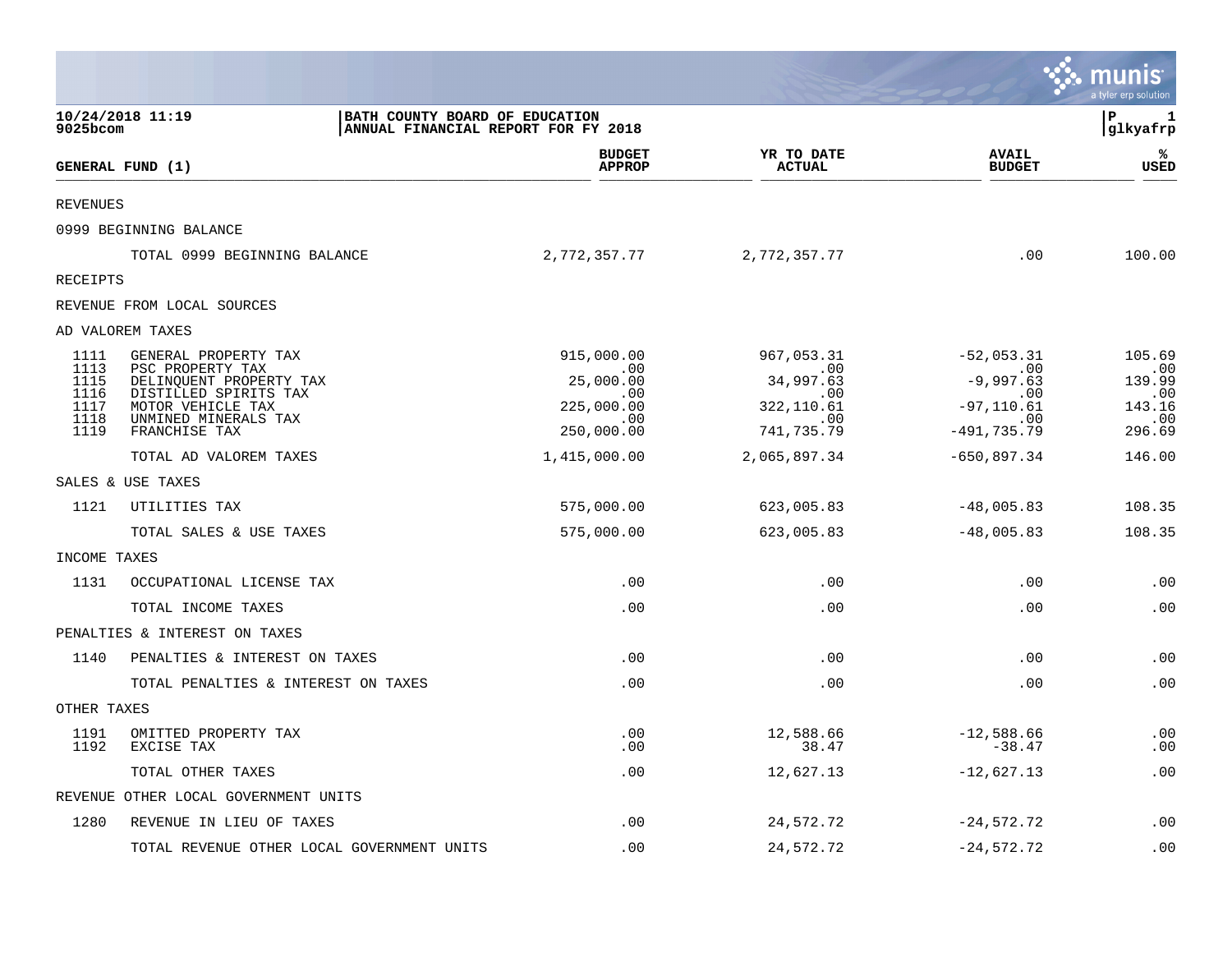10/24/2018 11:19
9025bcom

**BATH COUNTY BOARD OF EDUCATION**
**ANNUAL FINANCIAL REPORT FOR FY 2018**

P 1
glkyafrp

| GENERAL FUND (1) | | BUDGET APPROP | YR TO DATE ACTUAL | AVAIL BUDGET | % USED |
|---|---|---|---|---|---|
| REVENUES | | | | | |
| 0999 BEGINNING BALANCE | | | | | |
| | TOTAL 0999 BEGINNING BALANCE | 2,772,357.77 | 2,772,357.77 | .00 | 100.00 |
| RECEIPTS | | | | | |
| REVENUE FROM LOCAL SOURCES | | | | | |
| AD VALOREM TAXES | | | | | |
| 1111 | GENERAL PROPERTY TAX | 915,000.00 | 967,053.31 | -52,053.31 | 105.69 |
| 1113 | PSC PROPERTY TAX | .00 | .00 | .00 | .00 |
| 1115 | DELINQUENT PROPERTY TAX | 25,000.00 | 34,997.63 | -9,997.63 | 139.99 |
| 1116 | DISTILLED SPIRITS TAX | .00 | .00 | .00 | .00 |
| 1117 | MOTOR VEHICLE TAX | 225,000.00 | 322,110.61 | -97,110.61 | 143.16 |
| 1118 | UNMINED MINERALS TAX | .00 | .00 | .00 | .00 |
| 1119 | FRANCHISE TAX | 250,000.00 | 741,735.79 | -491,735.79 | 296.69 |
| | TOTAL AD VALOREM TAXES | 1,415,000.00 | 2,065,897.34 | -650,897.34 | 146.00 |
| SALES & USE TAXES | | | | | |
| 1121 | UTILITIES TAX | 575,000.00 | 623,005.83 | -48,005.83 | 108.35 |
| | TOTAL SALES & USE TAXES | 575,000.00 | 623,005.83 | -48,005.83 | 108.35 |
| INCOME TAXES | | | | | |
| 1131 | OCCUPATIONAL LICENSE TAX | .00 | .00 | .00 | .00 |
| | TOTAL INCOME TAXES | .00 | .00 | .00 | .00 |
| PENALTIES & INTEREST ON TAXES | | | | | |
| 1140 | PENALTIES & INTEREST ON TAXES | .00 | .00 | .00 | .00 |
| | TOTAL PENALTIES & INTEREST ON TAXES | .00 | .00 | .00 | .00 |
| OTHER TAXES | | | | | |
| 1191 | OMITTED PROPERTY TAX | .00 | 12,588.66 | -12,588.66 | .00 |
| 1192 | EXCISE TAX | .00 | 38.47 | -38.47 | .00 |
| | TOTAL OTHER TAXES | .00 | 12,627.13 | -12,627.13 | .00 |
| REVENUE OTHER LOCAL GOVERNMENT UNITS | | | | | |
| 1280 | REVENUE IN LIEU OF TAXES | .00 | 24,572.72 | -24,572.72 | .00 |
| | TOTAL REVENUE OTHER LOCAL GOVERNMENT UNITS | .00 | 24,572.72 | -24,572.72 | .00 |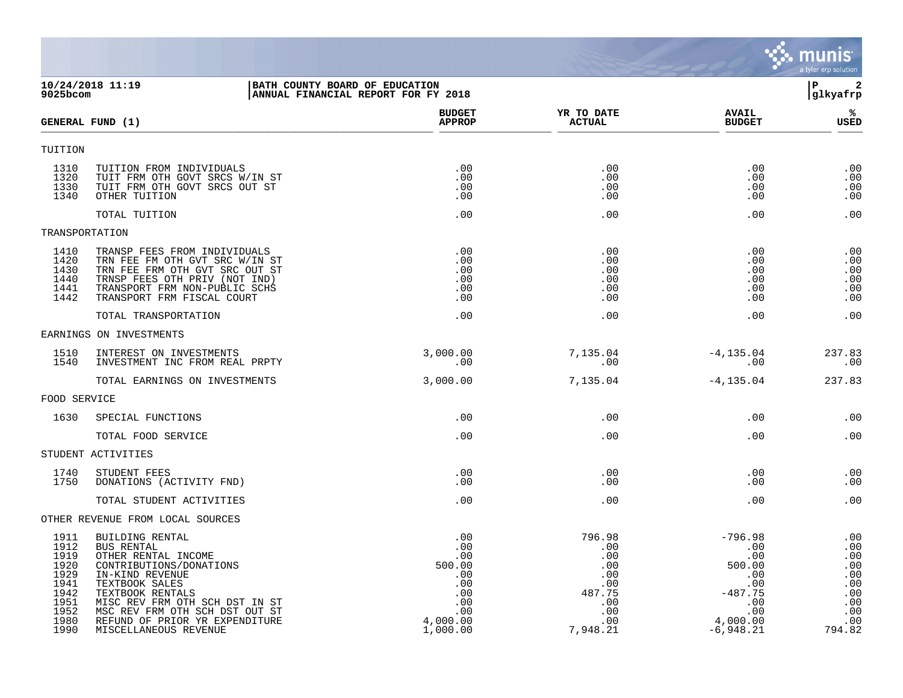BATH COUNTY BOARD OF EDUCATION
ANNUAL FINANCIAL REPORT FOR FY 2018

10/24/2018 11:19
9025bcom

glkyafrp

## GENERAL FUND (1)

| | | BUDGET APPROP | YR TO DATE ACTUAL | AVAIL BUDGET | % USED |
|---|---|---|---|---|---|
| **TUITION** | | | | | |
| 1310 | TUITION FROM INDIVIDUALS | .00 | .00 | .00 | .00 |
| 1320 | TUIT FRM OTH GOVT SRCS W/IN ST | .00 | .00 | .00 | .00 |
| 1330 | TUIT FRM OTH GOVT SRCS OUT ST | .00 | .00 | .00 | .00 |
| 1340 | OTHER TUITION | .00 | .00 | .00 | .00 |
| | TOTAL TUITION | .00 | .00 | .00 | .00 |
| **TRANSPORTATION** | | | | | |
| 1410 | TRANSP FEES FROM INDIVIDUALS | .00 | .00 | .00 | .00 |
| 1420 | TRN FEE FM OTH GVT SRC W/IN ST | .00 | .00 | .00 | .00 |
| 1430 | TRN FEE FRM OTH GVT SRC OUT ST | .00 | .00 | .00 | .00 |
| 1440 | TRNSP FEES OTH PRIV (NOT IND) | .00 | .00 | .00 | .00 |
| 1441 | TRANSPORT FRM NON-PUBLIC SCHS | .00 | .00 | .00 | .00 |
| 1442 | TRANSPORT FRM FISCAL COURT | .00 | .00 | .00 | .00 |
| | TOTAL TRANSPORTATION | .00 | .00 | .00 | .00 |
| **EARNINGS ON INVESTMENTS** | | | | | |
| 1510 | INTEREST ON INVESTMENTS | 3,000.00 | 7,135.04 | -4,135.04 | 237.83 |
| 1540 | INVESTMENT INC FROM REAL PRPTY | .00 | .00 | .00 | .00 |
| | TOTAL EARNINGS ON INVESTMENTS | 3,000.00 | 7,135.04 | -4,135.04 | 237.83 |
| **FOOD SERVICE** | | | | | |
| 1630 | SPECIAL FUNCTIONS | .00 | .00 | .00 | .00 |
| | TOTAL FOOD SERVICE | .00 | .00 | .00 | .00 |
| **STUDENT ACTIVITIES** | | | | | |
| 1740 | STUDENT FEES | .00 | .00 | .00 | .00 |
| 1750 | DONATIONS (ACTIVITY FND) | .00 | .00 | .00 | .00 |
| | TOTAL STUDENT ACTIVITIES | .00 | .00 | .00 | .00 |
| **OTHER REVENUE FROM LOCAL SOURCES** | | | | | |
| 1911 | BUILDING RENTAL | .00 | 796.98 | -796.98 | .00 |
| 1912 | BUS RENTAL | .00 | .00 | .00 | .00 |
| 1919 | OTHER RENTAL INCOME | .00 | .00 | .00 | .00 |
| 1920 | CONTRIBUTIONS/DONATIONS | 500.00 | .00 | 500.00 | .00 |
| 1929 | IN-KIND REVENUE | .00 | .00 | .00 | .00 |
| 1941 | TEXTBOOK SALES | .00 | .00 | .00 | .00 |
| 1942 | TEXTBOOK RENTALS | .00 | 487.75 | -487.75 | .00 |
| 1951 | MISC REV FRM OTH SCH DST IN ST | .00 | .00 | .00 | .00 |
| 1952 | MSC REV FRM OTH SCH DST OUT ST | .00 | .00 | .00 | .00 |
| 1980 | REFUND OF PRIOR YR EXPENDITURE | 4,000.00 | .00 | 4,000.00 | .00 |
| 1990 | MISCELLANEOUS REVENUE | 1,000.00 | 7,948.21 | -6,948.21 | 794.82 |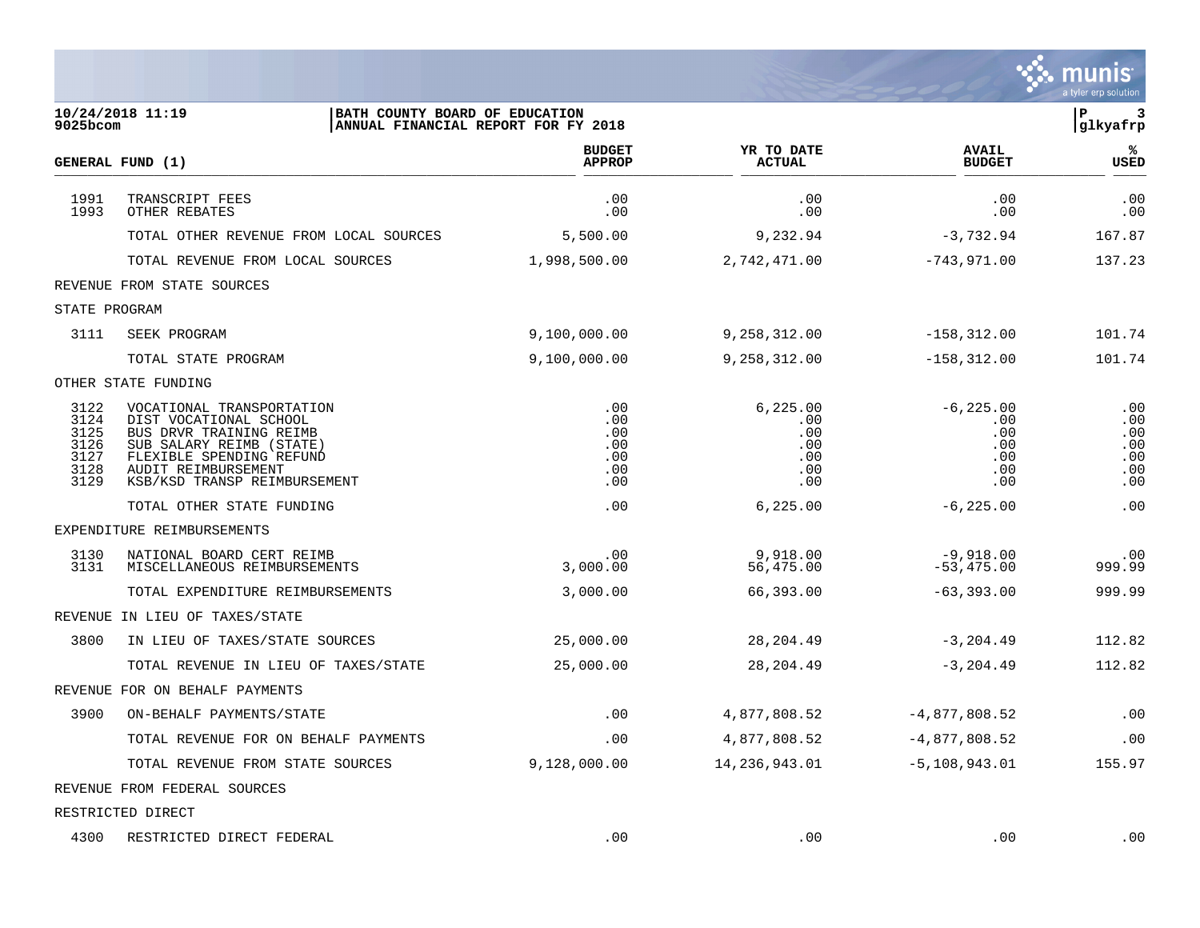BATH COUNTY BOARD OF EDUCATION
ANNUAL FINANCIAL REPORT FOR FY 2018

| GENERAL FUND (1) | | BUDGET APPROP | YR TO DATE ACTUAL | AVAIL BUDGET | % USED |
|---|---|---|---|---|---|
| 1991 | TRANSCRIPT FEES | .00 | .00 | .00 | .00 |
| 1993 | OTHER REBATES | .00 | .00 | .00 | .00 |
| | TOTAL OTHER REVENUE FROM LOCAL SOURCES | 5,500.00 | 9,232.94 | -3,732.94 | 167.87 |
| | TOTAL REVENUE FROM LOCAL SOURCES | 1,998,500.00 | 2,742,471.00 | -743,971.00 | 137.23 |
| REVENUE FROM STATE SOURCES | | | | | |
| STATE PROGRAM | | | | | |
| 3111 | SEEK PROGRAM | 9,100,000.00 | 9,258,312.00 | -158,312.00 | 101.74 |
| | TOTAL STATE PROGRAM | 9,100,000.00 | 9,258,312.00 | -158,312.00 | 101.74 |
| OTHER STATE FUNDING | | | | | |
| 3122 | VOCATIONAL TRANSPORTATION | .00 | 6,225.00 | -6,225.00 | .00 |
| 3124 | DIST VOCATIONAL SCHOOL | .00 | .00 | .00 | .00 |
| 3125 | BUS DRVR TRAINING REIMB | .00 | .00 | .00 | .00 |
| 3126 | SUB SALARY REIMB (STATE) | .00 | .00 | .00 | .00 |
| 3127 | FLEXIBLE SPENDING REFUND | .00 | .00 | .00 | .00 |
| 3128 | AUDIT REIMBURSEMENT | .00 | .00 | .00 | .00 |
| 3129 | KSB/KSD TRANSP REIMBURSEMENT | .00 | .00 | .00 | .00 |
| | TOTAL OTHER STATE FUNDING | .00 | 6,225.00 | -6,225.00 | .00 |
| EXPENDITURE REIMBURSEMENTS | | | | | |
| 3130 | NATIONAL BOARD CERT REIMB | .00 | 9,918.00 | -9,918.00 | .00 |
| 3131 | MISCELLANEOUS REIMBURSEMENTS | 3,000.00 | 56,475.00 | -53,475.00 | 999.99 |
| | TOTAL EXPENDITURE REIMBURSEMENTS | 3,000.00 | 66,393.00 | -63,393.00 | 999.99 |
| REVENUE IN LIEU OF TAXES/STATE | | | | | |
| 3800 | IN LIEU OF TAXES/STATE SOURCES | 25,000.00 | 28,204.49 | -3,204.49 | 112.82 |
| | TOTAL REVENUE IN LIEU OF TAXES/STATE | 25,000.00 | 28,204.49 | -3,204.49 | 112.82 |
| REVENUE FOR ON BEHALF PAYMENTS | | | | | |
| 3900 | ON-BEHALF PAYMENTS/STATE | .00 | 4,877,808.52 | -4,877,808.52 | .00 |
| | TOTAL REVENUE FOR ON BEHALF PAYMENTS | .00 | 4,877,808.52 | -4,877,808.52 | .00 |
| | TOTAL REVENUE FROM STATE SOURCES | 9,128,000.00 | 14,236,943.01 | -5,108,943.01 | 155.97 |
| REVENUE FROM FEDERAL SOURCES | | | | | |
| RESTRICTED DIRECT | | | | | |
| 4300 | RESTRICTED DIRECT FEDERAL | .00 | .00 | .00 | .00 |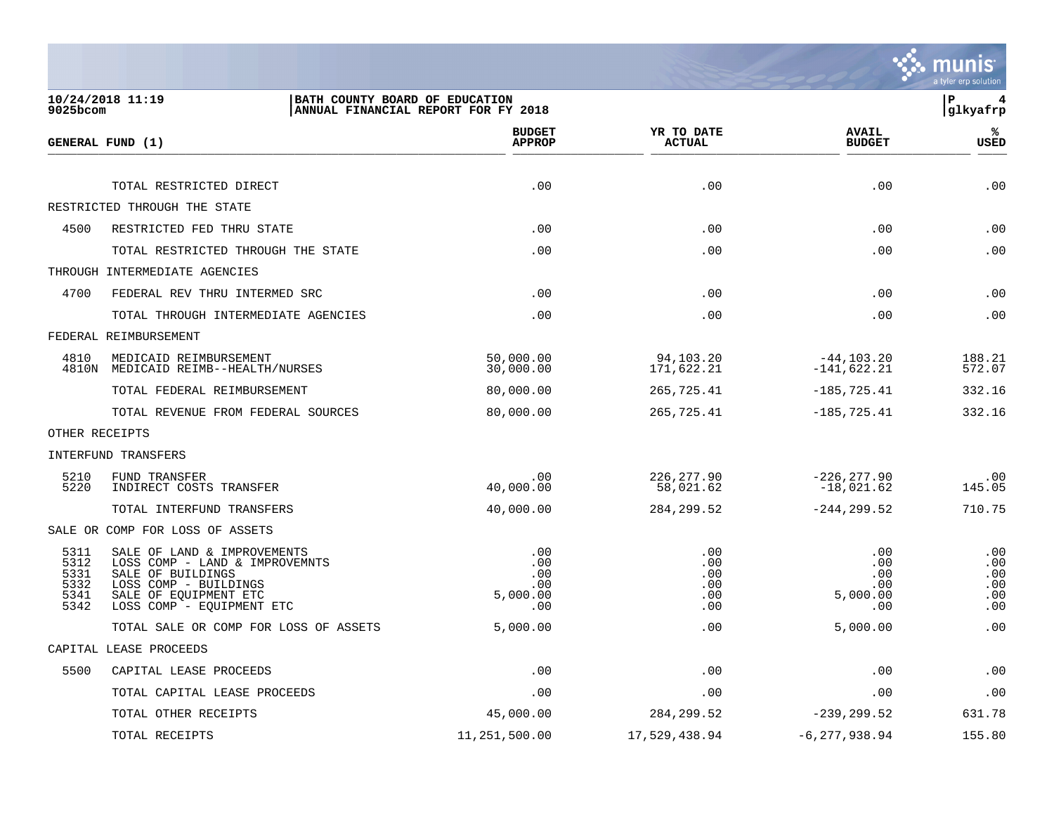**BATH COUNTY BOARD OF EDUCATION**
**ANNUAL FINANCIAL REPORT FOR FY 2018**

| GENERAL FUND (1) | | BUDGET APPROP | YR TO DATE ACTUAL | AVAIL BUDGET | % USED |
|---|---|---|---|---|---|
| | TOTAL RESTRICTED DIRECT | .00 | .00 | .00 | .00 |
| RESTRICTED THROUGH THE STATE | | | | | |
| 4500 | RESTRICTED FED THRU STATE | .00 | .00 | .00 | .00 |
| | TOTAL RESTRICTED THROUGH THE STATE | .00 | .00 | .00 | .00 |
| THROUGH INTERMEDIATE AGENCIES | | | | | |
| 4700 | FEDERAL REV THRU INTERMED SRC | .00 | .00 | .00 | .00 |
| | TOTAL THROUGH INTERMEDIATE AGENCIES | .00 | .00 | .00 | .00 |
| FEDERAL REIMBURSEMENT | | | | | |
| 4810 | MEDICAID REIMBURSEMENT | 50,000.00 | 94,103.20 | -44,103.20 | 188.21 |
| 4810N | MEDICAID REIMB--HEALTH/NURSES | 30,000.00 | 171,622.21 | -141,622.21 | 572.07 |
| | TOTAL FEDERAL REIMBURSEMENT | 80,000.00 | 265,725.41 | -185,725.41 | 332.16 |
| | TOTAL REVENUE FROM FEDERAL SOURCES | 80,000.00 | 265,725.41 | -185,725.41 | 332.16 |
| OTHER RECEIPTS | | | | | |
| INTERFUND TRANSFERS | | | | | |
| 5210 | FUND TRANSFER | .00 | 226,277.90 | -226,277.90 | .00 |
| 5220 | INDIRECT COSTS TRANSFER | 40,000.00 | 58,021.62 | -18,021.62 | 145.05 |
| | TOTAL INTERFUND TRANSFERS | 40,000.00 | 284,299.52 | -244,299.52 | 710.75 |
| SALE OR COMP FOR LOSS OF ASSETS | | | | | |
| 5311 | SALE OF LAND & IMPROVEMENTS | .00 | .00 | .00 | .00 |
| 5312 | LOSS COMP - LAND & IMPROVEMNTS | .00 | .00 | .00 | .00 |
| 5331 | SALE OF BUILDINGS | .00 | .00 | .00 | .00 |
| 5332 | LOSS COMP - BUILDINGS | .00 | .00 | .00 | .00 |
| 5341 | SALE OF EQUIPMENT ETC | 5,000.00 | .00 | 5,000.00 | .00 |
| 5342 | LOSS COMP - EQUIPMENT ETC | .00 | .00 | .00 | .00 |
| | TOTAL SALE OR COMP FOR LOSS OF ASSETS | 5,000.00 | .00 | 5,000.00 | .00 |
| CAPITAL LEASE PROCEEDS | | | | | |
| 5500 | CAPITAL LEASE PROCEEDS | .00 | .00 | .00 | .00 |
| | TOTAL CAPITAL LEASE PROCEEDS | .00 | .00 | .00 | .00 |
| | TOTAL OTHER RECEIPTS | 45,000.00 | 284,299.52 | -239,299.52 | 631.78 |
| | TOTAL RECEIPTS | 11,251,500.00 | 17,529,438.94 | -6,277,938.94 | 155.80 |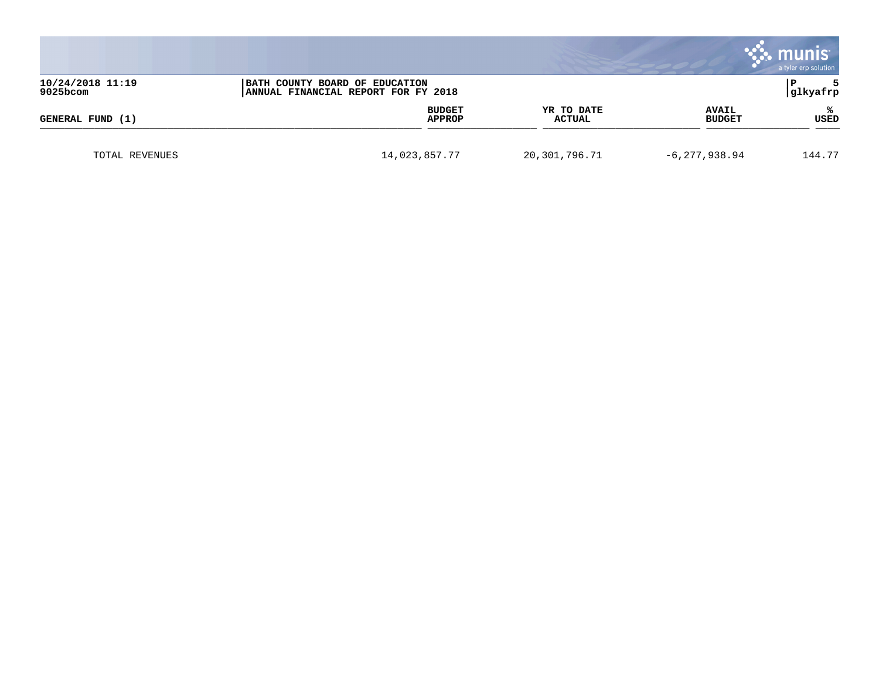| GENERAL FUND (1) | BUDGET APPROP | YR TO DATE ACTUAL | AVAIL BUDGET | % USED |
|---|---|---|---|---|
| TOTAL REVENUES | 14,023,857.77 | 20,301,796.71 | -6,277,938.94 | 144.77 |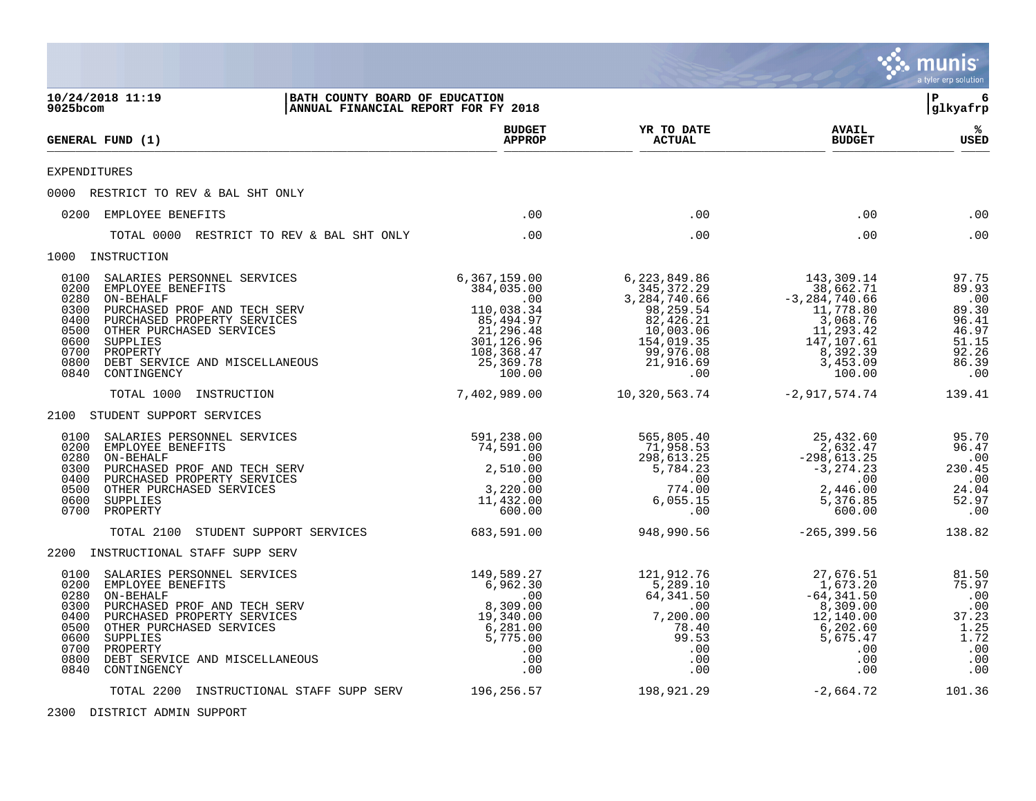10/24/2018 11:19 | BATH COUNTY BOARD OF EDUCATION
9025bcom | ANNUAL FINANCIAL REPORT FOR FY 2018 | glkyafrp

| GENERAL FUND (1) | BUDGET APPROP | YR TO DATE ACTUAL | AVAIL BUDGET | % USED |
|---|---|---|---|---|
| **EXPENDITURES** | | | | |
| **0000 RESTRICT TO REV & BAL SHT ONLY** | | | | |
| 0200 EMPLOYEE BENEFITS | .00 | .00 | .00 | .00 |
| TOTAL 0000 RESTRICT TO REV & BAL SHT ONLY | .00 | .00 | .00 | .00 |
| **1000 INSTRUCTION** | | | | |
| 0100 SALARIES PERSONNEL SERVICES | 6,367,159.00 | 6,223,849.86 | 143,309.14 | 97.75 |
| 0200 EMPLOYEE BENEFITS | 384,035.00 | 345,372.29 | 38,662.71 | 89.93 |
| 0280 ON-BEHALF | .00 | 3,284,740.66 | -3,284,740.66 | .00 |
| 0300 PURCHASED PROF AND TECH SERV | 110,038.34 | 98,259.54 | 11,778.80 | 89.30 |
| 0400 PURCHASED PROPERTY SERVICES | 85,494.97 | 82,426.21 | 3,068.76 | 96.41 |
| 0500 OTHER PURCHASED SERVICES | 21,296.48 | 10,003.06 | 11,293.42 | 46.97 |
| 0600 SUPPLIES | 301,126.96 | 154,019.35 | 147,107.61 | 51.15 |
| 0700 PROPERTY | 108,368.47 | 99,976.08 | 8,392.39 | 92.26 |
| 0800 DEBT SERVICE AND MISCELLANEOUS | 25,369.78 | 21,916.69 | 3,453.09 | 86.39 |
| 0840 CONTINGENCY | 100.00 | .00 | 100.00 | .00 |
| TOTAL 1000 INSTRUCTION | 7,402,989.00 | 10,320,563.74 | -2,917,574.74 | 139.41 |
| **2100 STUDENT SUPPORT SERVICES** | | | | |
| 0100 SALARIES PERSONNEL SERVICES | 591,238.00 | 565,805.40 | 25,432.60 | 95.70 |
| 0200 EMPLOYEE BENEFITS | 74,591.00 | 71,958.53 | 2,632.47 | 96.47 |
| 0280 ON-BEHALF | .00 | 298,613.25 | -298,613.25 | .00 |
| 0300 PURCHASED PROF AND TECH SERV | 2,510.00 | 5,784.23 | -3,274.23 | 230.45 |
| 0400 PURCHASED PROPERTY SERVICES | .00 | .00 | .00 | .00 |
| 0500 OTHER PURCHASED SERVICES | 3,220.00 | 774.00 | 2,446.00 | 24.04 |
| 0600 SUPPLIES | 11,432.00 | 6,055.15 | 5,376.85 | 52.97 |
| 0700 PROPERTY | 600.00 | .00 | 600.00 | .00 |
| TOTAL 2100 STUDENT SUPPORT SERVICES | 683,591.00 | 948,990.56 | -265,399.56 | 138.82 |
| **2200 INSTRUCTIONAL STAFF SUPP SERV** | | | | |
| 0100 SALARIES PERSONNEL SERVICES | 149,589.27 | 121,912.76 | 27,676.51 | 81.50 |
| 0200 EMPLOYEE BENEFITS | 6,962.30 | 5,289.10 | 1,673.20 | 75.97 |
| 0280 ON-BEHALF | .00 | 64,341.50 | -64,341.50 | .00 |
| 0300 PURCHASED PROF AND TECH SERV | 8,309.00 | .00 | 8,309.00 | .00 |
| 0400 PURCHASED PROPERTY SERVICES | 19,340.00 | 7,200.00 | 12,140.00 | 37.23 |
| 0500 OTHER PURCHASED SERVICES | 6,281.00 | 78.40 | 6,202.60 | 1.25 |
| 0600 SUPPLIES | 5,775.00 | 99.53 | 5,675.47 | 1.72 |
| 0700 PROPERTY | .00 | .00 | .00 | .00 |
| 0800 DEBT SERVICE AND MISCELLANEOUS | .00 | .00 | .00 | .00 |
| 0840 CONTINGENCY | .00 | .00 | .00 | .00 |
| TOTAL 2200 INSTRUCTIONAL STAFF SUPP SERV | 196,256.57 | 198,921.29 | -2,664.72 | 101.36 |
| **2300 DISTRICT ADMIN SUPPORT** | | | | |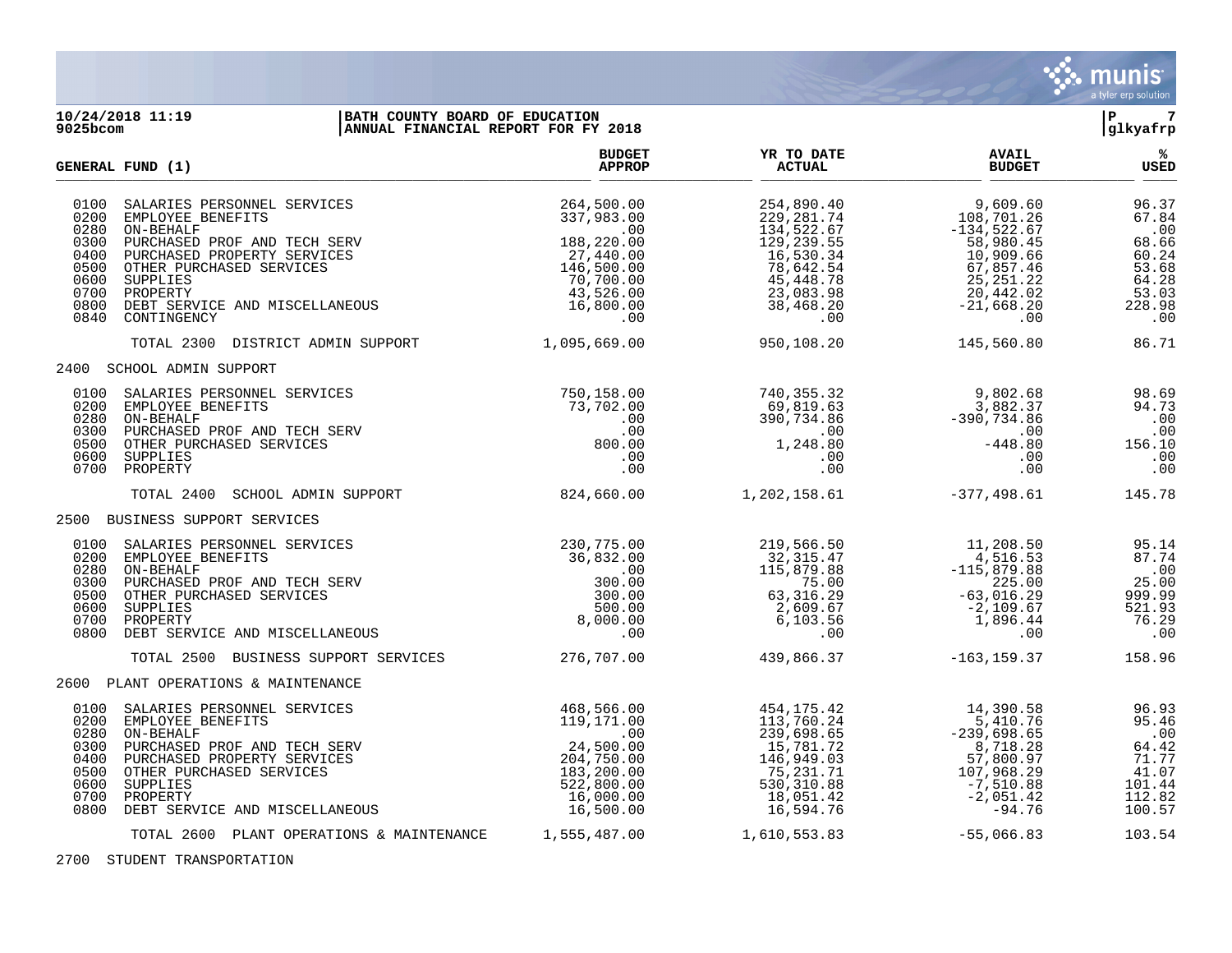BATH COUNTY BOARD OF EDUCATION
ANNUAL FINANCIAL REPORT FOR FY 2018

| GENERAL FUND (1) | BUDGET APPROP | YR TO DATE ACTUAL | AVAIL BUDGET | % USED |
|---|---|---|---|---|
| 0100 SALARIES PERSONNEL SERVICES | 264,500.00 | 254,890.40 | 9,609.60 | 96.37 |
| 0200 EMPLOYEE BENEFITS | 337,983.00 | 229,281.74 | 108,701.26 | 67.84 |
| 0280 ON-BEHALF | .00 | 134,522.67 | -134,522.67 | .00 |
| 0300 PURCHASED PROF AND TECH SERV | 188,220.00 | 129,239.55 | 58,980.45 | 68.66 |
| 0400 PURCHASED PROPERTY SERVICES | 27,440.00 | 16,530.34 | 10,909.66 | 60.24 |
| 0500 OTHER PURCHASED SERVICES | 146,500.00 | 78,642.54 | 67,857.46 | 53.68 |
| 0600 SUPPLIES | 70,700.00 | 45,448.78 | 25,251.22 | 64.28 |
| 0700 PROPERTY | 43,526.00 | 23,083.98 | 20,442.02 | 53.03 |
| 0800 DEBT SERVICE AND MISCELLANEOUS | 16,800.00 | 38,468.20 | -21,668.20 | 228.98 |
| 0840 CONTINGENCY | .00 | .00 | .00 | .00 |
| TOTAL 2300 DISTRICT ADMIN SUPPORT | 1,095,669.00 | 950,108.20 | 145,560.80 | 86.71 |
| **2400 SCHOOL ADMIN SUPPORT** | | | | |
| 0100 SALARIES PERSONNEL SERVICES | 750,158.00 | 740,355.32 | 9,802.68 | 98.69 |
| 0200 EMPLOYEE BENEFITS | 73,702.00 | 69,819.63 | 3,882.37 | 94.73 |
| 0280 ON-BEHALF | .00 | 390,734.86 | -390,734.86 | .00 |
| 0300 PURCHASED PROF AND TECH SERV | .00 | .00 | .00 | .00 |
| 0500 OTHER PURCHASED SERVICES | 800.00 | 1,248.80 | -448.80 | 156.10 |
| 0600 SUPPLIES | .00 | .00 | .00 | .00 |
| 0700 PROPERTY | .00 | .00 | .00 | .00 |
| TOTAL 2400 SCHOOL ADMIN SUPPORT | 824,660.00 | 1,202,158.61 | -377,498.61 | 145.78 |
| **2500 BUSINESS SUPPORT SERVICES** | | | | |
| 0100 SALARIES PERSONNEL SERVICES | 230,775.00 | 219,566.50 | 11,208.50 | 95.14 |
| 0200 EMPLOYEE BENEFITS | 36,832.00 | 32,315.47 | 4,516.53 | 87.74 |
| 0280 ON-BEHALF | .00 | 115,879.88 | -115,879.88 | .00 |
| 0300 PURCHASED PROF AND TECH SERV | 300.00 | 75.00 | 225.00 | 25.00 |
| 0500 OTHER PURCHASED SERVICES | 300.00 | 63,316.29 | -63,016.29 | 999.99 |
| 0600 SUPPLIES | 500.00 | 2,609.67 | -2,109.67 | 521.93 |
| 0700 PROPERTY | 8,000.00 | 6,103.56 | 1,896.44 | 76.29 |
| 0800 DEBT SERVICE AND MISCELLANEOUS | .00 | .00 | .00 | .00 |
| TOTAL 2500 BUSINESS SUPPORT SERVICES | 276,707.00 | 439,866.37 | -163,159.37 | 158.96 |
| **2600 PLANT OPERATIONS & MAINTENANCE** | | | | |
| 0100 SALARIES PERSONNEL SERVICES | 468,566.00 | 454,175.42 | 14,390.58 | 96.93 |
| 0200 EMPLOYEE BENEFITS | 119,171.00 | 113,760.24 | 5,410.76 | 95.46 |
| 0280 ON-BEHALF | .00 | 239,698.65 | -239,698.65 | .00 |
| 0300 PURCHASED PROF AND TECH SERV | 24,500.00 | 15,781.72 | 8,718.28 | 64.42 |
| 0400 PURCHASED PROPERTY SERVICES | 204,750.00 | 146,949.03 | 57,800.97 | 71.77 |
| 0500 OTHER PURCHASED SERVICES | 183,200.00 | 75,231.71 | 107,968.29 | 41.07 |
| 0600 SUPPLIES | 522,800.00 | 530,310.88 | -7,510.88 | 101.44 |
| 0700 PROPERTY | 16,000.00 | 18,051.42 | -2,051.42 | 112.82 |
| 0800 DEBT SERVICE AND MISCELLANEOUS | 16,500.00 | 16,594.76 | -94.76 | 100.57 |
| TOTAL 2600 PLANT OPERATIONS & MAINTENANCE | 1,555,487.00 | 1,610,553.83 | -55,066.83 | 103.54 |
| **2700 STUDENT TRANSPORTATION** | | | | |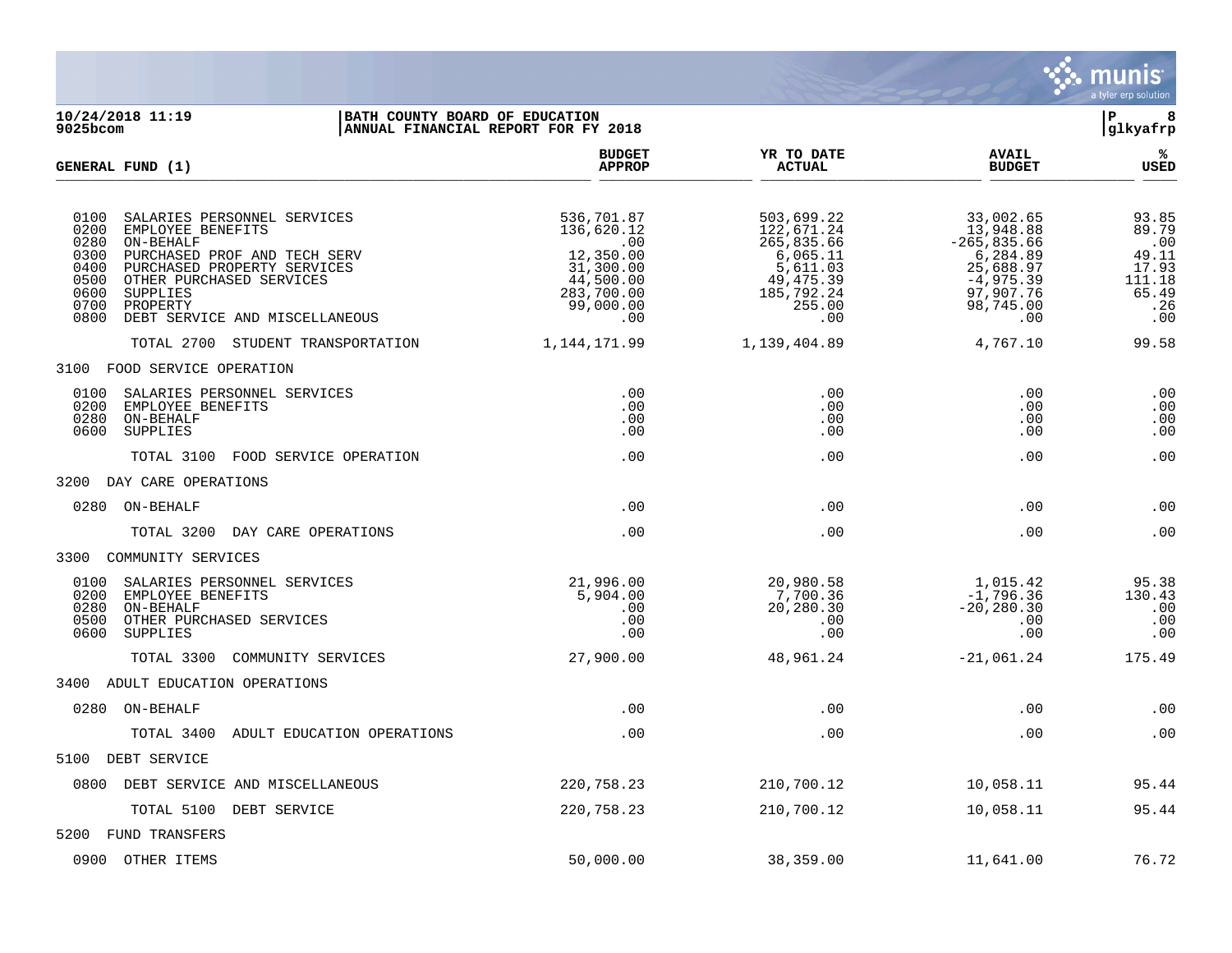**BATH COUNTY BOARD OF EDUCATION**
**ANNUAL FINANCIAL REPORT FOR FY 2018**

| GENERAL FUND (1) | BUDGET APPROP | YR TO DATE ACTUAL | AVAIL BUDGET | % USED |
|---|---|---|---|---|
| 0100 SALARIES PERSONNEL SERVICES | 536,701.87 | 503,699.22 | 33,002.65 | 93.85 |
| 0200 EMPLOYEE BENEFITS | 136,620.12 | 122,671.24 | 13,948.88 | 89.79 |
| 0280 ON-BEHALF | .00 | 265,835.66 | -265,835.66 | .00 |
| 0300 PURCHASED PROF AND TECH SERV | 12,350.00 | 6,065.11 | 6,284.89 | 49.11 |
| 0400 PURCHASED PROPERTY SERVICES | 31,300.00 | 5,611.03 | 25,688.97 | 17.93 |
| 0500 OTHER PURCHASED SERVICES | 44,500.00 | 49,475.39 | -4,975.39 | 111.18 |
| 0600 SUPPLIES | 283,700.00 | 185,792.24 | 97,907.76 | 65.49 |
| 0700 PROPERTY | 99,000.00 | 255.00 | 98,745.00 | .26 |
| 0800 DEBT SERVICE AND MISCELLANEOUS | .00 | .00 | .00 | .00 |
| TOTAL 2700 STUDENT TRANSPORTATION | 1,144,171.99 | 1,139,404.89 | 4,767.10 | 99.58 |
| **3100 FOOD SERVICE OPERATION** | | | | |
| 0100 SALARIES PERSONNEL SERVICES | .00 | .00 | .00 | .00 |
| 0200 EMPLOYEE BENEFITS | .00 | .00 | .00 | .00 |
| 0280 ON-BEHALF | .00 | .00 | .00 | .00 |
| 0600 SUPPLIES | .00 | .00 | .00 | .00 |
| TOTAL 3100 FOOD SERVICE OPERATION | .00 | .00 | .00 | .00 |
| **3200 DAY CARE OPERATIONS** | | | | |
| 0280 ON-BEHALF | .00 | .00 | .00 | .00 |
| TOTAL 3200 DAY CARE OPERATIONS | .00 | .00 | .00 | .00 |
| **3300 COMMUNITY SERVICES** | | | | |
| 0100 SALARIES PERSONNEL SERVICES | 21,996.00 | 20,980.58 | 1,015.42 | 95.38 |
| 0200 EMPLOYEE BENEFITS | 5,904.00 | 7,700.36 | -1,796.36 | 130.43 |
| 0280 ON-BEHALF | .00 | 20,280.30 | -20,280.30 | .00 |
| 0500 OTHER PURCHASED SERVICES | .00 | .00 | .00 | .00 |
| 0600 SUPPLIES | .00 | .00 | .00 | .00 |
| TOTAL 3300 COMMUNITY SERVICES | 27,900.00 | 48,961.24 | -21,061.24 | 175.49 |
| **3400 ADULT EDUCATION OPERATIONS** | | | | |
| 0280 ON-BEHALF | .00 | .00 | .00 | .00 |
| TOTAL 3400 ADULT EDUCATION OPERATIONS | .00 | .00 | .00 | .00 |
| **5100 DEBT SERVICE** | | | | |
| 0800 DEBT SERVICE AND MISCELLANEOUS | 220,758.23 | 210,700.12 | 10,058.11 | 95.44 |
| TOTAL 5100 DEBT SERVICE | 220,758.23 | 210,700.12 | 10,058.11 | 95.44 |
| **5200 FUND TRANSFERS** | | | | |
| 0900 OTHER ITEMS | 50,000.00 | 38,359.00 | 11,641.00 | 76.72 |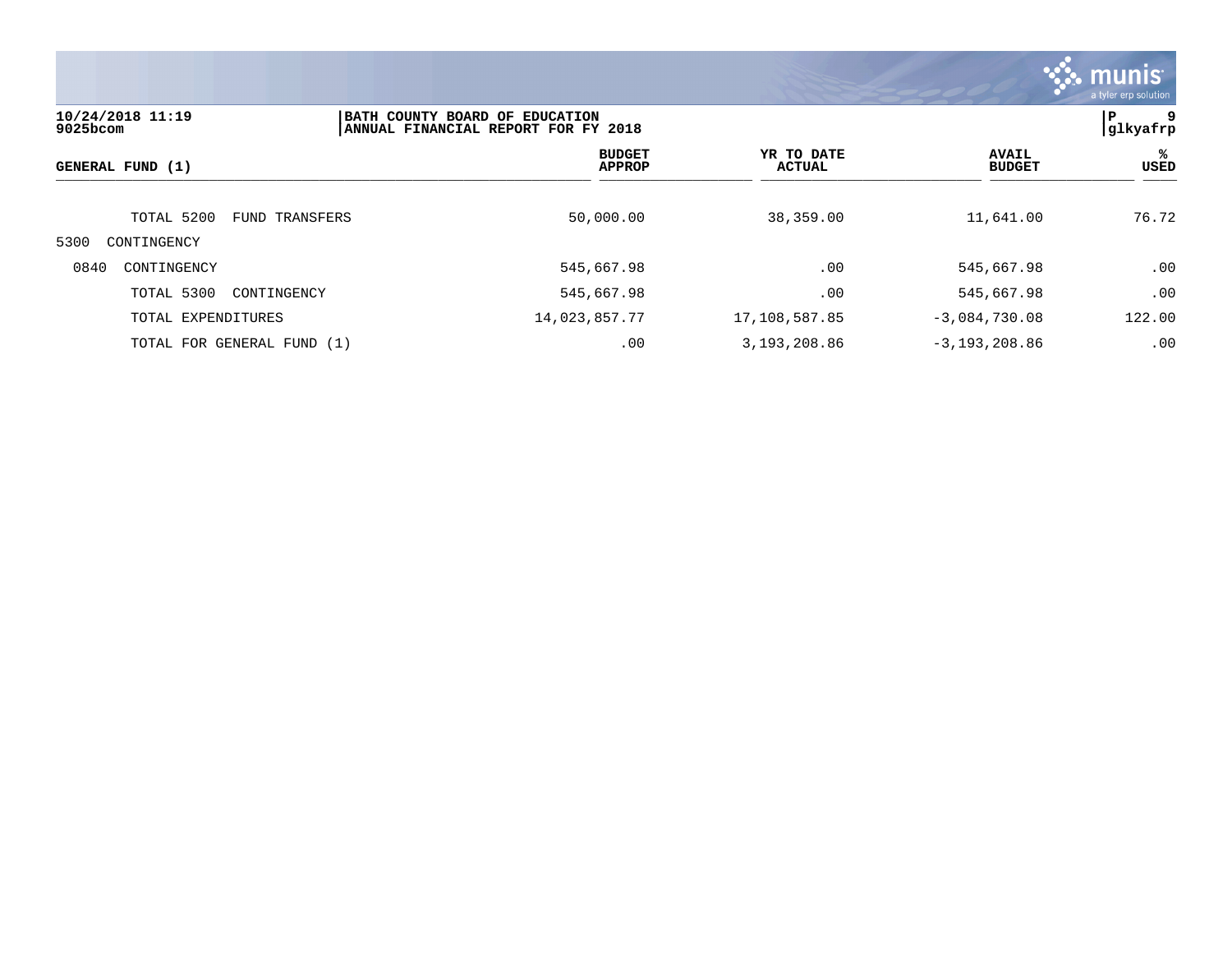| GENERAL FUND (1) | BUDGET APPROP | YR TO DATE ACTUAL | AVAIL BUDGET | % USED |
|---|---|---|---|---|
| TOTAL 5200 FUND TRANSFERS | 50,000.00 | 38,359.00 | 11,641.00 | 76.72 |
| 5300 CONTINGENCY | | | | |
| 0840 CONTINGENCY | 545,667.98 | .00 | 545,667.98 | .00 |
| TOTAL 5300 CONTINGENCY | 545,667.98 | .00 | 545,667.98 | .00 |
| TOTAL EXPENDITURES | 14,023,857.77 | 17,108,587.85 | -3,084,730.08 | 122.00 |
| TOTAL FOR GENERAL FUND (1) | .00 | 3,193,208.86 | -3,193,208.86 | .00 |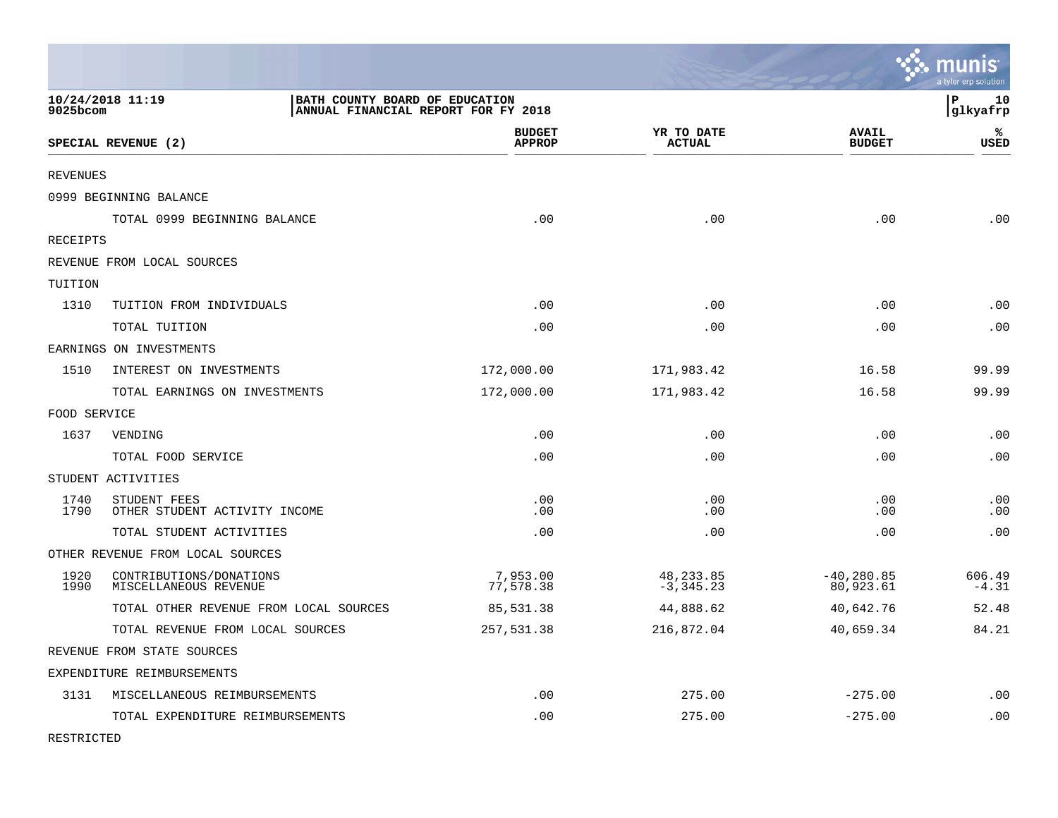**BATH COUNTY BOARD OF EDUCATION**
**ANNUAL FINANCIAL REPORT FOR FY 2018**

10/24/2018 11:19
9025bcom

P 10
glkyafrp

| SPECIAL REVENUE (2) | | BUDGET APPROP | YR TO DATE ACTUAL | AVAIL BUDGET | % USED |
|---|---|---|---|---|---|
| REVENUES | | | | | |
| 0999 BEGINNING BALANCE | | | | | |
| | TOTAL 0999 BEGINNING BALANCE | .00 | .00 | .00 | .00 |
| RECEIPTS | | | | | |
| REVENUE FROM LOCAL SOURCES | | | | | |
| TUITION | | | | | |
| 1310 | TUITION FROM INDIVIDUALS | .00 | .00 | .00 | .00 |
| | TOTAL TUITION | .00 | .00 | .00 | .00 |
| EARNINGS ON INVESTMENTS | | | | | |
| 1510 | INTEREST ON INVESTMENTS | 172,000.00 | 171,983.42 | 16.58 | 99.99 |
| | TOTAL EARNINGS ON INVESTMENTS | 172,000.00 | 171,983.42 | 16.58 | 99.99 |
| FOOD SERVICE | | | | | |
| 1637 | VENDING | .00 | .00 | .00 | .00 |
| | TOTAL FOOD SERVICE | .00 | .00 | .00 | .00 |
| STUDENT ACTIVITIES | | | | | |
| 1740 | STUDENT FEES | .00 | .00 | .00 | .00 |
| 1790 | OTHER STUDENT ACTIVITY INCOME | .00 | .00 | .00 | .00 |
| | TOTAL STUDENT ACTIVITIES | .00 | .00 | .00 | .00 |
| OTHER REVENUE FROM LOCAL SOURCES | | | | | |
| 1920 | CONTRIBUTIONS/DONATIONS | 7,953.00 | 48,233.85 | -40,280.85 | 606.49 |
| 1990 | MISCELLANEOUS REVENUE | 77,578.38 | -3,345.23 | 80,923.61 | -4.31 |
| | TOTAL OTHER REVENUE FROM LOCAL SOURCES | 85,531.38 | 44,888.62 | 40,642.76 | 52.48 |
| | TOTAL REVENUE FROM LOCAL SOURCES | 257,531.38 | 216,872.04 | 40,659.34 | 84.21 |
| REVENUE FROM STATE SOURCES | | | | | |
| EXPENDITURE REIMBURSEMENTS | | | | | |
| 3131 | MISCELLANEOUS REIMBURSEMENTS | .00 | 275.00 | -275.00 | .00 |
| | TOTAL EXPENDITURE REIMBURSEMENTS | .00 | 275.00 | -275.00 | .00 |
| RESTRICTED | | | | | |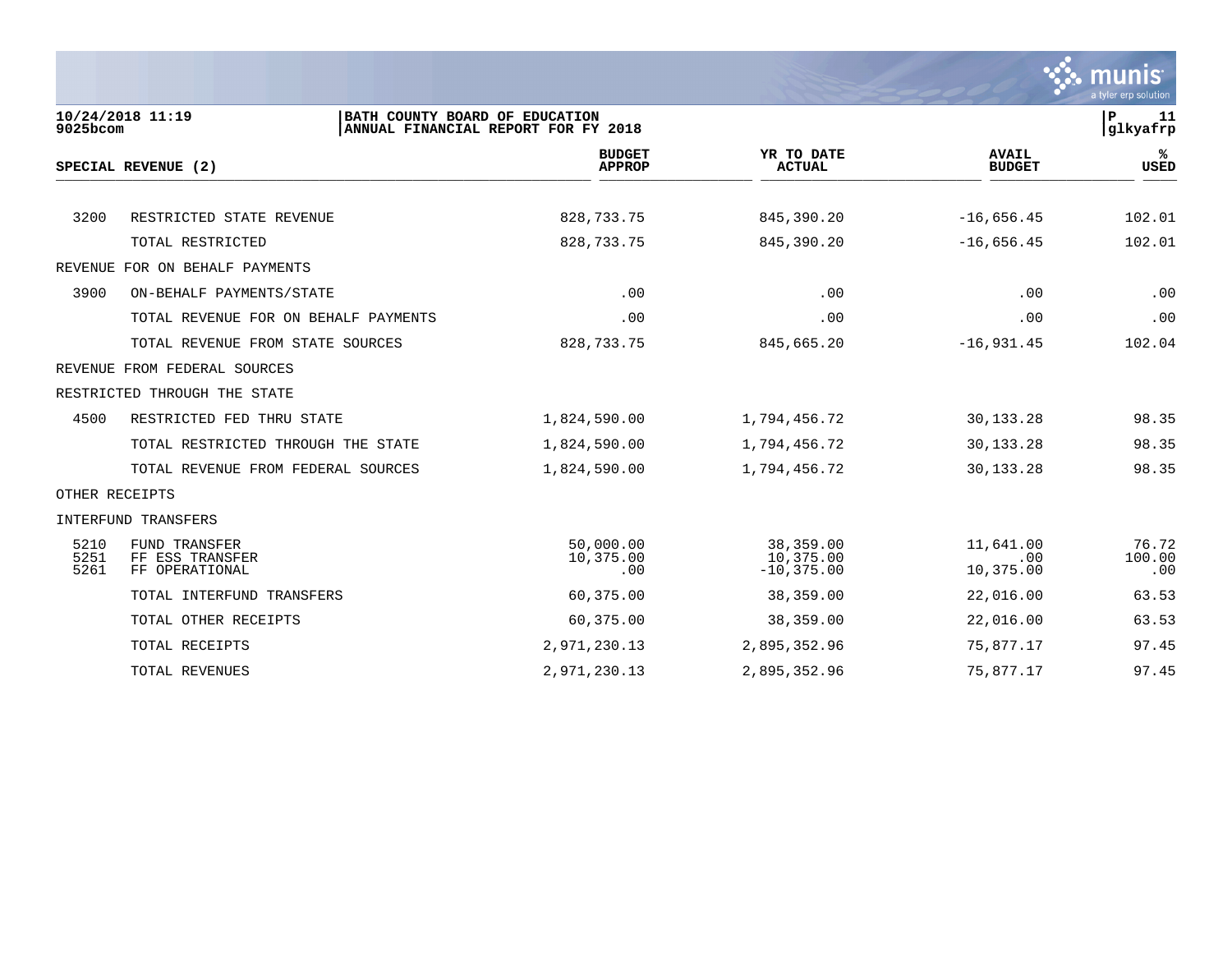**BATH COUNTY BOARD OF EDUCATION**
**ANNUAL FINANCIAL REPORT FOR FY 2018**

10/24/2018 11:19
9025bcom

| SPECIAL REVENUE (2) | | BUDGET APPROP | YR TO DATE ACTUAL | AVAIL BUDGET | % USED |
|---|---|---|---|---|---|
| 3200 | RESTRICTED STATE REVENUE | 828,733.75 | 845,390.20 | -16,656.45 | 102.01 |
| | TOTAL RESTRICTED | 828,733.75 | 845,390.20 | -16,656.45 | 102.01 |
| REVENUE FOR ON BEHALF PAYMENTS | | | | | |
| 3900 | ON-BEHALF PAYMENTS/STATE | .00 | .00 | .00 | .00 |
| | TOTAL REVENUE FOR ON BEHALF PAYMENTS | .00 | .00 | .00 | .00 |
| | TOTAL REVENUE FROM STATE SOURCES | 828,733.75 | 845,665.20 | -16,931.45 | 102.04 |
| REVENUE FROM FEDERAL SOURCES | | | | | |
| RESTRICTED THROUGH THE STATE | | | | | |
| 4500 | RESTRICTED FED THRU STATE | 1,824,590.00 | 1,794,456.72 | 30,133.28 | 98.35 |
| | TOTAL RESTRICTED THROUGH THE STATE | 1,824,590.00 | 1,794,456.72 | 30,133.28 | 98.35 |
| | TOTAL REVENUE FROM FEDERAL SOURCES | 1,824,590.00 | 1,794,456.72 | 30,133.28 | 98.35 |
| OTHER RECEIPTS | | | | | |
| INTERFUND TRANSFERS | | | | | |
| 5210 | FUND TRANSFER | 50,000.00 | 38,359.00 | 11,641.00 | 76.72 |
| 5251 | FF ESS TRANSFER | 10,375.00 | 10,375.00 | .00 | 100.00 |
| 5261 | FF OPERATIONAL | .00 | -10,375.00 | 10,375.00 | .00 |
| | TOTAL INTERFUND TRANSFERS | 60,375.00 | 38,359.00 | 22,016.00 | 63.53 |
| | TOTAL OTHER RECEIPTS | 60,375.00 | 38,359.00 | 22,016.00 | 63.53 |
| | TOTAL RECEIPTS | 2,971,230.13 | 2,895,352.96 | 75,877.17 | 97.45 |
| | TOTAL REVENUES | 2,971,230.13 | 2,895,352.96 | 75,877.17 | 97.45 |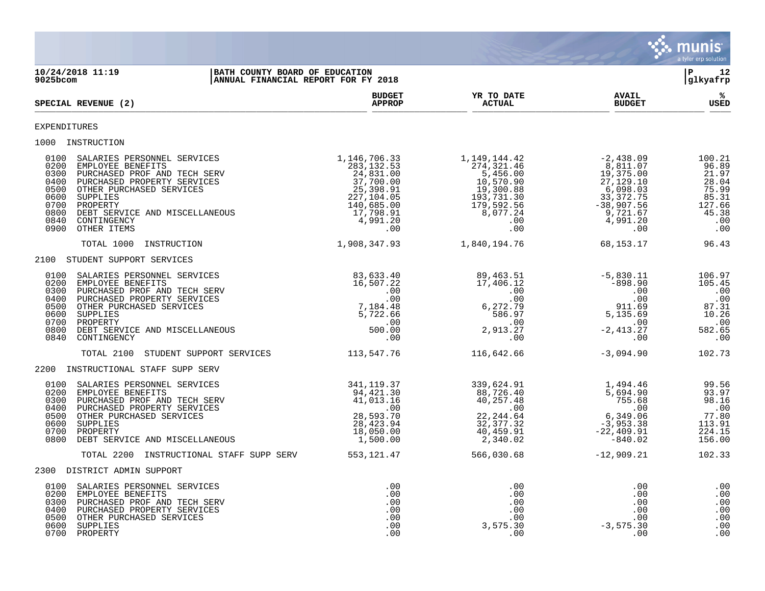**BATH COUNTY BOARD OF EDUCATION**
**ANNUAL FINANCIAL REPORT FOR FY 2018**

10/24/2018 11:19
9025bcom

| SPECIAL REVENUE (2) | BUDGET APPROP | YR TO DATE ACTUAL | AVAIL BUDGET | % USED |
|---|---|---|---|---|
| **EXPENDITURES** | | | | |
| **1000 INSTRUCTION** | | | | |
| 0100 SALARIES PERSONNEL SERVICES | 1,146,706.33 | 1,149,144.42 | -2,438.09 | 100.21 |
| 0200 EMPLOYEE BENEFITS | 283,132.53 | 274,321.46 | 8,811.07 | 96.89 |
| 0300 PURCHASED PROF AND TECH SERV | 24,831.00 | 5,456.00 | 19,375.00 | 21.97 |
| 0400 PURCHASED PROPERTY SERVICES | 37,700.00 | 10,570.90 | 27,129.10 | 28.04 |
| 0500 OTHER PURCHASED SERVICES | 25,398.91 | 19,300.88 | 6,098.03 | 75.99 |
| 0600 SUPPLIES | 227,104.05 | 193,731.30 | 33,372.75 | 85.31 |
| 0700 PROPERTY | 140,685.00 | 179,592.56 | -38,907.56 | 127.66 |
| 0800 DEBT SERVICE AND MISCELLANEOUS | 17,798.91 | 8,077.24 | 9,721.67 | 45.38 |
| 0840 CONTINGENCY | 4,991.20 | .00 | 4,991.20 | .00 |
| 0900 OTHER ITEMS | .00 | .00 | .00 | .00 |
| TOTAL 1000 INSTRUCTION | 1,908,347.93 | 1,840,194.76 | 68,153.17 | 96.43 |
| **2100 STUDENT SUPPORT SERVICES** | | | | |
| 0100 SALARIES PERSONNEL SERVICES | 83,633.40 | 89,463.51 | -5,830.11 | 106.97 |
| 0200 EMPLOYEE BENEFITS | 16,507.22 | 17,406.12 | -898.90 | 105.45 |
| 0300 PURCHASED PROF AND TECH SERV | .00 | .00 | .00 | .00 |
| 0400 PURCHASED PROPERTY SERVICES | .00 | .00 | .00 | .00 |
| 0500 OTHER PURCHASED SERVICES | 7,184.48 | 6,272.79 | 911.69 | 87.31 |
| 0600 SUPPLIES | 5,722.66 | 586.97 | 5,135.69 | 10.26 |
| 0700 PROPERTY | .00 | .00 | .00 | .00 |
| 0800 DEBT SERVICE AND MISCELLANEOUS | 500.00 | 2,913.27 | -2,413.27 | 582.65 |
| 0840 CONTINGENCY | .00 | .00 | .00 | .00 |
| TOTAL 2100 STUDENT SUPPORT SERVICES | 113,547.76 | 116,642.66 | -3,094.90 | 102.73 |
| **2200 INSTRUCTIONAL STAFF SUPP SERV** | | | | |
| 0100 SALARIES PERSONNEL SERVICES | 341,119.37 | 339,624.91 | 1,494.46 | 99.56 |
| 0200 EMPLOYEE BENEFITS | 94,421.30 | 88,726.40 | 5,694.90 | 93.97 |
| 0300 PURCHASED PROF AND TECH SERV | 41,013.16 | 40,257.48 | 755.68 | 98.16 |
| 0400 PURCHASED PROPERTY SERVICES | .00 | .00 | .00 | .00 |
| 0500 OTHER PURCHASED SERVICES | 28,593.70 | 22,244.64 | 6,349.06 | 77.80 |
| 0600 SUPPLIES | 28,423.94 | 32,377.32 | -3,953.38 | 113.91 |
| 0700 PROPERTY | 18,050.00 | 40,459.91 | -22,409.91 | 224.15 |
| 0800 DEBT SERVICE AND MISCELLANEOUS | 1,500.00 | 2,340.02 | -840.02 | 156.00 |
| TOTAL 2200 INSTRUCTIONAL STAFF SUPP SERV | 553,121.47 | 566,030.68 | -12,909.21 | 102.33 |
| **2300 DISTRICT ADMIN SUPPORT** | | | | |
| 0100 SALARIES PERSONNEL SERVICES | .00 | .00 | .00 | .00 |
| 0200 EMPLOYEE BENEFITS | .00 | .00 | .00 | .00 |
| 0300 PURCHASED PROF AND TECH SERV | .00 | .00 | .00 | .00 |
| 0400 PURCHASED PROPERTY SERVICES | .00 | .00 | .00 | .00 |
| 0500 OTHER PURCHASED SERVICES | .00 | .00 | .00 | .00 |
| 0600 SUPPLIES | .00 | 3,575.30 | -3,575.30 | .00 |
| 0700 PROPERTY | .00 | .00 | .00 | .00 |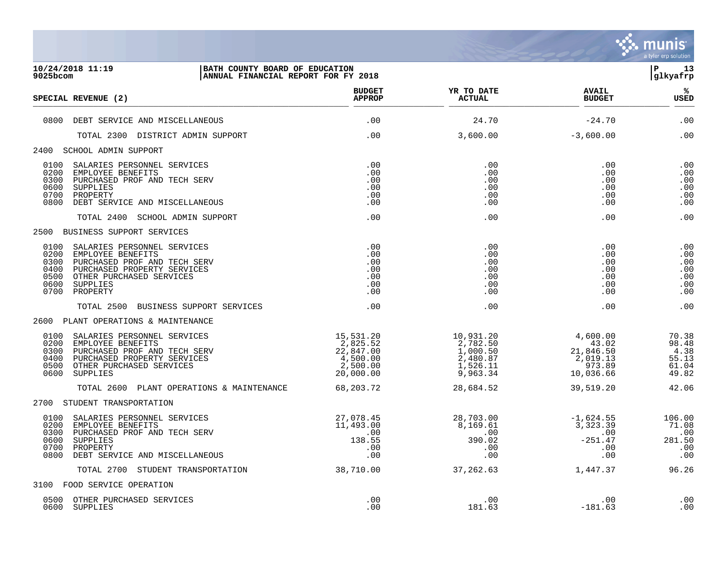**10/24/2018 11:19** | **BATH COUNTY BOARD OF EDUCATION**
**9025bcom** | **ANNUAL FINANCIAL REPORT FOR FY 2018**

| SPECIAL REVENUE (2) | BUDGET APPROP | YR TO DATE ACTUAL | AVAIL BUDGET | % USED |
|---|---|---|---|---|
| 0800 DEBT SERVICE AND MISCELLANEOUS | .00 | 24.70 | -24.70 | .00 |
| TOTAL 2300 DISTRICT ADMIN SUPPORT | .00 | 3,600.00 | -3,600.00 | .00 |
| **2400 SCHOOL ADMIN SUPPORT** | | | | |
| 0100 SALARIES PERSONNEL SERVICES | .00 | .00 | .00 | .00 |
| 0200 EMPLOYEE BENEFITS | .00 | .00 | .00 | .00 |
| 0300 PURCHASED PROF AND TECH SERV | .00 | .00 | .00 | .00 |
| 0600 SUPPLIES | .00 | .00 | .00 | .00 |
| 0700 PROPERTY | .00 | .00 | .00 | .00 |
| 0800 DEBT SERVICE AND MISCELLANEOUS | .00 | .00 | .00 | .00 |
| TOTAL 2400 SCHOOL ADMIN SUPPORT | .00 | .00 | .00 | .00 |
| **2500 BUSINESS SUPPORT SERVICES** | | | | |
| 0100 SALARIES PERSONNEL SERVICES | .00 | .00 | .00 | .00 |
| 0200 EMPLOYEE BENEFITS | .00 | .00 | .00 | .00 |
| 0300 PURCHASED PROF AND TECH SERV | .00 | .00 | .00 | .00 |
| 0400 PURCHASED PROPERTY SERVICES | .00 | .00 | .00 | .00 |
| 0500 OTHER PURCHASED SERVICES | .00 | .00 | .00 | .00 |
| 0600 SUPPLIES | .00 | .00 | .00 | .00 |
| 0700 PROPERTY | .00 | .00 | .00 | .00 |
| TOTAL 2500 BUSINESS SUPPORT SERVICES | .00 | .00 | .00 | .00 |
| **2600 PLANT OPERATIONS & MAINTENANCE** | | | | |
| 0100 SALARIES PERSONNEL SERVICES | 15,531.20 | 10,931.20 | 4,600.00 | 70.38 |
| 0200 EMPLOYEE BENEFITS | 2,825.52 | 2,782.50 | 43.02 | 98.48 |
| 0300 PURCHASED PROF AND TECH SERV | 22,847.00 | 1,000.50 | 21,846.50 | 4.38 |
| 0400 PURCHASED PROPERTY SERVICES | 4,500.00 | 2,480.87 | 2,019.13 | 55.13 |
| 0500 OTHER PURCHASED SERVICES | 2,500.00 | 1,526.11 | 973.89 | 61.04 |
| 0600 SUPPLIES | 20,000.00 | 9,963.34 | 10,036.66 | 49.82 |
| TOTAL 2600 PLANT OPERATIONS & MAINTENANCE | 68,203.72 | 28,684.52 | 39,519.20 | 42.06 |
| **2700 STUDENT TRANSPORTATION** | | | | |
| 0100 SALARIES PERSONNEL SERVICES | 27,078.45 | 28,703.00 | -1,624.55 | 106.00 |
| 0200 EMPLOYEE BENEFITS | 11,493.00 | 8,169.61 | 3,323.39 | 71.08 |
| 0300 PURCHASED PROF AND TECH SERV | .00 | .00 | .00 | .00 |
| 0600 SUPPLIES | 138.55 | 390.02 | -251.47 | 281.50 |
| 0700 PROPERTY | .00 | .00 | .00 | .00 |
| 0800 DEBT SERVICE AND MISCELLANEOUS | .00 | .00 | .00 | .00 |
| TOTAL 2700 STUDENT TRANSPORTATION | 38,710.00 | 37,262.63 | 1,447.37 | 96.26 |
| **3100 FOOD SERVICE OPERATION** | | | | |
| 0500 OTHER PURCHASED SERVICES | .00 | .00 | .00 | .00 |
| 0600 SUPPLIES | .00 | 181.63 | -181.63 | .00 |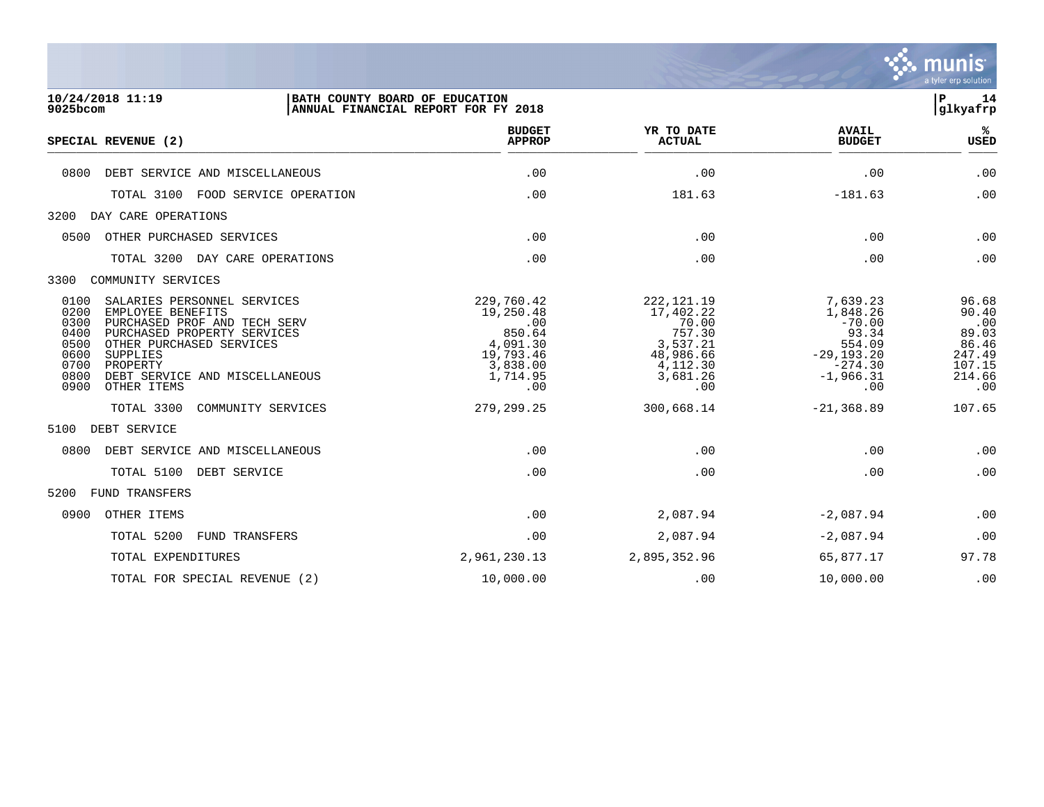10/24/2018 11:19 | BATH COUNTY BOARD OF EDUCATION | P 14
9025bcom | ANNUAL FINANCIAL REPORT FOR FY 2018 | glkyafrp

| SPECIAL REVENUE (2) | BUDGET APPROP | YR TO DATE ACTUAL | AVAIL BUDGET | % USED |
|---|---|---|---|---|
| 0800 DEBT SERVICE AND MISCELLANEOUS | .00 | .00 | .00 | .00 |
| TOTAL 3100 FOOD SERVICE OPERATION | .00 | 181.63 | -181.63 | .00 |
| 3200 DAY CARE OPERATIONS | | | | |
| 0500 OTHER PURCHASED SERVICES | .00 | .00 | .00 | .00 |
| TOTAL 3200 DAY CARE OPERATIONS | .00 | .00 | .00 | .00 |
| 3300 COMMUNITY SERVICES | | | | |
| 0100 SALARIES PERSONNEL SERVICES | 229,760.42 | 222,121.19 | 7,639.23 | 96.68 |
| 0200 EMPLOYEE BENEFITS | 19,250.48 | 17,402.22 | 1,848.26 | 90.40 |
| 0300 PURCHASED PROF AND TECH SERV | .00 | 70.00 | -70.00 | .00 |
| 0400 PURCHASED PROPERTY SERVICES | 850.64 | 757.30 | 93.34 | 89.03 |
| 0500 OTHER PURCHASED SERVICES | 4,091.30 | 3,537.21 | 554.09 | 86.46 |
| 0600 SUPPLIES | 19,793.46 | 48,986.66 | -29,193.20 | 247.49 |
| 0700 PROPERTY | 3,838.00 | 4,112.30 | -274.30 | 107.15 |
| 0800 DEBT SERVICE AND MISCELLANEOUS | 1,714.95 | 3,681.26 | -1,966.31 | 214.66 |
| 0900 OTHER ITEMS | .00 | .00 | .00 | .00 |
| TOTAL 3300 COMMUNITY SERVICES | 279,299.25 | 300,668.14 | -21,368.89 | 107.65 |
| 5100 DEBT SERVICE | | | | |
| 0800 DEBT SERVICE AND MISCELLANEOUS | .00 | .00 | .00 | .00 |
| TOTAL 5100 DEBT SERVICE | .00 | .00 | .00 | .00 |
| 5200 FUND TRANSFERS | | | | |
| 0900 OTHER ITEMS | .00 | 2,087.94 | -2,087.94 | .00 |
| TOTAL 5200 FUND TRANSFERS | .00 | 2,087.94 | -2,087.94 | .00 |
| TOTAL EXPENDITURES | 2,961,230.13 | 2,895,352.96 | 65,877.17 | 97.78 |
| TOTAL FOR SPECIAL REVENUE (2) | 10,000.00 | .00 | 10,000.00 | .00 |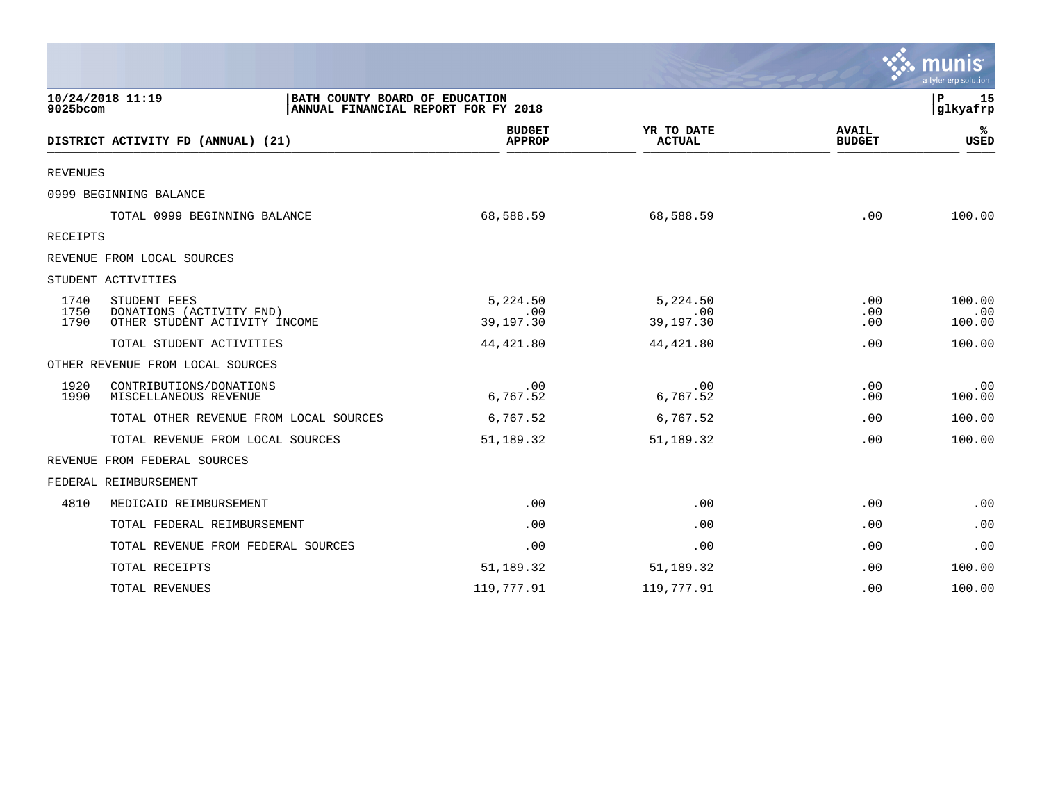10/24/2018 11:19 | BATH COUNTY BOARD OF EDUCATION
9025bcom | ANNUAL FINANCIAL REPORT FOR FY 2018

| DISTRICT ACTIVITY FD (ANNUAL) (21) | | BUDGET APPROP | YR TO DATE ACTUAL | AVAIL BUDGET | % USED |
|---|---|---|---|---|---|
| REVENUES | | | | | |
| 0999 BEGINNING BALANCE | | | | | |
| | TOTAL 0999 BEGINNING BALANCE | 68,588.59 | 68,588.59 | .00 | 100.00 |
| RECEIPTS | | | | | |
| REVENUE FROM LOCAL SOURCES | | | | | |
| STUDENT ACTIVITIES | | | | | |
| 1740 | STUDENT FEES | 5,224.50 | 5,224.50 | .00 | 100.00 |
| 1750 | DONATIONS (ACTIVITY FND) | .00 | .00 | .00 | .00 |
| 1790 | OTHER STUDENT ACTIVITY INCOME | 39,197.30 | 39,197.30 | .00 | 100.00 |
| | TOTAL STUDENT ACTIVITIES | 44,421.80 | 44,421.80 | .00 | 100.00 |
| OTHER REVENUE FROM LOCAL SOURCES | | | | | |
| 1920 | CONTRIBUTIONS/DONATIONS | .00 | .00 | .00 | .00 |
| 1990 | MISCELLANEOUS REVENUE | 6,767.52 | 6,767.52 | .00 | 100.00 |
| | TOTAL OTHER REVENUE FROM LOCAL SOURCES | 6,767.52 | 6,767.52 | .00 | 100.00 |
| | TOTAL REVENUE FROM LOCAL SOURCES | 51,189.32 | 51,189.32 | .00 | 100.00 |
| REVENUE FROM FEDERAL SOURCES | | | | | |
| FEDERAL REIMBURSEMENT | | | | | |
| 4810 | MEDICAID REIMBURSEMENT | .00 | .00 | .00 | .00 |
| | TOTAL FEDERAL REIMBURSEMENT | .00 | .00 | .00 | .00 |
| | TOTAL REVENUE FROM FEDERAL SOURCES | .00 | .00 | .00 | .00 |
| | TOTAL RECEIPTS | 51,189.32 | 51,189.32 | .00 | 100.00 |
| | TOTAL REVENUES | 119,777.91 | 119,777.91 | .00 | 100.00 |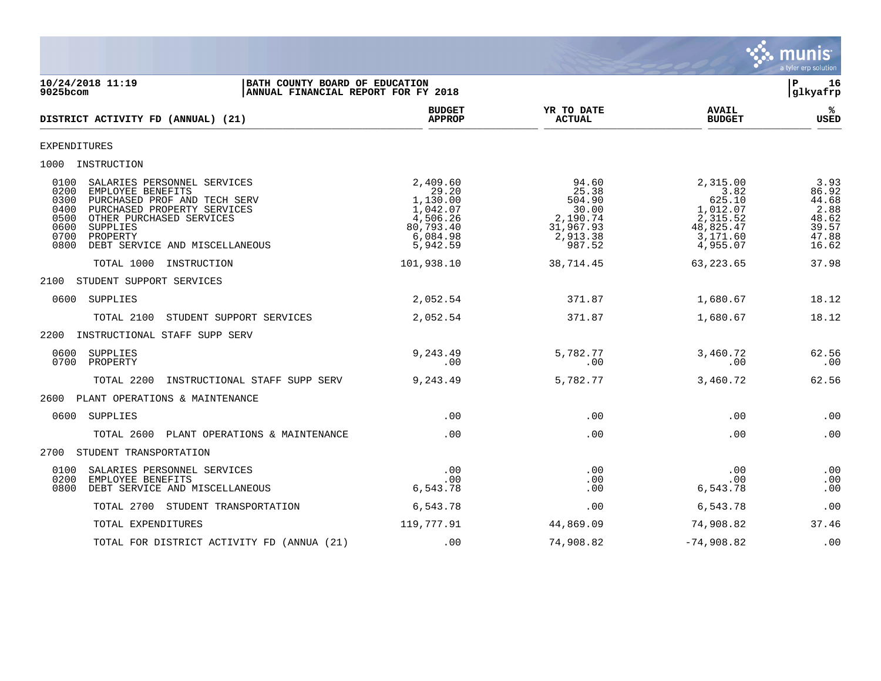10/24/2018 11:19 | BATH COUNTY BOARD OF EDUCATION
9025bcom | ANNUAL FINANCIAL REPORT FOR FY 2018

| DISTRICT ACTIVITY FD (ANNUAL) (21) | BUDGET APPROP | YR TO DATE ACTUAL | AVAIL BUDGET | % USED |
|---|---|---|---|---|
| EXPENDITURES | | | | |
| 1000 INSTRUCTION | | | | |
| 0100 SALARIES PERSONNEL SERVICES | 2,409.60 | 94.60 | 2,315.00 | 3.93 |
| 0200 EMPLOYEE BENEFITS | 29.20 | 25.38 | 3.82 | 86.92 |
| 0300 PURCHASED PROF AND TECH SERV | 1,130.00 | 504.90 | 625.10 | 44.68 |
| 0400 PURCHASED PROPERTY SERVICES | 1,042.07 | 30.00 | 1,012.07 | 2.88 |
| 0500 OTHER PURCHASED SERVICES | 4,506.26 | 2,190.74 | 2,315.52 | 48.62 |
| 0600 SUPPLIES | 80,793.40 | 31,967.93 | 48,825.47 | 39.57 |
| 0700 PROPERTY | 6,084.98 | 2,913.38 | 3,171.60 | 47.88 |
| 0800 DEBT SERVICE AND MISCELLANEOUS | 5,942.59 | 987.52 | 4,955.07 | 16.62 |
| TOTAL 1000 INSTRUCTION | 101,938.10 | 38,714.45 | 63,223.65 | 37.98 |
| 2100 STUDENT SUPPORT SERVICES | | | | |
| 0600 SUPPLIES | 2,052.54 | 371.87 | 1,680.67 | 18.12 |
| TOTAL 2100 STUDENT SUPPORT SERVICES | 2,052.54 | 371.87 | 1,680.67 | 18.12 |
| 2200 INSTRUCTIONAL STAFF SUPP SERV | | | | |
| 0600 SUPPLIES | 9,243.49 | 5,782.77 | 3,460.72 | 62.56 |
| 0700 PROPERTY | .00 | .00 | .00 | .00 |
| TOTAL 2200 INSTRUCTIONAL STAFF SUPP SERV | 9,243.49 | 5,782.77 | 3,460.72 | 62.56 |
| 2600 PLANT OPERATIONS & MAINTENANCE | | | | |
| 0600 SUPPLIES | .00 | .00 | .00 | .00 |
| TOTAL 2600 PLANT OPERATIONS & MAINTENANCE | .00 | .00 | .00 | .00 |
| 2700 STUDENT TRANSPORTATION | | | | |
| 0100 SALARIES PERSONNEL SERVICES | .00 | .00 | .00 | .00 |
| 0200 EMPLOYEE BENEFITS | .00 | .00 | .00 | .00 |
| 0800 DEBT SERVICE AND MISCELLANEOUS | 6,543.78 | .00 | 6,543.78 | .00 |
| TOTAL 2700 STUDENT TRANSPORTATION | 6,543.78 | .00 | 6,543.78 | .00 |
| TOTAL EXPENDITURES | 119,777.91 | 44,869.09 | 74,908.82 | 37.46 |
| TOTAL FOR DISTRICT ACTIVITY FD (ANNUA (21) | .00 | 74,908.82 | -74,908.82 | .00 |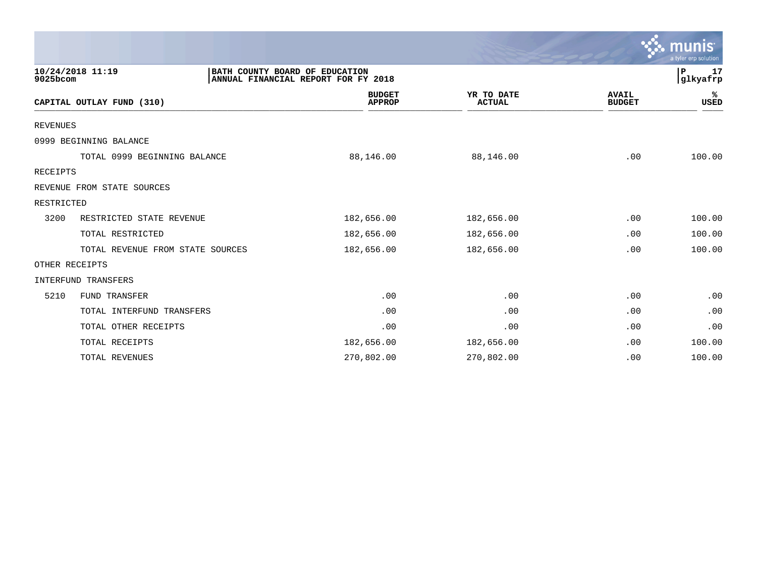10/24/2018 11:19
9025bcom

BATH COUNTY BOARD OF EDUCATION
ANNUAL FINANCIAL REPORT FOR FY 2018

P 17
glkyafrp

| CAPITAL OUTLAY FUND (310) | | BUDGET APPROP | YR TO DATE ACTUAL | AVAIL BUDGET | % USED |
|---|---|---|---|---|---|
| REVENUES | | | | | |
| 0999 BEGINNING BALANCE | | | | | |
| | TOTAL 0999 BEGINNING BALANCE | 88,146.00 | 88,146.00 | .00 | 100.00 |
| RECEIPTS | | | | | |
| REVENUE FROM STATE SOURCES | | | | | |
| RESTRICTED | | | | | |
| 3200 | RESTRICTED STATE REVENUE | 182,656.00 | 182,656.00 | .00 | 100.00 |
| | TOTAL RESTRICTED | 182,656.00 | 182,656.00 | .00 | 100.00 |
| | TOTAL REVENUE FROM STATE SOURCES | 182,656.00 | 182,656.00 | .00 | 100.00 |
| OTHER RECEIPTS | | | | | |
| INTERFUND TRANSFERS | | | | | |
| 5210 | FUND TRANSFER | .00 | .00 | .00 | .00 |
| | TOTAL INTERFUND TRANSFERS | .00 | .00 | .00 | .00 |
| | TOTAL OTHER RECEIPTS | .00 | .00 | .00 | .00 |
| | TOTAL RECEIPTS | 182,656.00 | 182,656.00 | .00 | 100.00 |
| | TOTAL REVENUES | 270,802.00 | 270,802.00 | .00 | 100.00 |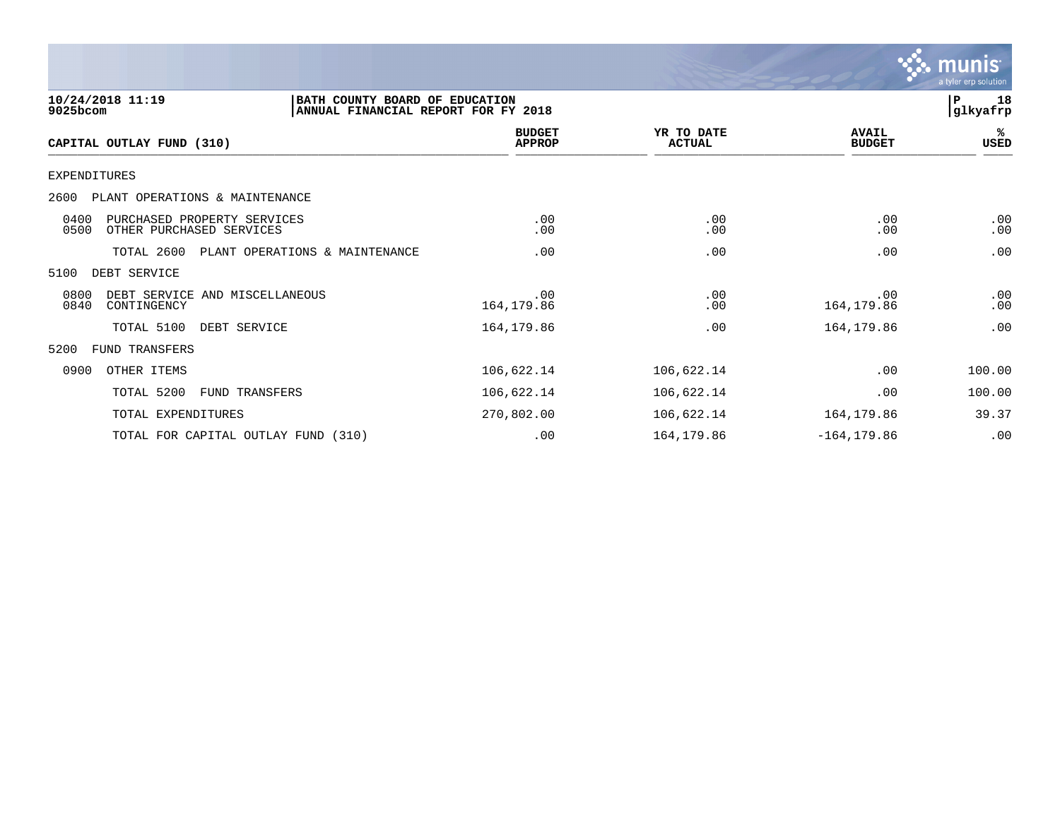10/24/2018 11:19 | BATH COUNTY BOARD OF EDUCATION
9025bcom | ANNUAL FINANCIAL REPORT FOR FY 2018

P 18
glkyafrp

| CAPITAL OUTLAY FUND (310) | BUDGET APPROP | YR TO DATE ACTUAL | AVAIL BUDGET | % USED |
|---|---|---|---|---|
| EXPENDITURES | | | | |
| 2600 PLANT OPERATIONS & MAINTENANCE | | | | |
| 0400 PURCHASED PROPERTY SERVICES | .00 | .00 | .00 | .00 |
| 0500 OTHER PURCHASED SERVICES | .00 | .00 | .00 | .00 |
| TOTAL 2600 PLANT OPERATIONS & MAINTENANCE | .00 | .00 | .00 | .00 |
| 5100 DEBT SERVICE | | | | |
| 0800 DEBT SERVICE AND MISCELLANEOUS | .00 | .00 | .00 | .00 |
| 0840 CONTINGENCY | 164,179.86 | .00 | 164,179.86 | .00 |
| TOTAL 5100 DEBT SERVICE | 164,179.86 | .00 | 164,179.86 | .00 |
| 5200 FUND TRANSFERS | | | | |
| 0900 OTHER ITEMS | 106,622.14 | 106,622.14 | .00 | 100.00 |
| TOTAL 5200 FUND TRANSFERS | 106,622.14 | 106,622.14 | .00 | 100.00 |
| TOTAL EXPENDITURES | 270,802.00 | 106,622.14 | 164,179.86 | 39.37 |
| TOTAL FOR CAPITAL OUTLAY FUND (310) | .00 | 164,179.86 | -164,179.86 | .00 |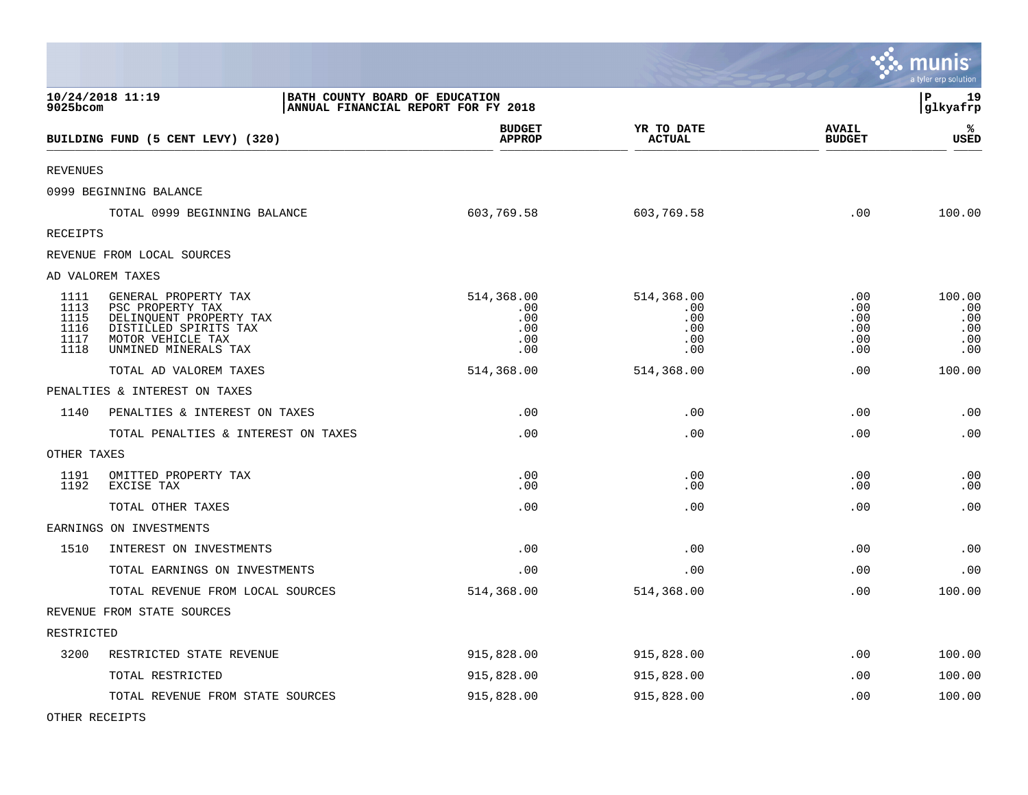BATH COUNTY BOARD OF EDUCATION
ANNUAL FINANCIAL REPORT FOR FY 2018

10/24/2018 11:19
9025bcom

glkyafrp

| BUILDING FUND (5 CENT LEVY) (320) | | BUDGET APPROP | YR TO DATE ACTUAL | AVAIL BUDGET | % USED |
|---|---|---|---|---|---|
| REVENUES | | | | | |
| 0999 BEGINNING BALANCE | | | | | |
| | TOTAL 0999 BEGINNING BALANCE | 603,769.58 | 603,769.58 | .00 | 100.00 |
| RECEIPTS | | | | | |
| REVENUE FROM LOCAL SOURCES | | | | | |
| AD VALOREM TAXES | | | | | |
| 1111 | GENERAL PROPERTY TAX | 514,368.00 | 514,368.00 | .00 | 100.00 |
| 1113 | PSC PROPERTY TAX | .00 | .00 | .00 | .00 |
| 1115 | DELINQUENT PROPERTY TAX | .00 | .00 | .00 | .00 |
| 1116 | DISTILLED SPIRITS TAX | .00 | .00 | .00 | .00 |
| 1117 | MOTOR VEHICLE TAX | .00 | .00 | .00 | .00 |
| 1118 | UNMINED MINERALS TAX | .00 | .00 | .00 | .00 |
| | TOTAL AD VALOREM TAXES | 514,368.00 | 514,368.00 | .00 | 100.00 |
| PENALTIES & INTEREST ON TAXES | | | | | |
| 1140 | PENALTIES & INTEREST ON TAXES | .00 | .00 | .00 | .00 |
| | TOTAL PENALTIES & INTEREST ON TAXES | .00 | .00 | .00 | .00 |
| OTHER TAXES | | | | | |
| 1191 | OMITTED PROPERTY TAX | .00 | .00 | .00 | .00 |
| 1192 | EXCISE TAX | .00 | .00 | .00 | .00 |
| | TOTAL OTHER TAXES | .00 | .00 | .00 | .00 |
| EARNINGS ON INVESTMENTS | | | | | |
| 1510 | INTEREST ON INVESTMENTS | .00 | .00 | .00 | .00 |
| | TOTAL EARNINGS ON INVESTMENTS | .00 | .00 | .00 | .00 |
| | TOTAL REVENUE FROM LOCAL SOURCES | 514,368.00 | 514,368.00 | .00 | 100.00 |
| REVENUE FROM STATE SOURCES | | | | | |
| RESTRICTED | | | | | |
| 3200 | RESTRICTED STATE REVENUE | 915,828.00 | 915,828.00 | .00 | 100.00 |
| | TOTAL RESTRICTED | 915,828.00 | 915,828.00 | .00 | 100.00 |
| | TOTAL REVENUE FROM STATE SOURCES | 915,828.00 | 915,828.00 | .00 | 100.00 |
| OTHER RECEIPTS | | | | | |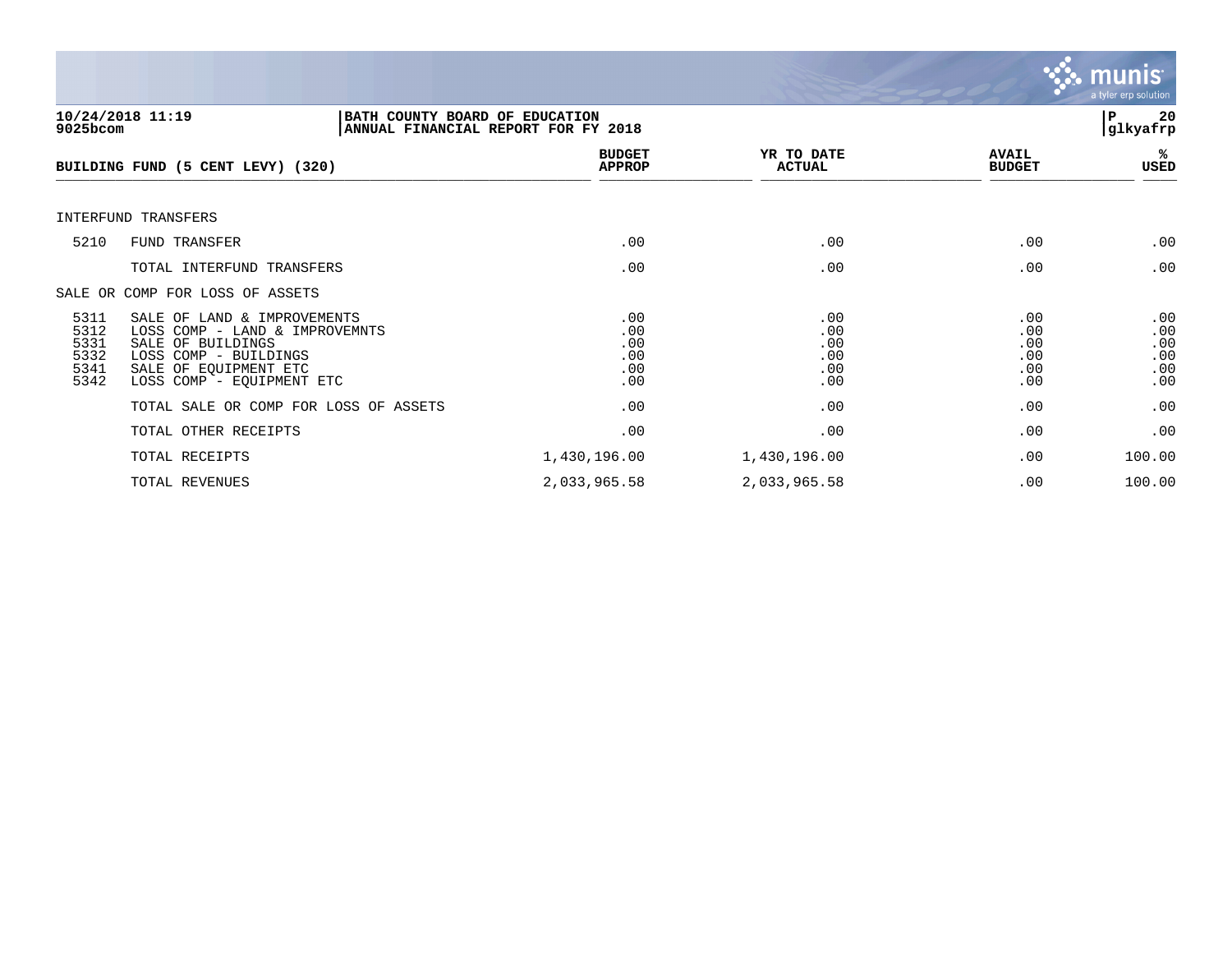**BATH COUNTY BOARD OF EDUCATION**
**ANNUAL FINANCIAL REPORT FOR FY 2018**

10/24/2018 11:19
9025bcom

## BUILDING FUND (5 CENT LEVY) (320)

| | | BUDGET APPROP | YR TO DATE ACTUAL | AVAIL BUDGET | % USED |
|---|---|---|---|---|---|
| INTERFUND TRANSFERS | | | | | |
| 5210 | FUND TRANSFER | .00 | .00 | .00 | .00 |
| | TOTAL INTERFUND TRANSFERS | .00 | .00 | .00 | .00 |
| SALE OR COMP FOR LOSS OF ASSETS | | | | | |
| 5311 | SALE OF LAND & IMPROVEMENTS | .00 | .00 | .00 | .00 |
| 5312 | LOSS COMP - LAND & IMPROVEMNTS | .00 | .00 | .00 | .00 |
| 5331 | SALE OF BUILDINGS | .00 | .00 | .00 | .00 |
| 5332 | LOSS COMP - BUILDINGS | .00 | .00 | .00 | .00 |
| 5341 | SALE OF EQUIPMENT ETC | .00 | .00 | .00 | .00 |
| 5342 | LOSS COMP - EQUIPMENT ETC | .00 | .00 | .00 | .00 |
| | TOTAL SALE OR COMP FOR LOSS OF ASSETS | .00 | .00 | .00 | .00 |
| | TOTAL OTHER RECEIPTS | .00 | .00 | .00 | .00 |
| | TOTAL RECEIPTS | 1,430,196.00 | 1,430,196.00 | .00 | 100.00 |
| | TOTAL REVENUES | 2,033,965.58 | 2,033,965.58 | .00 | 100.00 |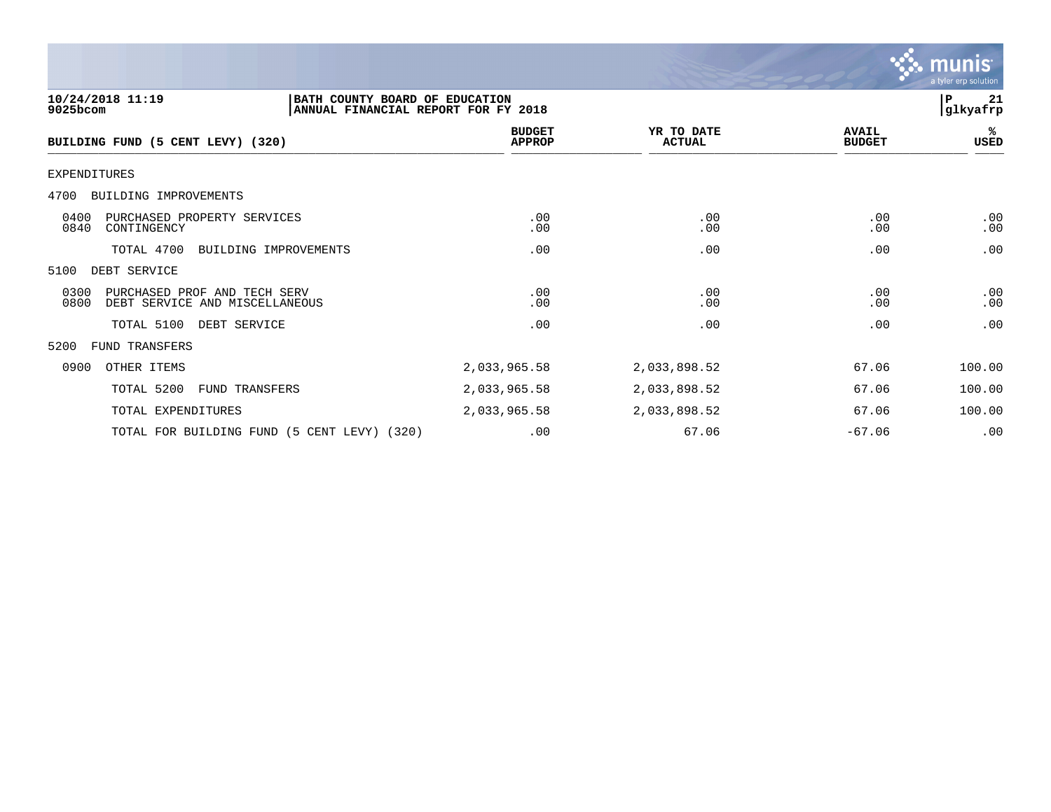10/24/2018 11:19
9025bcom

BATH COUNTY BOARD OF EDUCATION
ANNUAL FINANCIAL REPORT FOR FY 2018

P 21
glkyafrp

| BUILDING FUND (5 CENT LEVY) (320) | BUDGET APPROP | YR TO DATE ACTUAL | AVAIL BUDGET | % USED |
|---|---|---|---|---|
| EXPENDITURES | | | | |
| 4700 BUILDING IMPROVEMENTS | | | | |
| 0400 PURCHASED PROPERTY SERVICES | .00 | .00 | .00 | .00 |
| 0840 CONTINGENCY | .00 | .00 | .00 | .00 |
| TOTAL 4700 BUILDING IMPROVEMENTS | .00 | .00 | .00 | .00 |
| 5100 DEBT SERVICE | | | | |
| 0300 PURCHASED PROF AND TECH SERV | .00 | .00 | .00 | .00 |
| 0800 DEBT SERVICE AND MISCELLANEOUS | .00 | .00 | .00 | .00 |
| TOTAL 5100 DEBT SERVICE | .00 | .00 | .00 | .00 |
| 5200 FUND TRANSFERS | | | | |
| 0900 OTHER ITEMS | 2,033,965.58 | 2,033,898.52 | 67.06 | 100.00 |
| TOTAL 5200 FUND TRANSFERS | 2,033,965.58 | 2,033,898.52 | 67.06 | 100.00 |
| TOTAL EXPENDITURES | 2,033,965.58 | 2,033,898.52 | 67.06 | 100.00 |
| TOTAL FOR BUILDING FUND (5 CENT LEVY) (320) | .00 | 67.06 | -67.06 | .00 |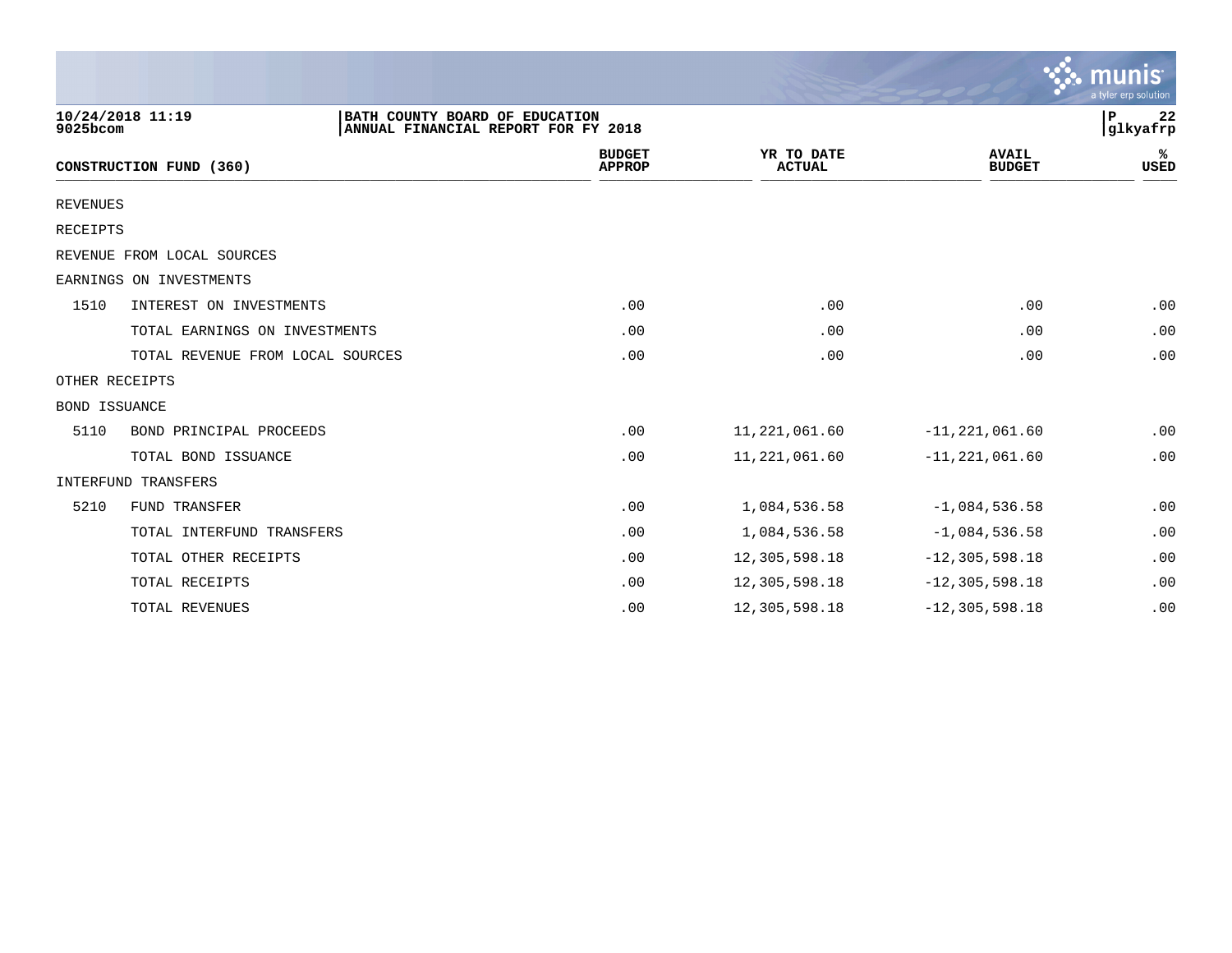10/24/2018 11:19
9025bcom

**BATH COUNTY BOARD OF EDUCATION**
**ANNUAL FINANCIAL REPORT FOR FY 2018**

P 22
glkyafrp

| CONSTRUCTION FUND (360) | | BUDGET APPROP | YR TO DATE ACTUAL | AVAIL BUDGET | % USED |
|---|---|---|---|---|---|
| REVENUES | | | | | |
| RECEIPTS | | | | | |
| REVENUE FROM LOCAL SOURCES | | | | | |
| EARNINGS ON INVESTMENTS | | | | | |
| 1510 | INTEREST ON INVESTMENTS | .00 | .00 | .00 | .00 |
| | TOTAL EARNINGS ON INVESTMENTS | .00 | .00 | .00 | .00 |
| | TOTAL REVENUE FROM LOCAL SOURCES | .00 | .00 | .00 | .00 |
| OTHER RECEIPTS | | | | | |
| BOND ISSUANCE | | | | | |
| 5110 | BOND PRINCIPAL PROCEEDS | .00 | 11,221,061.60 | -11,221,061.60 | .00 |
| | TOTAL BOND ISSUANCE | .00 | 11,221,061.60 | -11,221,061.60 | .00 |
| INTERFUND TRANSFERS | | | | | |
| 5210 | FUND TRANSFER | .00 | 1,084,536.58 | -1,084,536.58 | .00 |
| | TOTAL INTERFUND TRANSFERS | .00 | 1,084,536.58 | -1,084,536.58 | .00 |
| | TOTAL OTHER RECEIPTS | .00 | 12,305,598.18 | -12,305,598.18 | .00 |
| | TOTAL RECEIPTS | .00 | 12,305,598.18 | -12,305,598.18 | .00 |
| | TOTAL REVENUES | .00 | 12,305,598.18 | -12,305,598.18 | .00 |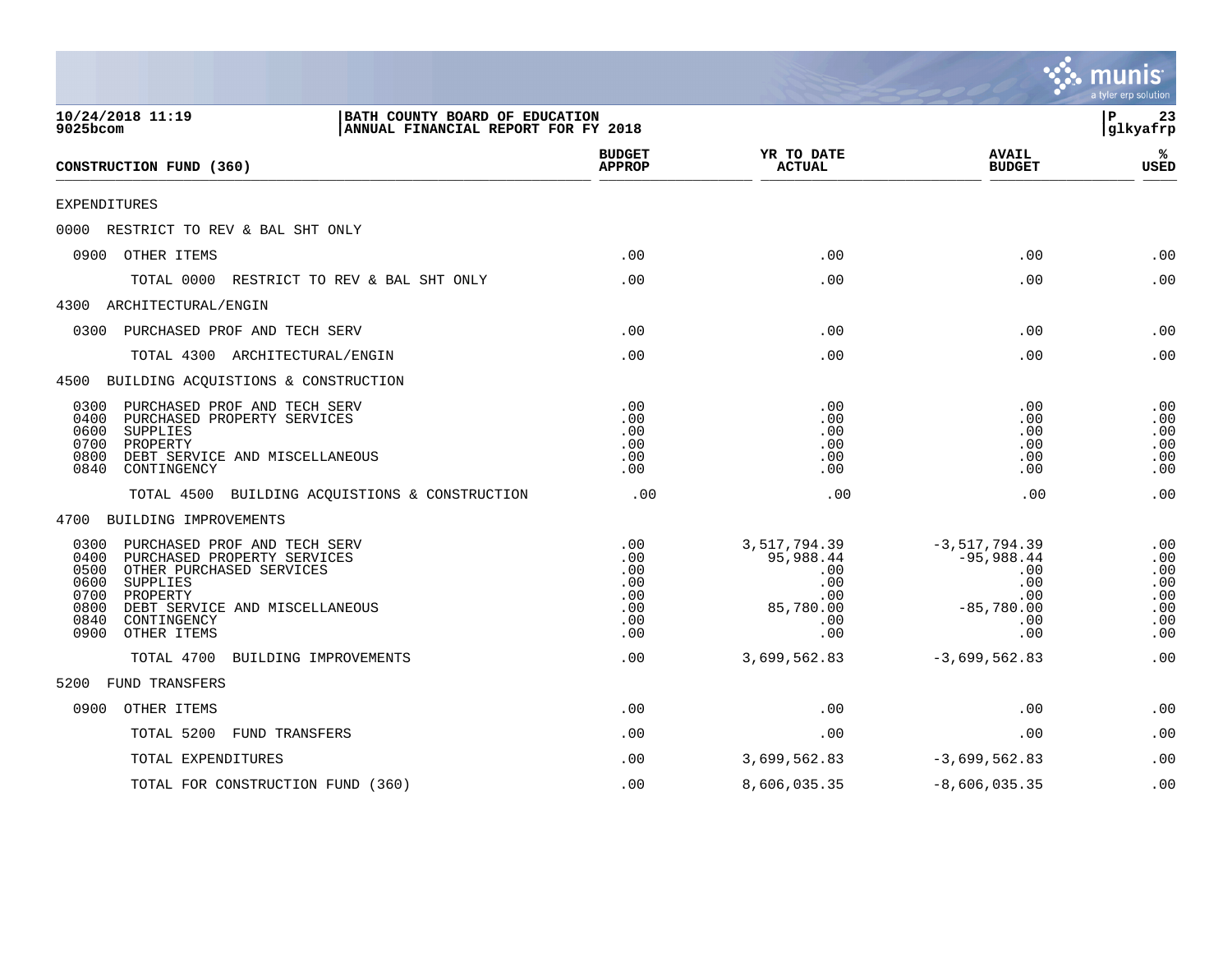**10/24/2018 11:19** | **BATH COUNTY BOARD OF EDUCATION**
**9025bcom** | **ANNUAL FINANCIAL REPORT FOR FY 2018** | **glkyafrp**

| CONSTRUCTION FUND (360) | BUDGET APPROP | YR TO DATE ACTUAL | AVAIL BUDGET | % USED |
|---|---|---|---|---|
| EXPENDITURES | | | | |
| 0000 RESTRICT TO REV & BAL SHT ONLY | | | | |
| 0900 OTHER ITEMS | .00 | .00 | .00 | .00 |
| TOTAL 0000 RESTRICT TO REV & BAL SHT ONLY | .00 | .00 | .00 | .00 |
| 4300 ARCHITECTURAL/ENGIN | | | | |
| 0300 PURCHASED PROF AND TECH SERV | .00 | .00 | .00 | .00 |
| TOTAL 4300 ARCHITECTURAL/ENGIN | .00 | .00 | .00 | .00 |
| 4500 BUILDING ACQUISTIONS & CONSTRUCTION | | | | |
| 0300 PURCHASED PROF AND TECH SERV | .00 | .00 | .00 | .00 |
| 0400 PURCHASED PROPERTY SERVICES | .00 | .00 | .00 | .00 |
| 0600 SUPPLIES | .00 | .00 | .00 | .00 |
| 0700 PROPERTY | .00 | .00 | .00 | .00 |
| 0800 DEBT SERVICE AND MISCELLANEOUS | .00 | .00 | .00 | .00 |
| 0840 CONTINGENCY | .00 | .00 | .00 | .00 |
| TOTAL 4500 BUILDING ACQUISTIONS & CONSTRUCTION | .00 | .00 | .00 | .00 |
| 4700 BUILDING IMPROVEMENTS | | | | |
| 0300 PURCHASED PROF AND TECH SERV | .00 | 3,517,794.39 | -3,517,794.39 | .00 |
| 0400 PURCHASED PROPERTY SERVICES | .00 | 95,988.44 | -95,988.44 | .00 |
| 0500 OTHER PURCHASED SERVICES | .00 | .00 | .00 | .00 |
| 0600 SUPPLIES | .00 | .00 | .00 | .00 |
| 0700 PROPERTY | .00 | .00 | .00 | .00 |
| 0800 DEBT SERVICE AND MISCELLANEOUS | .00 | 85,780.00 | -85,780.00 | .00 |
| 0840 CONTINGENCY | .00 | .00 | .00 | .00 |
| 0900 OTHER ITEMS | .00 | .00 | .00 | .00 |
| TOTAL 4700 BUILDING IMPROVEMENTS | .00 | 3,699,562.83 | -3,699,562.83 | .00 |
| 5200 FUND TRANSFERS | | | | |
| 0900 OTHER ITEMS | .00 | .00 | .00 | .00 |
| TOTAL 5200 FUND TRANSFERS | .00 | .00 | .00 | .00 |
| TOTAL EXPENDITURES | .00 | 3,699,562.83 | -3,699,562.83 | .00 |
| TOTAL FOR CONSTRUCTION FUND (360) | .00 | 8,606,035.35 | -8,606,035.35 | .00 |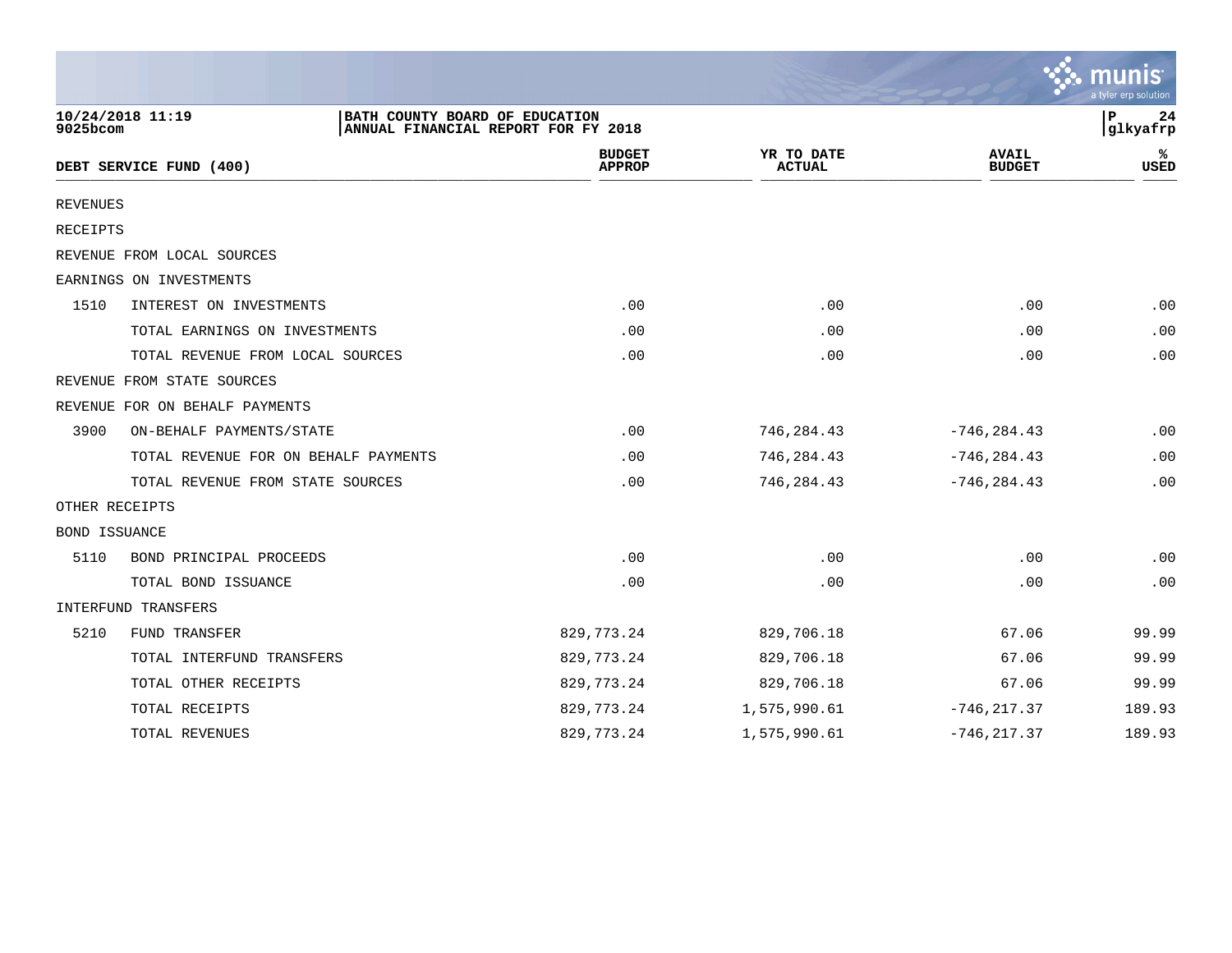10/24/2018 11:19
9025bcom

BATH COUNTY BOARD OF EDUCATION
ANNUAL FINANCIAL REPORT FOR FY 2018

glkyafrp

| DEBT SERVICE FUND (400) | | BUDGET APPROP | YR TO DATE ACTUAL | AVAIL BUDGET | % USED |
|---|---|---|---|---|---|
| REVENUES | | | | | |
| RECEIPTS | | | | | |
| REVENUE FROM LOCAL SOURCES | | | | | |
| EARNINGS ON INVESTMENTS | | | | | |
| 1510 | INTEREST ON INVESTMENTS | .00 | .00 | .00 | .00 |
| | TOTAL EARNINGS ON INVESTMENTS | .00 | .00 | .00 | .00 |
| | TOTAL REVENUE FROM LOCAL SOURCES | .00 | .00 | .00 | .00 |
| REVENUE FROM STATE SOURCES | | | | | |
| REVENUE FOR ON BEHALF PAYMENTS | | | | | |
| 3900 | ON-BEHALF PAYMENTS/STATE | .00 | 746,284.43 | -746,284.43 | .00 |
| | TOTAL REVENUE FOR ON BEHALF PAYMENTS | .00 | 746,284.43 | -746,284.43 | .00 |
| | TOTAL REVENUE FROM STATE SOURCES | .00 | 746,284.43 | -746,284.43 | .00 |
| OTHER RECEIPTS | | | | | |
| BOND ISSUANCE | | | | | |
| 5110 | BOND PRINCIPAL PROCEEDS | .00 | .00 | .00 | .00 |
| | TOTAL BOND ISSUANCE | .00 | .00 | .00 | .00 |
| INTERFUND TRANSFERS | | | | | |
| 5210 | FUND TRANSFER | 829,773.24 | 829,706.18 | 67.06 | 99.99 |
| | TOTAL INTERFUND TRANSFERS | 829,773.24 | 829,706.18 | 67.06 | 99.99 |
| | TOTAL OTHER RECEIPTS | 829,773.24 | 829,706.18 | 67.06 | 99.99 |
| | TOTAL RECEIPTS | 829,773.24 | 1,575,990.61 | -746,217.37 | 189.93 |
| | TOTAL REVENUES | 829,773.24 | 1,575,990.61 | -746,217.37 | 189.93 |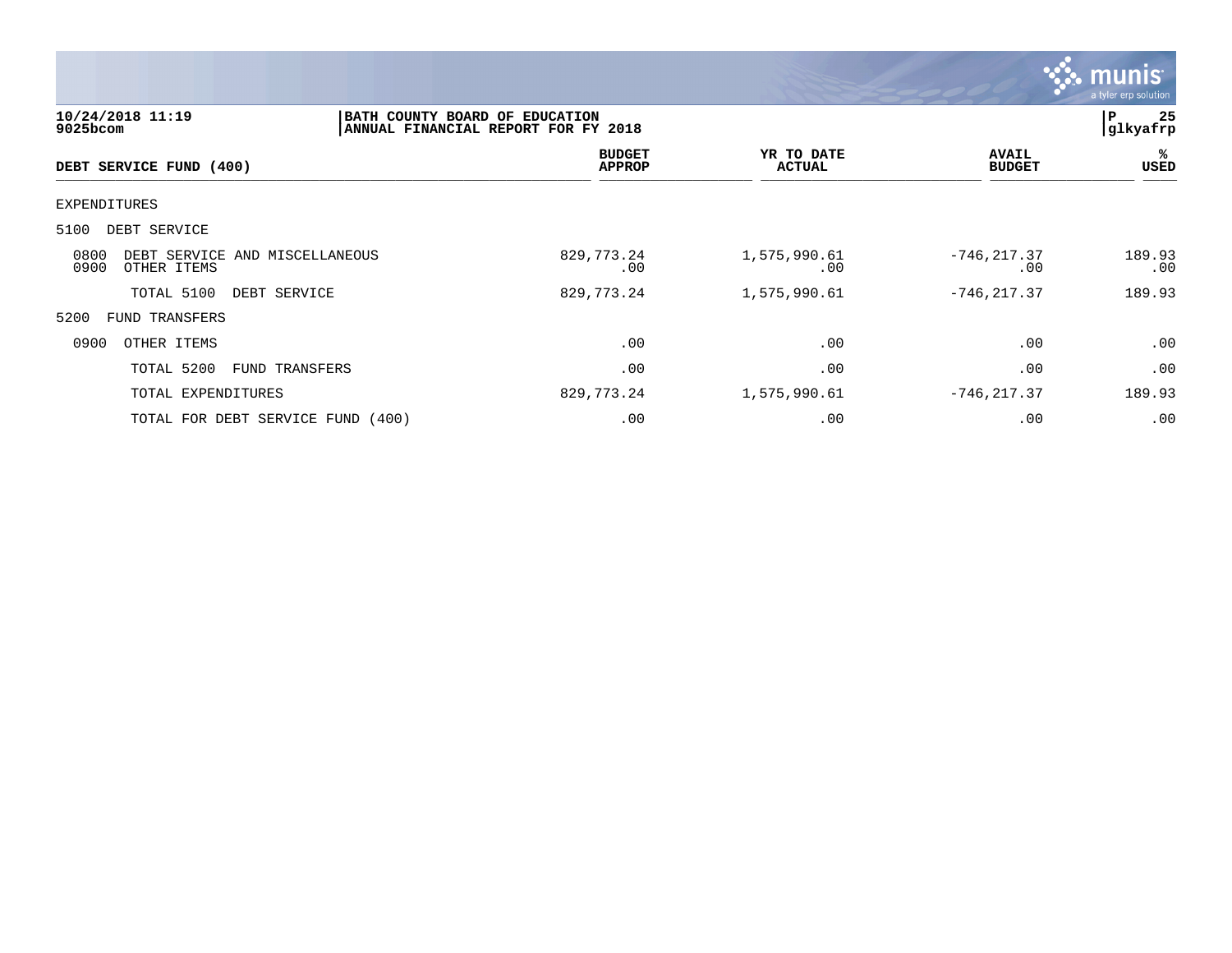BATH COUNTY BOARD OF EDUCATION
ANNUAL FINANCIAL REPORT FOR FY 2018

10/24/2018 11:19
9025bcom

| DEBT SERVICE FUND (400) | BUDGET APPROP | YR TO DATE ACTUAL | AVAIL BUDGET | % USED |
|---|---|---|---|---|
| EXPENDITURES | | | | |
| 5100 DEBT SERVICE | | | | |
| 0800 DEBT SERVICE AND MISCELLANEOUS | 829,773.24 | 1,575,990.61 | -746,217.37 | 189.93 |
| 0900 OTHER ITEMS | .00 | .00 | .00 | .00 |
| TOTAL 5100 DEBT SERVICE | 829,773.24 | 1,575,990.61 | -746,217.37 | 189.93 |
| 5200 FUND TRANSFERS | | | | |
| 0900 OTHER ITEMS | .00 | .00 | .00 | .00 |
| TOTAL 5200 FUND TRANSFERS | .00 | .00 | .00 | .00 |
| TOTAL EXPENDITURES | 829,773.24 | 1,575,990.61 | -746,217.37 | 189.93 |
| TOTAL FOR DEBT SERVICE FUND (400) | .00 | .00 | .00 | .00 |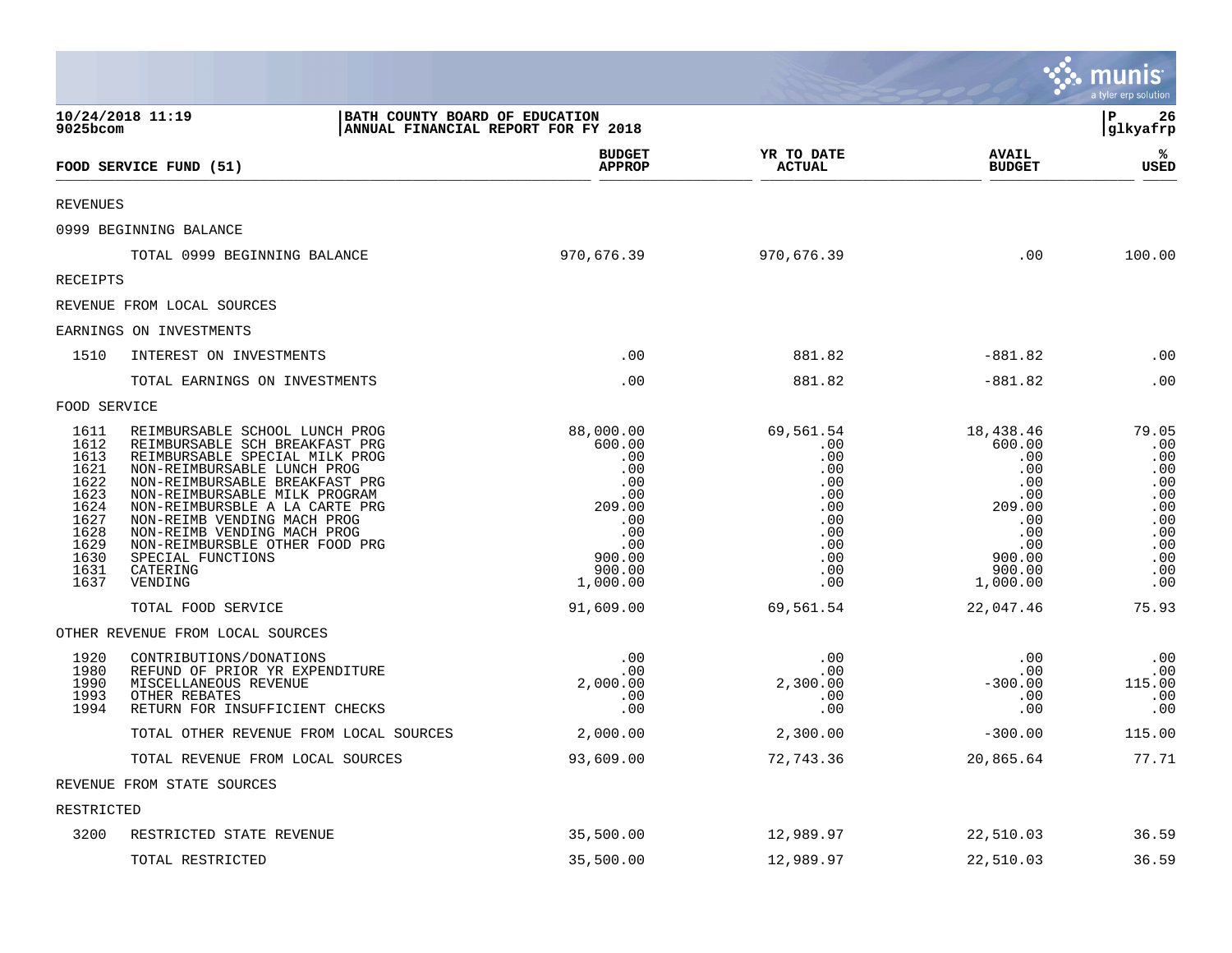**10/24/2018 11:19**
**9025bcom**

**BATH COUNTY BOARD OF EDUCATION**
**ANNUAL FINANCIAL REPORT FOR FY 2018**

**glkyafrp**

| FOOD SERVICE FUND (51) | | BUDGET APPROP | YR TO DATE ACTUAL | AVAIL BUDGET | % USED |
|---|---|---|---|---|---|
| REVENUES | | | | | |
| 0999 BEGINNING BALANCE | | | | | |
| | TOTAL 0999 BEGINNING BALANCE | 970,676.39 | 970,676.39 | .00 | 100.00 |
| RECEIPTS | | | | | |
| REVENUE FROM LOCAL SOURCES | | | | | |
| EARNINGS ON INVESTMENTS | | | | | |
| 1510 | INTEREST ON INVESTMENTS | .00 | 881.82 | -881.82 | .00 |
| | TOTAL EARNINGS ON INVESTMENTS | .00 | 881.82 | -881.82 | .00 |
| FOOD SERVICE | | | | | |
| 1611 | REIMBURSABLE SCHOOL LUNCH PROG | 88,000.00 | 69,561.54 | 18,438.46 | 79.05 |
| 1612 | REIMBURSABLE SCH BREAKFAST PRG | 600.00 | .00 | 600.00 | .00 |
| 1613 | REIMBURSABLE SPECIAL MILK PROG | .00 | .00 | .00 | .00 |
| 1621 | NON-REIMBURSABLE LUNCH PROG | .00 | .00 | .00 | .00 |
| 1622 | NON-REIMBURSABLE BREAKFAST PRG | .00 | .00 | .00 | .00 |
| 1623 | NON-REIMBURSABLE MILK PROGRAM | .00 | .00 | .00 | .00 |
| 1624 | NON-REIMBURSBLE A LA CARTE PRG | 209.00 | .00 | 209.00 | .00 |
| 1627 | NON-REIMB VENDING MACH PROG | .00 | .00 | .00 | .00 |
| 1628 | NON-REIMB VENDING MACH PROG | .00 | .00 | .00 | .00 |
| 1629 | NON-REIMBURSBLE OTHER FOOD PRG | .00 | .00 | .00 | .00 |
| 1630 | SPECIAL FUNCTIONS | 900.00 | .00 | 900.00 | .00 |
| 1631 | CATERING | 900.00 | .00 | 900.00 | .00 |
| 1637 | VENDING | 1,000.00 | .00 | 1,000.00 | .00 |
| | TOTAL FOOD SERVICE | 91,609.00 | 69,561.54 | 22,047.46 | 75.93 |
| OTHER REVENUE FROM LOCAL SOURCES | | | | | |
| 1920 | CONTRIBUTIONS/DONATIONS | .00 | .00 | .00 | .00 |
| 1980 | REFUND OF PRIOR YR EXPENDITURE | .00 | .00 | .00 | .00 |
| 1990 | MISCELLANEOUS REVENUE | 2,000.00 | 2,300.00 | -300.00 | 115.00 |
| 1993 | OTHER REBATES | .00 | .00 | .00 | .00 |
| 1994 | RETURN FOR INSUFFICIENT CHECKS | .00 | .00 | .00 | .00 |
| | TOTAL OTHER REVENUE FROM LOCAL SOURCES | 2,000.00 | 2,300.00 | -300.00 | 115.00 |
| | TOTAL REVENUE FROM LOCAL SOURCES | 93,609.00 | 72,743.36 | 20,865.64 | 77.71 |
| REVENUE FROM STATE SOURCES | | | | | |
| RESTRICTED | | | | | |
| 3200 | RESTRICTED STATE REVENUE | 35,500.00 | 12,989.97 | 22,510.03 | 36.59 |
| | TOTAL RESTRICTED | 35,500.00 | 12,989.97 | 22,510.03 | 36.59 |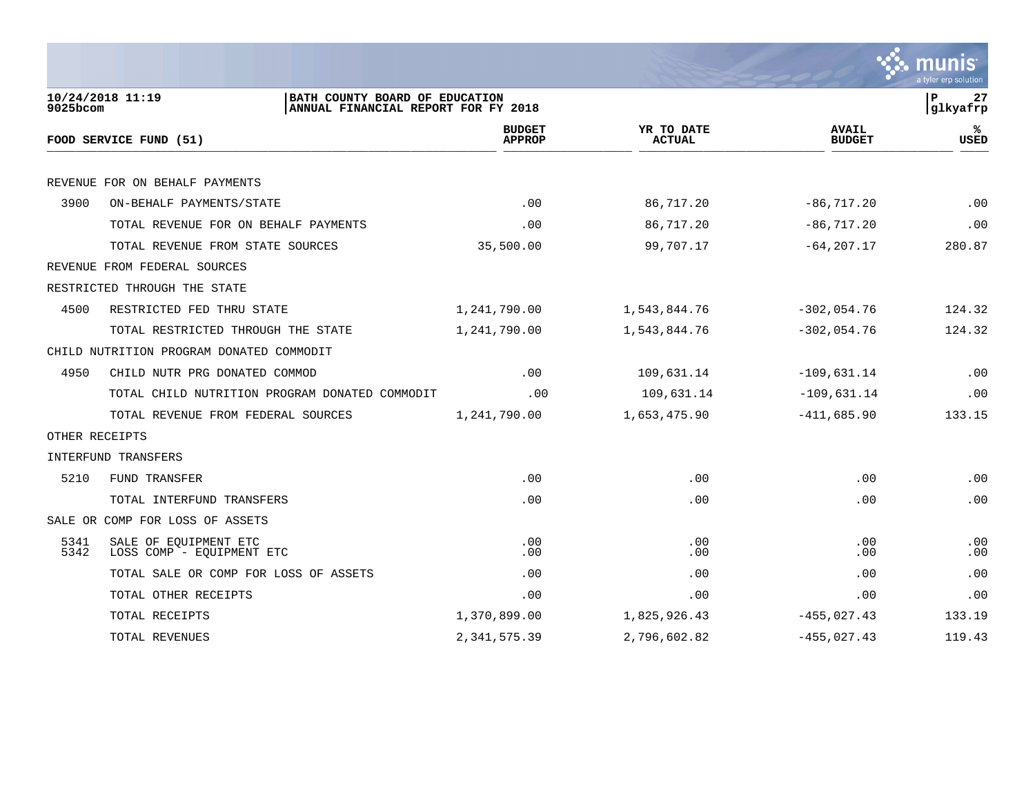10/24/2018 11:19
9025bcom

BATH COUNTY BOARD OF EDUCATION
ANNUAL FINANCIAL REPORT FOR FY 2018

glkyafrp

| FOOD SERVICE FUND (51) | | BUDGET APPROP | YR TO DATE ACTUAL | AVAIL BUDGET | % USED |
|---|---|---|---|---|---|
| REVENUE FOR ON BEHALF PAYMENTS | | | | | |
| 3900 | ON-BEHALF PAYMENTS/STATE | .00 | 86,717.20 | -86,717.20 | .00 |
| | TOTAL REVENUE FOR ON BEHALF PAYMENTS | .00 | 86,717.20 | -86,717.20 | .00 |
| | TOTAL REVENUE FROM STATE SOURCES | 35,500.00 | 99,707.17 | -64,207.17 | 280.87 |
| REVENUE FROM FEDERAL SOURCES | | | | | |
| RESTRICTED THROUGH THE STATE | | | | | |
| 4500 | RESTRICTED FED THRU STATE | 1,241,790.00 | 1,543,844.76 | -302,054.76 | 124.32 |
| | TOTAL RESTRICTED THROUGH THE STATE | 1,241,790.00 | 1,543,844.76 | -302,054.76 | 124.32 |
| CHILD NUTRITION PROGRAM DONATED COMMODIT | | | | | |
| 4950 | CHILD NUTR PRG DONATED COMMOD | .00 | 109,631.14 | -109,631.14 | .00 |
| | TOTAL CHILD NUTRITION PROGRAM DONATED COMMODIT | .00 | 109,631.14 | -109,631.14 | .00 |
| | TOTAL REVENUE FROM FEDERAL SOURCES | 1,241,790.00 | 1,653,475.90 | -411,685.90 | 133.15 |
| OTHER RECEIPTS | | | | | |
| INTERFUND TRANSFERS | | | | | |
| 5210 | FUND TRANSFER | .00 | .00 | .00 | .00 |
| | TOTAL INTERFUND TRANSFERS | .00 | .00 | .00 | .00 |
| SALE OR COMP FOR LOSS OF ASSETS | | | | | |
| 5341 | SALE OF EQUIPMENT ETC | .00 | .00 | .00 | .00 |
| 5342 | LOSS COMP - EQUIPMENT ETC | .00 | .00 | .00 | .00 |
| | TOTAL SALE OR COMP FOR LOSS OF ASSETS | .00 | .00 | .00 | .00 |
| | TOTAL OTHER RECEIPTS | .00 | .00 | .00 | .00 |
| | TOTAL RECEIPTS | 1,370,899.00 | 1,825,926.43 | -455,027.43 | 133.19 |
| | TOTAL REVENUES | 2,341,575.39 | 2,796,602.82 | -455,027.43 | 119.43 |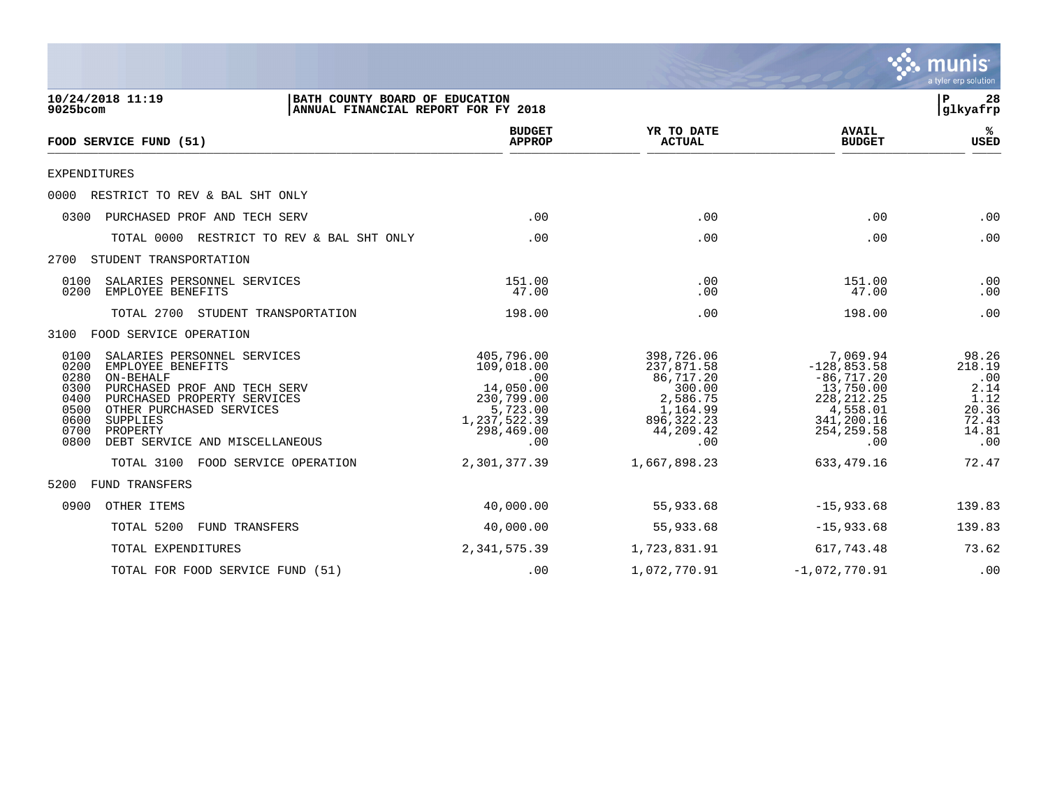**BATH COUNTY BOARD OF EDUCATION**
**ANNUAL FINANCIAL REPORT FOR FY 2018**

10/24/2018 11:19
9025bcom

glkyafrp

| FOOD SERVICE FUND (51) | BUDGET APPROP | YR TO DATE ACTUAL | AVAIL BUDGET | % USED |
|---|---|---|---|---|
| EXPENDITURES | | | | |
| 0000 RESTRICT TO REV & BAL SHT ONLY | | | | |
| 0300 PURCHASED PROF AND TECH SERV | .00 | .00 | .00 | .00 |
| TOTAL 0000 RESTRICT TO REV & BAL SHT ONLY | .00 | .00 | .00 | .00 |
| 2700 STUDENT TRANSPORTATION | | | | |
| 0100 SALARIES PERSONNEL SERVICES | 151.00 | .00 | 151.00 | .00 |
| 0200 EMPLOYEE BENEFITS | 47.00 | .00 | 47.00 | .00 |
| TOTAL 2700 STUDENT TRANSPORTATION | 198.00 | .00 | 198.00 | .00 |
| 3100 FOOD SERVICE OPERATION | | | | |
| 0100 SALARIES PERSONNEL SERVICES | 405,796.00 | 398,726.06 | 7,069.94 | 98.26 |
| 0200 EMPLOYEE BENEFITS | 109,018.00 | 237,871.58 | -128,853.58 | 218.19 |
| 0280 ON-BEHALF | .00 | 86,717.20 | -86,717.20 | .00 |
| 0300 PURCHASED PROF AND TECH SERV | 14,050.00 | 300.00 | 13,750.00 | 2.14 |
| 0400 PURCHASED PROPERTY SERVICES | 230,799.00 | 2,586.75 | 228,212.25 | 1.12 |
| 0500 OTHER PURCHASED SERVICES | 5,723.00 | 1,164.99 | 4,558.01 | 20.36 |
| 0600 SUPPLIES | 1,237,522.39 | 896,322.23 | 341,200.16 | 72.43 |
| 0700 PROPERTY | 298,469.00 | 44,209.42 | 254,259.58 | 14.81 |
| 0800 DEBT SERVICE AND MISCELLANEOUS | .00 | .00 | .00 | .00 |
| TOTAL 3100 FOOD SERVICE OPERATION | 2,301,377.39 | 1,667,898.23 | 633,479.16 | 72.47 |
| 5200 FUND TRANSFERS | | | | |
| 0900 OTHER ITEMS | 40,000.00 | 55,933.68 | -15,933.68 | 139.83 |
| TOTAL 5200 FUND TRANSFERS | 40,000.00 | 55,933.68 | -15,933.68 | 139.83 |
| TOTAL EXPENDITURES | 2,341,575.39 | 1,723,831.91 | 617,743.48 | 73.62 |
| TOTAL FOR FOOD SERVICE FUND (51) | .00 | 1,072,770.91 | -1,072,770.91 | .00 |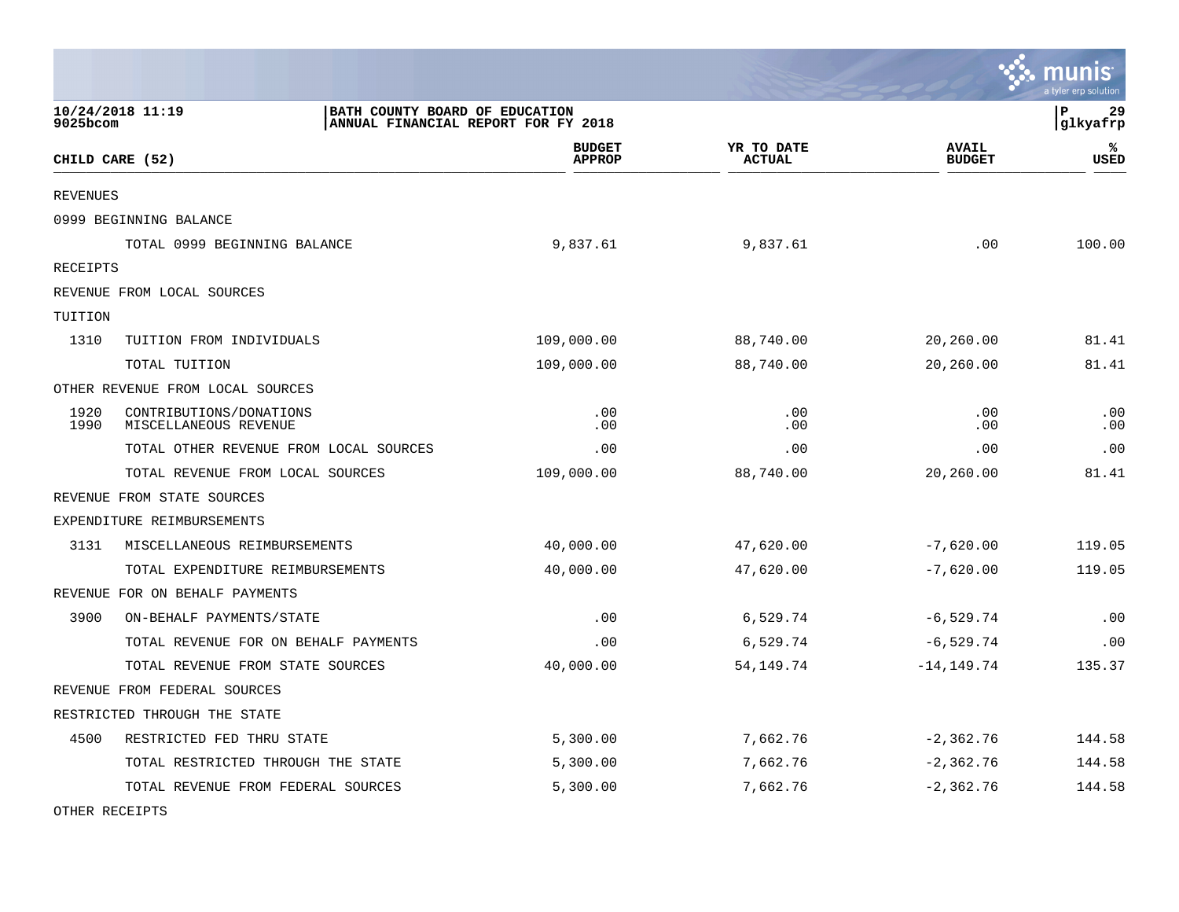BATH COUNTY BOARD OF EDUCATION
ANNUAL FINANCIAL REPORT FOR FY 2018

| CHILD CARE (52) | | BUDGET APPROP | YR TO DATE ACTUAL | AVAIL BUDGET | % USED |
|---|---|---|---|---|---|
| REVENUES | | | | | |
| 0999 BEGINNING BALANCE | | | | | |
| | TOTAL 0999 BEGINNING BALANCE | 9,837.61 | 9,837.61 | .00 | 100.00 |
| RECEIPTS | | | | | |
| REVENUE FROM LOCAL SOURCES | | | | | |
| TUITION | | | | | |
| 1310 | TUITION FROM INDIVIDUALS | 109,000.00 | 88,740.00 | 20,260.00 | 81.41 |
| | TOTAL TUITION | 109,000.00 | 88,740.00 | 20,260.00 | 81.41 |
| OTHER REVENUE FROM LOCAL SOURCES | | | | | |
| 1920 | CONTRIBUTIONS/DONATIONS | .00 | .00 | .00 | .00 |
| 1990 | MISCELLANEOUS REVENUE | .00 | .00 | .00 | .00 |
| | TOTAL OTHER REVENUE FROM LOCAL SOURCES | .00 | .00 | .00 | .00 |
| | TOTAL REVENUE FROM LOCAL SOURCES | 109,000.00 | 88,740.00 | 20,260.00 | 81.41 |
| REVENUE FROM STATE SOURCES | | | | | |
| EXPENDITURE REIMBURSEMENTS | | | | | |
| 3131 | MISCELLANEOUS REIMBURSEMENTS | 40,000.00 | 47,620.00 | -7,620.00 | 119.05 |
| | TOTAL EXPENDITURE REIMBURSEMENTS | 40,000.00 | 47,620.00 | -7,620.00 | 119.05 |
| REVENUE FOR ON BEHALF PAYMENTS | | | | | |
| 3900 | ON-BEHALF PAYMENTS/STATE | .00 | 6,529.74 | -6,529.74 | .00 |
| | TOTAL REVENUE FOR ON BEHALF PAYMENTS | .00 | 6,529.74 | -6,529.74 | .00 |
| | TOTAL REVENUE FROM STATE SOURCES | 40,000.00 | 54,149.74 | -14,149.74 | 135.37 |
| REVENUE FROM FEDERAL SOURCES | | | | | |
| RESTRICTED THROUGH THE STATE | | | | | |
| 4500 | RESTRICTED FED THRU STATE | 5,300.00 | 7,662.76 | -2,362.76 | 144.58 |
| | TOTAL RESTRICTED THROUGH THE STATE | 5,300.00 | 7,662.76 | -2,362.76 | 144.58 |
| | TOTAL REVENUE FROM FEDERAL SOURCES | 5,300.00 | 7,662.76 | -2,362.76 | 144.58 |
| OTHER RECEIPTS | | | | | |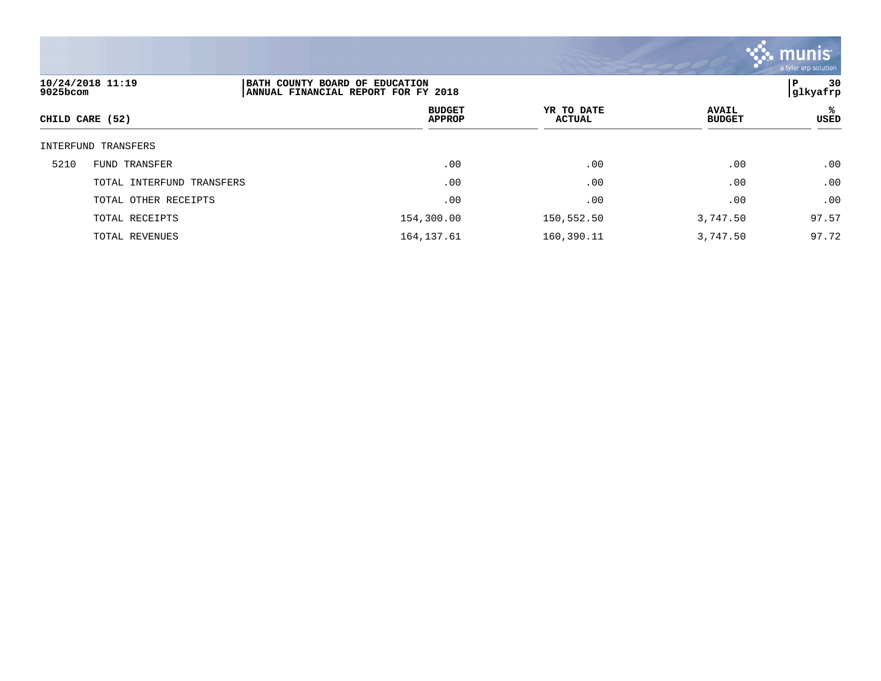BATH COUNTY BOARD OF EDUCATION
ANNUAL FINANCIAL REPORT FOR FY 2018

| CHILD CARE (52) | | BUDGET APPROP | YR TO DATE ACTUAL | AVAIL BUDGET | % USED |
|---|---|---|---|---|---|
| INTERFUND TRANSFERS | | | | | |
| 5210 | FUND TRANSFER | .00 | .00 | .00 | .00 |
| | TOTAL INTERFUND TRANSFERS | .00 | .00 | .00 | .00 |
| | TOTAL OTHER RECEIPTS | .00 | .00 | .00 | .00 |
| | TOTAL RECEIPTS | 154,300.00 | 150,552.50 | 3,747.50 | 97.57 |
| | TOTAL REVENUES | 164,137.61 | 160,390.11 | 3,747.50 | 97.72 |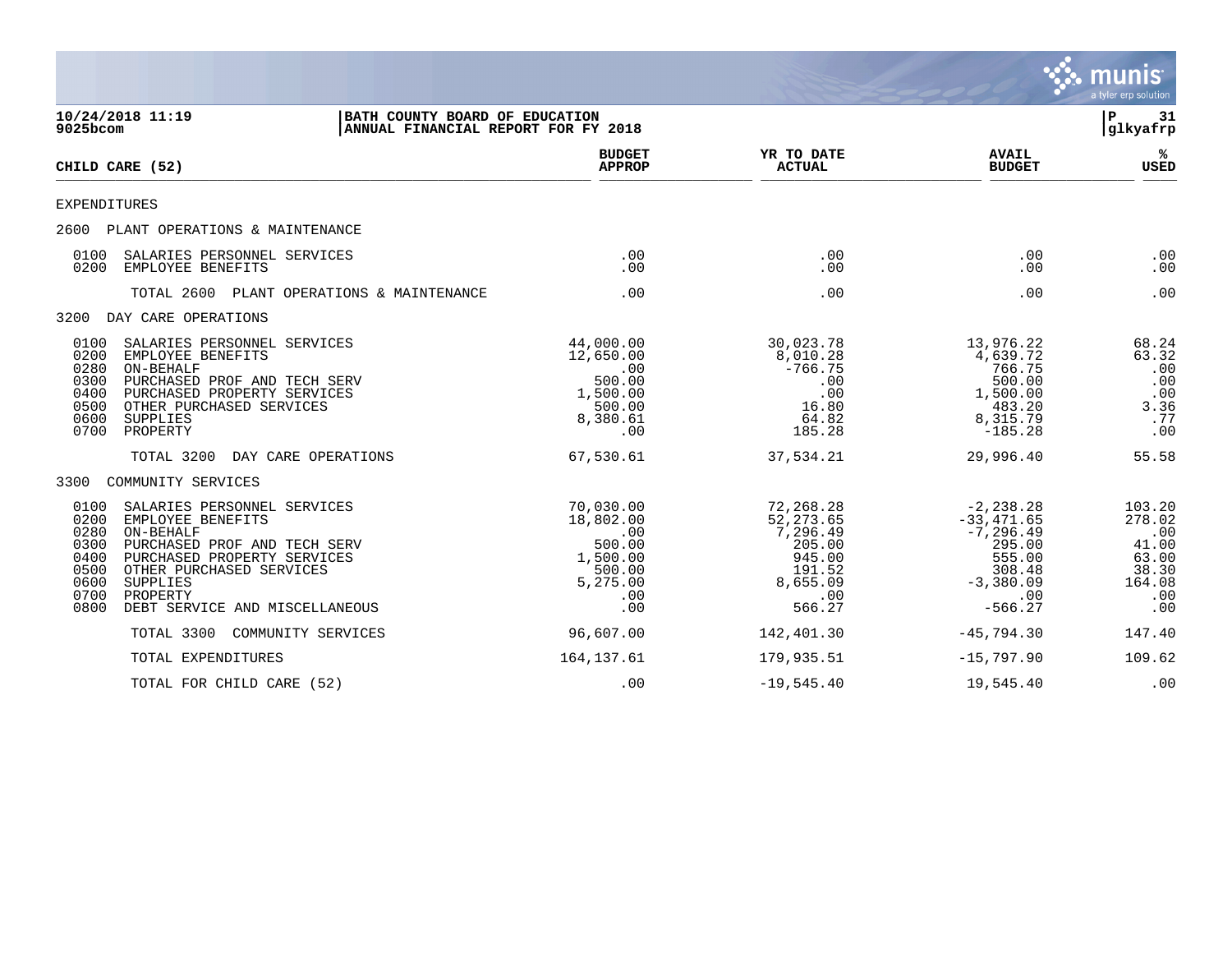10/24/2018 11:19
9025bcom

**BATH COUNTY BOARD OF EDUCATION**
**ANNUAL FINANCIAL REPORT FOR FY 2018**

P 31
glkyafrp

| CHILD CARE (52) | BUDGET APPROP | YR TO DATE ACTUAL | AVAIL BUDGET | % USED |
|---|---|---|---|---|
| EXPENDITURES | | | | |
| 2600 PLANT OPERATIONS & MAINTENANCE | | | | |
| 0100 SALARIES PERSONNEL SERVICES | .00 | .00 | .00 | .00 |
| 0200 EMPLOYEE BENEFITS | .00 | .00 | .00 | .00 |
| TOTAL 2600 PLANT OPERATIONS & MAINTENANCE | .00 | .00 | .00 | .00 |
| 3200 DAY CARE OPERATIONS | | | | |
| 0100 SALARIES PERSONNEL SERVICES | 44,000.00 | 30,023.78 | 13,976.22 | 68.24 |
| 0200 EMPLOYEE BENEFITS | 12,650.00 | 8,010.28 | 4,639.72 | 63.32 |
| 0280 ON-BEHALF | .00 | -766.75 | 766.75 | .00 |
| 0300 PURCHASED PROF AND TECH SERV | 500.00 | .00 | 500.00 | .00 |
| 0400 PURCHASED PROPERTY SERVICES | 1,500.00 | .00 | 1,500.00 | .00 |
| 0500 OTHER PURCHASED SERVICES | 500.00 | 16.80 | 483.20 | 3.36 |
| 0600 SUPPLIES | 8,380.61 | 64.82 | 8,315.79 | .77 |
| 0700 PROPERTY | .00 | 185.28 | -185.28 | .00 |
| TOTAL 3200 DAY CARE OPERATIONS | 67,530.61 | 37,534.21 | 29,996.40 | 55.58 |
| 3300 COMMUNITY SERVICES | | | | |
| 0100 SALARIES PERSONNEL SERVICES | 70,030.00 | 72,268.28 | -2,238.28 | 103.20 |
| 0200 EMPLOYEE BENEFITS | 18,802.00 | 52,273.65 | -33,471.65 | 278.02 |
| 0280 ON-BEHALF | .00 | 7,296.49 | -7,296.49 | .00 |
| 0300 PURCHASED PROF AND TECH SERV | 500.00 | 205.00 | 295.00 | 41.00 |
| 0400 PURCHASED PROPERTY SERVICES | 1,500.00 | 945.00 | 555.00 | 63.00 |
| 0500 OTHER PURCHASED SERVICES | 500.00 | 191.52 | 308.48 | 38.30 |
| 0600 SUPPLIES | 5,275.00 | 8,655.09 | -3,380.09 | 164.08 |
| 0700 PROPERTY | .00 | .00 | .00 | .00 |
| 0800 DEBT SERVICE AND MISCELLANEOUS | .00 | 566.27 | -566.27 | .00 |
| TOTAL 3300 COMMUNITY SERVICES | 96,607.00 | 142,401.30 | -45,794.30 | 147.40 |
| TOTAL EXPENDITURES | 164,137.61 | 179,935.51 | -15,797.90 | 109.62 |
| TOTAL FOR CHILD CARE (52) | .00 | -19,545.40 | 19,545.40 | .00 |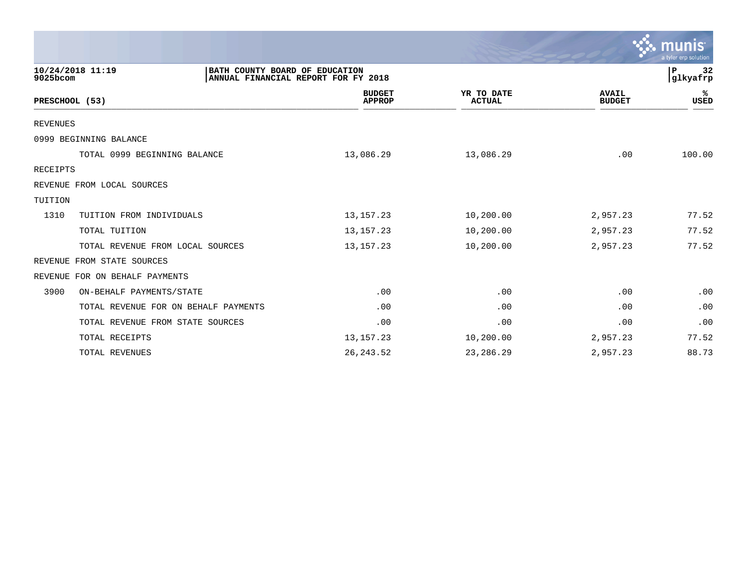**BATH COUNTY BOARD OF EDUCATION**
**ANNUAL FINANCIAL REPORT FOR FY 2018**

10/24/2018 11:19
9025bcom

| PRESCHOOL (53) | | BUDGET APPROP | YR TO DATE ACTUAL | AVAIL BUDGET | % USED |
|---|---|---|---|---|---|
| REVENUES | | | | | |
| 0999 BEGINNING BALANCE | | | | | |
| | TOTAL 0999 BEGINNING BALANCE | 13,086.29 | 13,086.29 | .00 | 100.00 |
| RECEIPTS | | | | | |
| REVENUE FROM LOCAL SOURCES | | | | | |
| TUITION | | | | | |
| 1310 | TUITION FROM INDIVIDUALS | 13,157.23 | 10,200.00 | 2,957.23 | 77.52 |
| | TOTAL TUITION | 13,157.23 | 10,200.00 | 2,957.23 | 77.52 |
| | TOTAL REVENUE FROM LOCAL SOURCES | 13,157.23 | 10,200.00 | 2,957.23 | 77.52 |
| REVENUE FROM STATE SOURCES | | | | | |
| REVENUE FOR ON BEHALF PAYMENTS | | | | | |
| 3900 | ON-BEHALF PAYMENTS/STATE | .00 | .00 | .00 | .00 |
| | TOTAL REVENUE FOR ON BEHALF PAYMENTS | .00 | .00 | .00 | .00 |
| | TOTAL REVENUE FROM STATE SOURCES | .00 | .00 | .00 | .00 |
| | TOTAL RECEIPTS | 13,157.23 | 10,200.00 | 2,957.23 | 77.52 |
| | TOTAL REVENUES | 26,243.52 | 23,286.29 | 2,957.23 | 88.73 |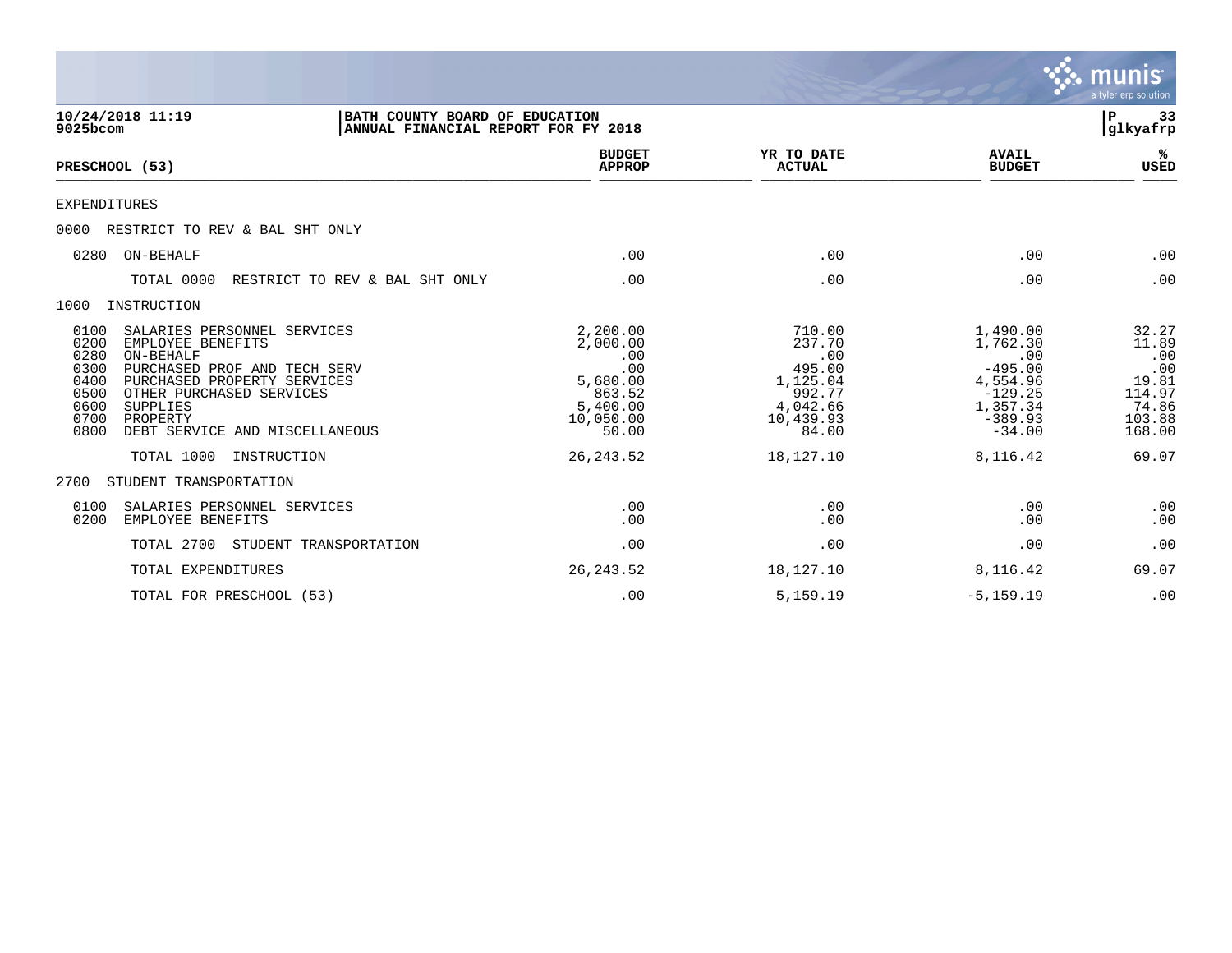**BATH COUNTY BOARD OF EDUCATION**
**ANNUAL FINANCIAL REPORT FOR FY 2018**

10/24/2018 11:19
9025bcom

| PRESCHOOL (53) | BUDGET APPROP | YR TO DATE ACTUAL | AVAIL BUDGET | % USED |
|---|---|---|---|---|
| EXPENDITURES | | | | |
| 0000 RESTRICT TO REV & BAL SHT ONLY | | | | |
| 0280 ON-BEHALF | .00 | .00 | .00 | .00 |
| TOTAL 0000 RESTRICT TO REV & BAL SHT ONLY | .00 | .00 | .00 | .00 |
| 1000 INSTRUCTION | | | | |
| 0100 SALARIES PERSONNEL SERVICES | 2,200.00 | 710.00 | 1,490.00 | 32.27 |
| 0200 EMPLOYEE BENEFITS | 2,000.00 | 237.70 | 1,762.30 | 11.89 |
| 0280 ON-BEHALF | .00 | .00 | .00 | .00 |
| 0300 PURCHASED PROF AND TECH SERV | .00 | 495.00 | -495.00 | .00 |
| 0400 PURCHASED PROPERTY SERVICES | 5,680.00 | 1,125.04 | 4,554.96 | 19.81 |
| 0500 OTHER PURCHASED SERVICES | 863.52 | 992.77 | -129.25 | 114.97 |
| 0600 SUPPLIES | 5,400.00 | 4,042.66 | 1,357.34 | 74.86 |
| 0700 PROPERTY | 10,050.00 | 10,439.93 | -389.93 | 103.88 |
| 0800 DEBT SERVICE AND MISCELLANEOUS | 50.00 | 84.00 | -34.00 | 168.00 |
| TOTAL 1000 INSTRUCTION | 26,243.52 | 18,127.10 | 8,116.42 | 69.07 |
| 2700 STUDENT TRANSPORTATION | | | | |
| 0100 SALARIES PERSONNEL SERVICES | .00 | .00 | .00 | .00 |
| 0200 EMPLOYEE BENEFITS | .00 | .00 | .00 | .00 |
| TOTAL 2700 STUDENT TRANSPORTATION | .00 | .00 | .00 | .00 |
| TOTAL EXPENDITURES | 26,243.52 | 18,127.10 | 8,116.42 | 69.07 |
| TOTAL FOR PRESCHOOL (53) | .00 | 5,159.19 | -5,159.19 | .00 |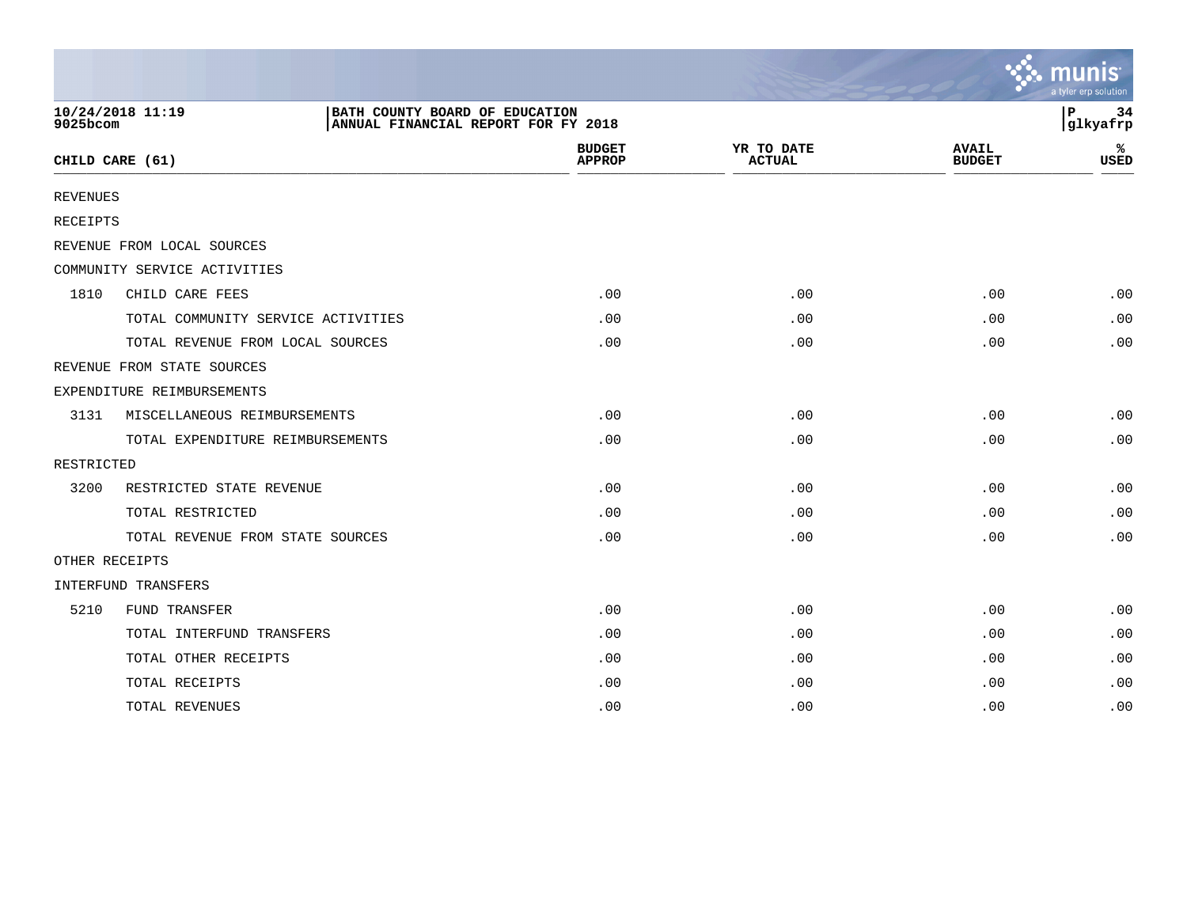BATH COUNTY BOARD OF EDUCATION
ANNUAL FINANCIAL REPORT FOR FY 2018

10/24/2018 11:19
9025bcom

glkyafrp

| CHILD CARE (61) | | BUDGET APPROP | YR TO DATE ACTUAL | AVAIL BUDGET | % USED |
|---|---|---|---|---|---|
| REVENUES | | | | | |
| RECEIPTS | | | | | |
| REVENUE FROM LOCAL SOURCES | | | | | |
| COMMUNITY SERVICE ACTIVITIES | | | | | |
| 1810 | CHILD CARE FEES | .00 | .00 | .00 | .00 |
| | TOTAL COMMUNITY SERVICE ACTIVITIES | .00 | .00 | .00 | .00 |
| | TOTAL REVENUE FROM LOCAL SOURCES | .00 | .00 | .00 | .00 |
| REVENUE FROM STATE SOURCES | | | | | |
| EXPENDITURE REIMBURSEMENTS | | | | | |
| 3131 | MISCELLANEOUS REIMBURSEMENTS | .00 | .00 | .00 | .00 |
| | TOTAL EXPENDITURE REIMBURSEMENTS | .00 | .00 | .00 | .00 |
| RESTRICTED | | | | | |
| 3200 | RESTRICTED STATE REVENUE | .00 | .00 | .00 | .00 |
| | TOTAL RESTRICTED | .00 | .00 | .00 | .00 |
| | TOTAL REVENUE FROM STATE SOURCES | .00 | .00 | .00 | .00 |
| OTHER RECEIPTS | | | | | |
| INTERFUND TRANSFERS | | | | | |
| 5210 | FUND TRANSFER | .00 | .00 | .00 | .00 |
| | TOTAL INTERFUND TRANSFERS | .00 | .00 | .00 | .00 |
| | TOTAL OTHER RECEIPTS | .00 | .00 | .00 | .00 |
| | TOTAL RECEIPTS | .00 | .00 | .00 | .00 |
| | TOTAL REVENUES | .00 | .00 | .00 | .00 |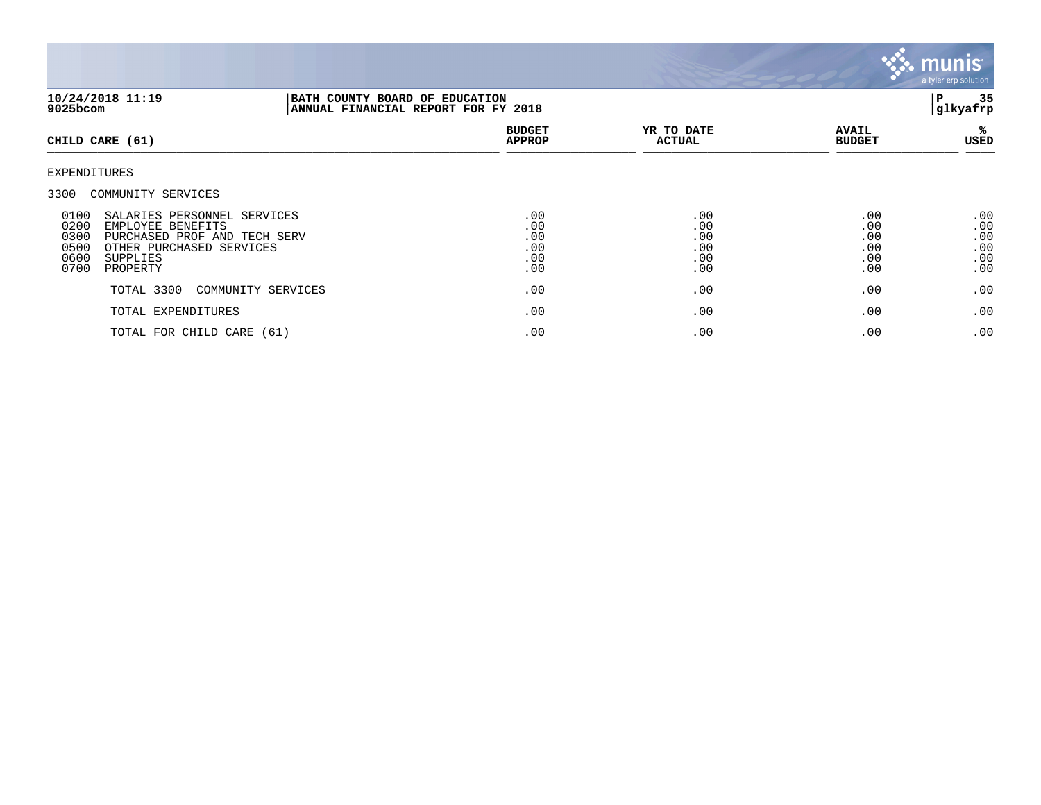**BATH COUNTY BOARD OF EDUCATION**
**ANNUAL FINANCIAL REPORT FOR FY 2018**

10/24/2018 11:19
9025bcom

| CHILD CARE (61) | BUDGET APPROP | YR TO DATE ACTUAL | AVAIL BUDGET | % USED |
|---|---|---|---|---|
| EXPENDITURES | | | | |
| 3300 COMMUNITY SERVICES | | | | |
| 0100 SALARIES PERSONNEL SERVICES | .00 | .00 | .00 | .00 |
| 0200 EMPLOYEE BENEFITS | .00 | .00 | .00 | .00 |
| 0300 PURCHASED PROF AND TECH SERV | .00 | .00 | .00 | .00 |
| 0500 OTHER PURCHASED SERVICES | .00 | .00 | .00 | .00 |
| 0600 SUPPLIES | .00 | .00 | .00 | .00 |
| 0700 PROPERTY | .00 | .00 | .00 | .00 |
| TOTAL 3300 COMMUNITY SERVICES | .00 | .00 | .00 | .00 |
| TOTAL EXPENDITURES | .00 | .00 | .00 | .00 |
| TOTAL FOR CHILD CARE (61) | .00 | .00 | .00 | .00 |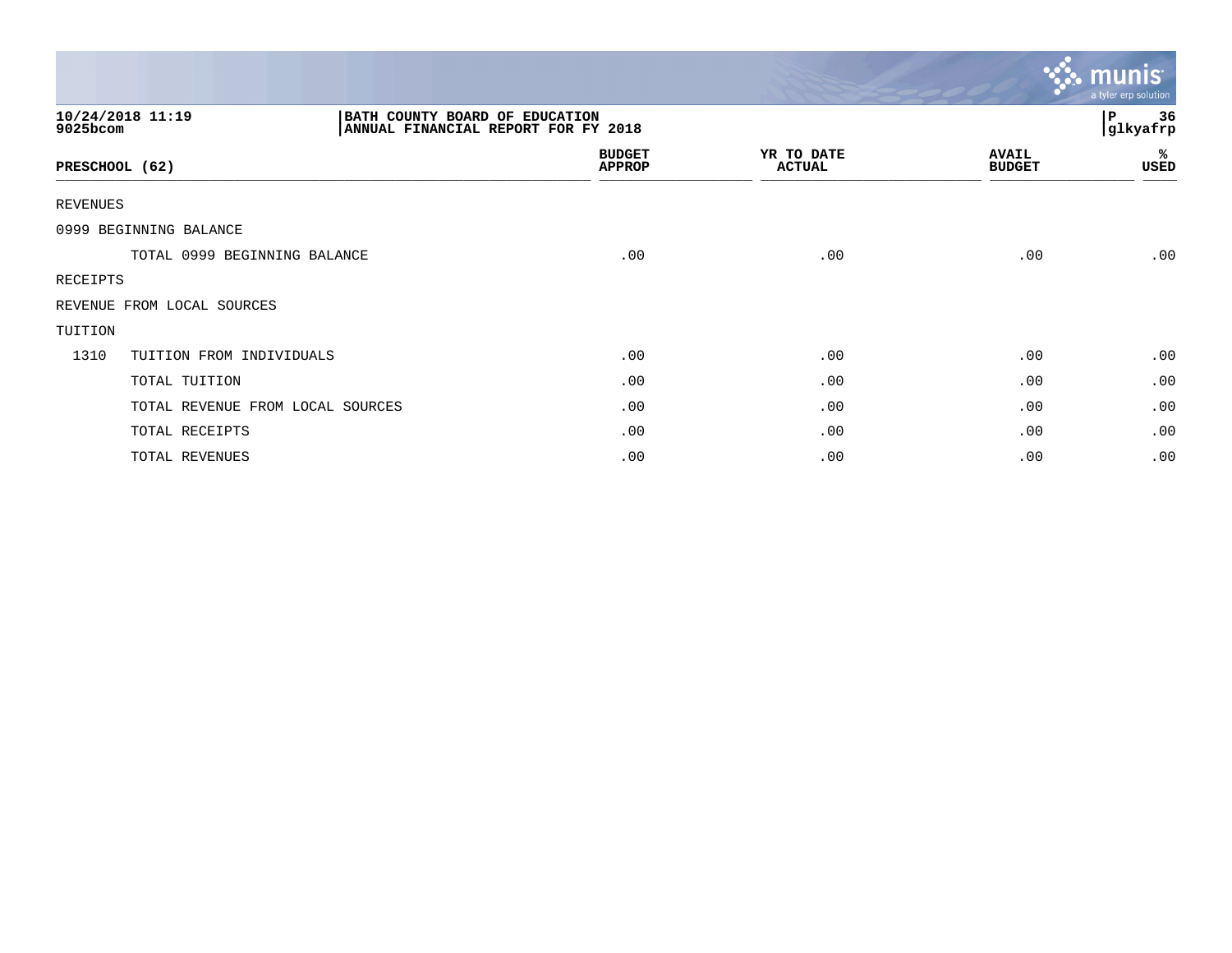**10/24/2018 11:19**
**9025bcom**

**BATH COUNTY BOARD OF EDUCATION**
**ANNUAL FINANCIAL REPORT FOR FY 2018**

**P 36**
**glkyafrp**

| PRESCHOOL (62) | | BUDGET APPROP | YR TO DATE ACTUAL | AVAIL BUDGET | % USED |
|---|---|---|---|---|---|
| REVENUES | | | | | |
| 0999 BEGINNING BALANCE | | | | | |
| | TOTAL 0999 BEGINNING BALANCE | .00 | .00 | .00 | .00 |
| RECEIPTS | | | | | |
| REVENUE FROM LOCAL SOURCES | | | | | |
| TUITION | | | | | |
| 1310 | TUITION FROM INDIVIDUALS | .00 | .00 | .00 | .00 |
| | TOTAL TUITION | .00 | .00 | .00 | .00 |
| | TOTAL REVENUE FROM LOCAL SOURCES | .00 | .00 | .00 | .00 |
| | TOTAL RECEIPTS | .00 | .00 | .00 | .00 |
| | TOTAL REVENUES | .00 | .00 | .00 | .00 |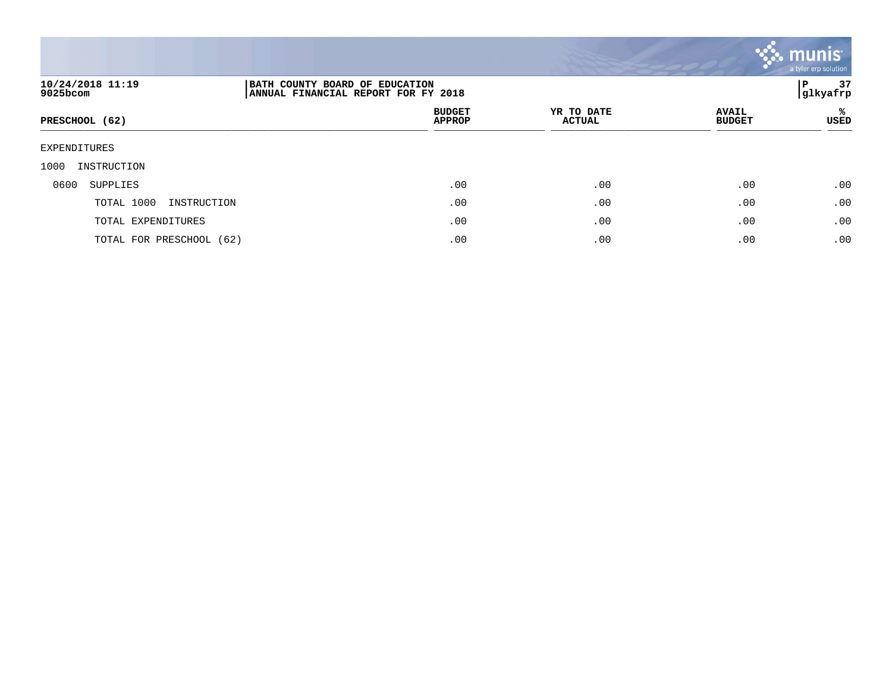10/24/2018 11:19
9025bcom

BATH COUNTY BOARD OF EDUCATION
ANNUAL FINANCIAL REPORT FOR FY 2018

glkyafrp

| PRESCHOOL (62) | BUDGET APPROP | YR TO DATE ACTUAL | AVAIL BUDGET | % USED |
|---|---|---|---|---|
| EXPENDITURES | | | | |
| 1000 INSTRUCTION | | | | |
| 0600 SUPPLIES | .00 | .00 | .00 | .00 |
| TOTAL 1000 INSTRUCTION | .00 | .00 | .00 | .00 |
| TOTAL EXPENDITURES | .00 | .00 | .00 | .00 |
| TOTAL FOR PRESCHOOL (62) | .00 | .00 | .00 | .00 |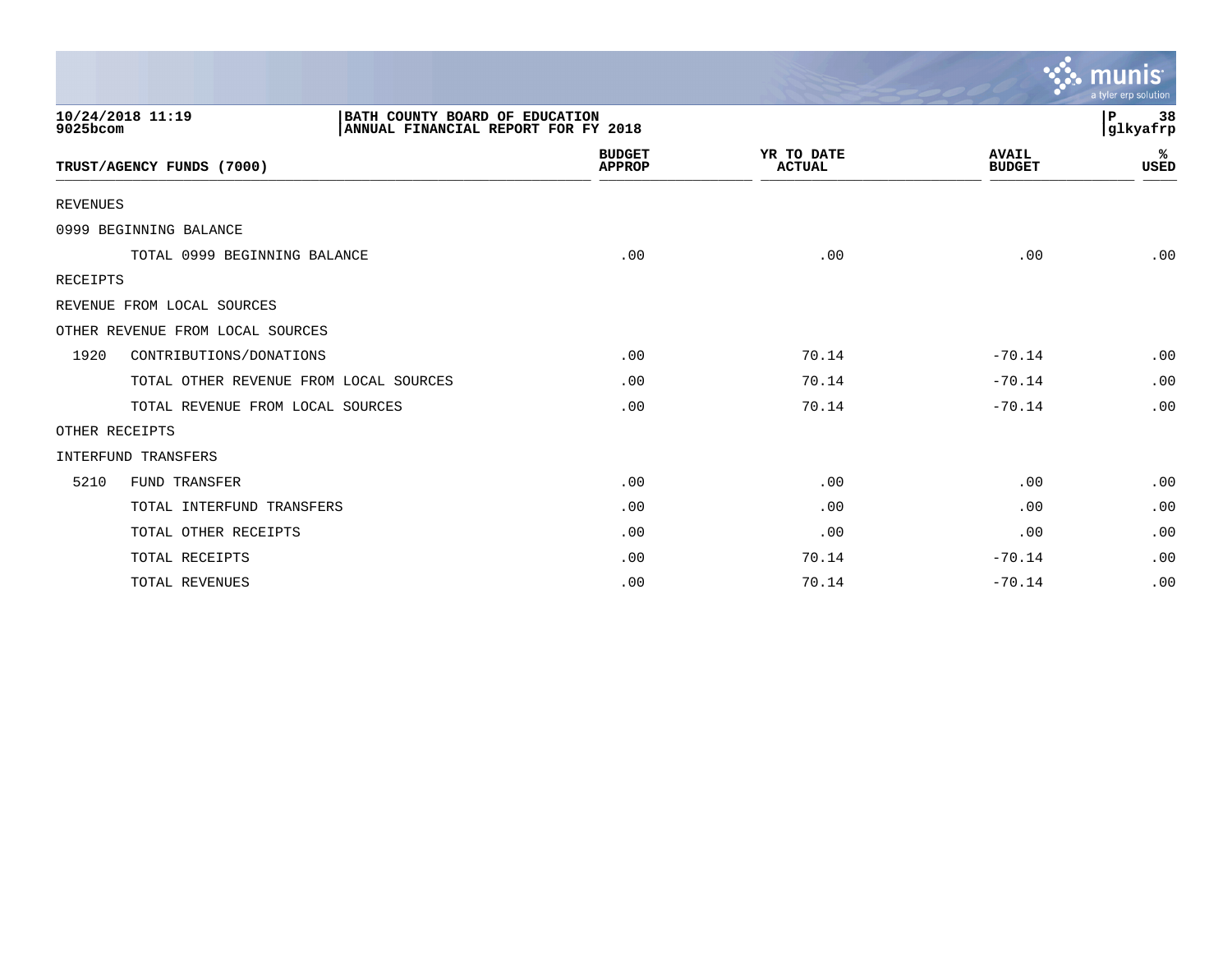**BATH COUNTY BOARD OF EDUCATION**
**ANNUAL FINANCIAL REPORT FOR FY 2018**

| TRUST/AGENCY FUNDS (7000) | | BUDGET APPROP | YR TO DATE ACTUAL | AVAIL BUDGET | % USED |
|---|---|---|---|---|---|
| REVENUES | | | | | |
| 0999 BEGINNING BALANCE | | | | | |
| | TOTAL 0999 BEGINNING BALANCE | .00 | .00 | .00 | .00 |
| RECEIPTS | | | | | |
| REVENUE FROM LOCAL SOURCES | | | | | |
| OTHER REVENUE FROM LOCAL SOURCES | | | | | |
| 1920 | CONTRIBUTIONS/DONATIONS | .00 | 70.14 | -70.14 | .00 |
| | TOTAL OTHER REVENUE FROM LOCAL SOURCES | .00 | 70.14 | -70.14 | .00 |
| | TOTAL REVENUE FROM LOCAL SOURCES | .00 | 70.14 | -70.14 | .00 |
| OTHER RECEIPTS | | | | | |
| INTERFUND TRANSFERS | | | | | |
| 5210 | FUND TRANSFER | .00 | .00 | .00 | .00 |
| | TOTAL INTERFUND TRANSFERS | .00 | .00 | .00 | .00 |
| | TOTAL OTHER RECEIPTS | .00 | .00 | .00 | .00 |
| | TOTAL RECEIPTS | .00 | 70.14 | -70.14 | .00 |
| | TOTAL REVENUES | .00 | 70.14 | -70.14 | .00 |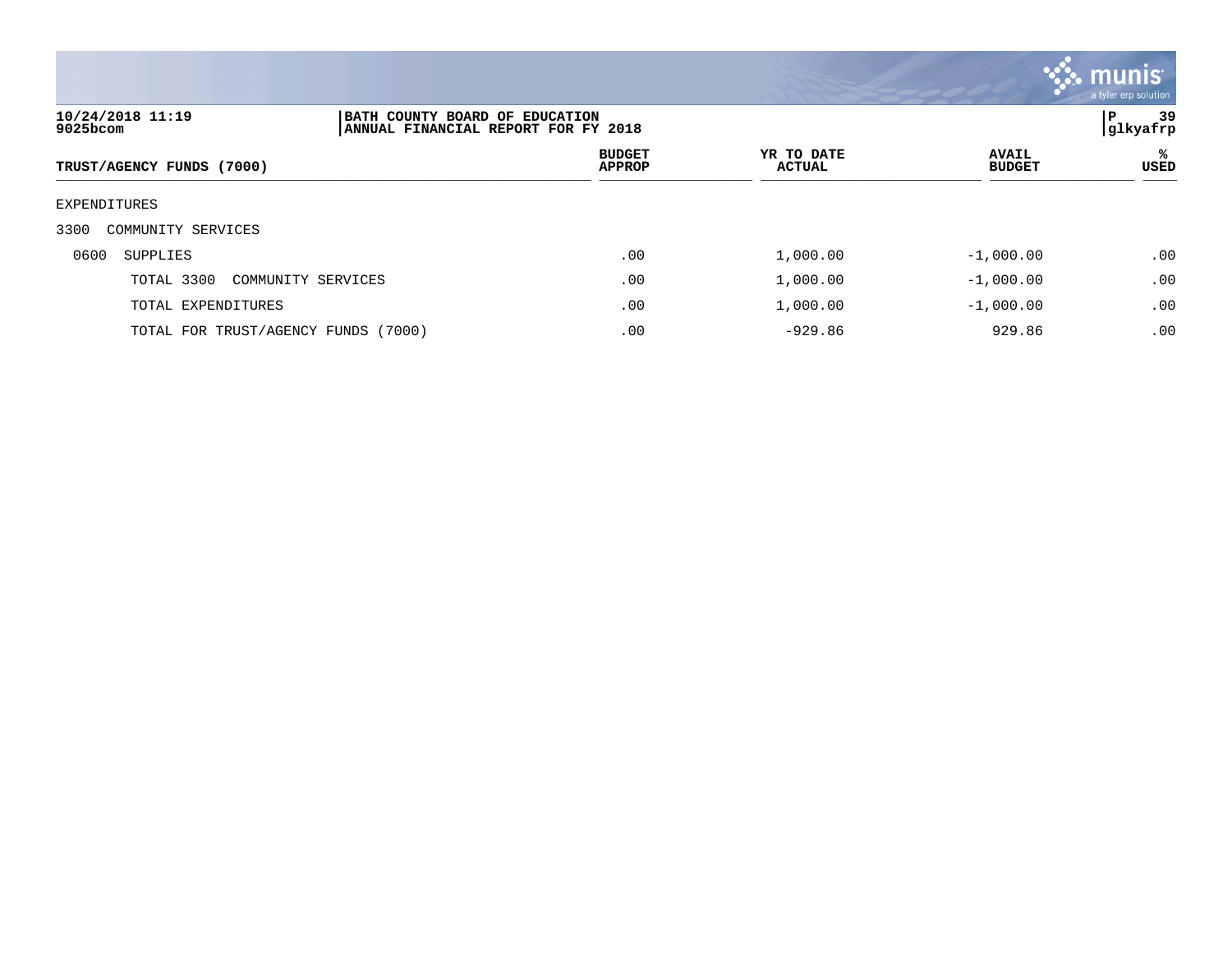10/24/2018 11:19
9025bcom

BATH COUNTY BOARD OF EDUCATION
ANNUAL FINANCIAL REPORT FOR FY 2018

P 39
glkyafrp

| TRUST/AGENCY FUNDS (7000) | BUDGET APPROP | YR TO DATE ACTUAL | AVAIL BUDGET | % USED |
|---|---|---|---|---|
| EXPENDITURES | | | | |
| 3300 COMMUNITY SERVICES | | | | |
| 0600 SUPPLIES | .00 | 1,000.00 | -1,000.00 | .00 |
| TOTAL 3300 COMMUNITY SERVICES | .00 | 1,000.00 | -1,000.00 | .00 |
| TOTAL EXPENDITURES | .00 | 1,000.00 | -1,000.00 | .00 |
| TOTAL FOR TRUST/AGENCY FUNDS (7000) | .00 | -929.86 | 929.86 | .00 |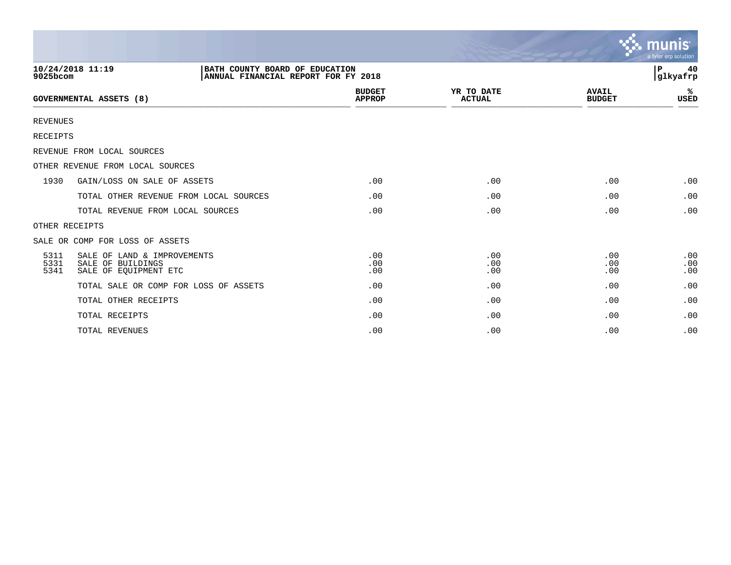10/24/2018 11:19
9025bcom

BATH COUNTY BOARD OF EDUCATION
ANNUAL FINANCIAL REPORT FOR FY 2018

P 40
glkyafrp

| GOVERNMENTAL ASSETS (8) | | BUDGET APPROP | YR TO DATE ACTUAL | AVAIL BUDGET | % USED |
|---|---|---|---|---|---|
| REVENUES | | | | | |
| RECEIPTS | | | | | |
| REVENUE FROM LOCAL SOURCES | | | | | |
| OTHER REVENUE FROM LOCAL SOURCES | | | | | |
| 1930 | GAIN/LOSS ON SALE OF ASSETS | .00 | .00 | .00 | .00 |
| | TOTAL OTHER REVENUE FROM LOCAL SOURCES | .00 | .00 | .00 | .00 |
| | TOTAL REVENUE FROM LOCAL SOURCES | .00 | .00 | .00 | .00 |
| OTHER RECEIPTS | | | | | |
| SALE OR COMP FOR LOSS OF ASSETS | | | | | |
| 5311 | SALE OF LAND & IMPROVEMENTS | .00 | .00 | .00 | .00 |
| 5331 | SALE OF BUILDINGS | .00 | .00 | .00 | .00 |
| 5341 | SALE OF EQUIPMENT ETC | .00 | .00 | .00 | .00 |
| | TOTAL SALE OR COMP FOR LOSS OF ASSETS | .00 | .00 | .00 | .00 |
| | TOTAL OTHER RECEIPTS | .00 | .00 | .00 | .00 |
| | TOTAL RECEIPTS | .00 | .00 | .00 | .00 |
| | TOTAL REVENUES | .00 | .00 | .00 | .00 |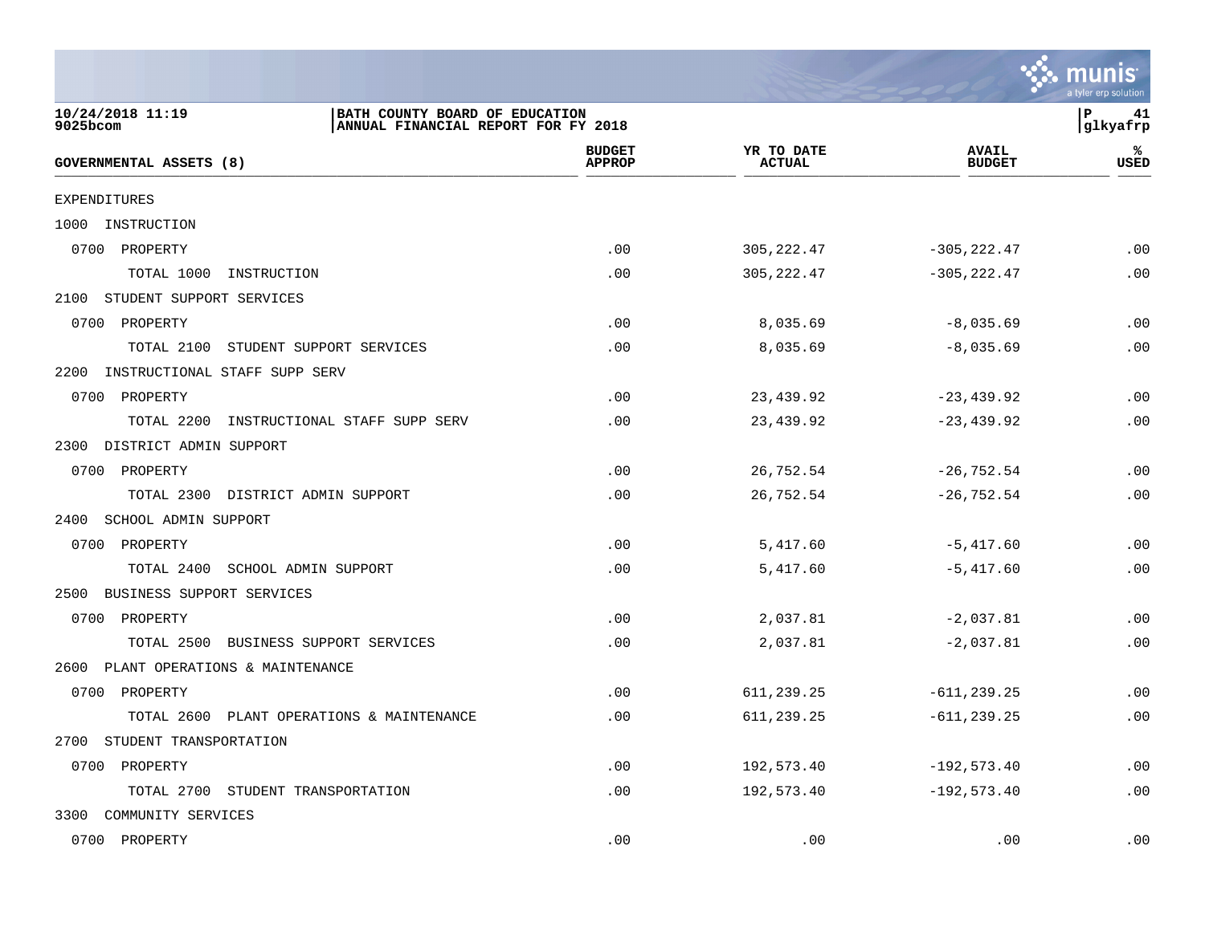| GOVERNMENTAL ASSETS (8) | BUDGET APPROP | YR TO DATE ACTUAL | AVAIL BUDGET | % USED |
|---|---|---|---|---|
| EXPENDITURES | | | | |
| 1000 INSTRUCTION | | | | |
| 0700 PROPERTY | .00 | 305,222.47 | -305,222.47 | .00 |
| TOTAL 1000 INSTRUCTION | .00 | 305,222.47 | -305,222.47 | .00 |
| 2100 STUDENT SUPPORT SERVICES | | | | |
| 0700 PROPERTY | .00 | 8,035.69 | -8,035.69 | .00 |
| TOTAL 2100 STUDENT SUPPORT SERVICES | .00 | 8,035.69 | -8,035.69 | .00 |
| 2200 INSTRUCTIONAL STAFF SUPP SERV | | | | |
| 0700 PROPERTY | .00 | 23,439.92 | -23,439.92 | .00 |
| TOTAL 2200 INSTRUCTIONAL STAFF SUPP SERV | .00 | 23,439.92 | -23,439.92 | .00 |
| 2300 DISTRICT ADMIN SUPPORT | | | | |
| 0700 PROPERTY | .00 | 26,752.54 | -26,752.54 | .00 |
| TOTAL 2300 DISTRICT ADMIN SUPPORT | .00 | 26,752.54 | -26,752.54 | .00 |
| 2400 SCHOOL ADMIN SUPPORT | | | | |
| 0700 PROPERTY | .00 | 5,417.60 | -5,417.60 | .00 |
| TOTAL 2400 SCHOOL ADMIN SUPPORT | .00 | 5,417.60 | -5,417.60 | .00 |
| 2500 BUSINESS SUPPORT SERVICES | | | | |
| 0700 PROPERTY | .00 | 2,037.81 | -2,037.81 | .00 |
| TOTAL 2500 BUSINESS SUPPORT SERVICES | .00 | 2,037.81 | -2,037.81 | .00 |
| 2600 PLANT OPERATIONS & MAINTENANCE | | | | |
| 0700 PROPERTY | .00 | 611,239.25 | -611,239.25 | .00 |
| TOTAL 2600 PLANT OPERATIONS & MAINTENANCE | .00 | 611,239.25 | -611,239.25 | .00 |
| 2700 STUDENT TRANSPORTATION | | | | |
| 0700 PROPERTY | .00 | 192,573.40 | -192,573.40 | .00 |
| TOTAL 2700 STUDENT TRANSPORTATION | .00 | 192,573.40 | -192,573.40 | .00 |
| 3300 COMMUNITY SERVICES | | | | |
| 0700 PROPERTY | .00 | .00 | .00 | .00 |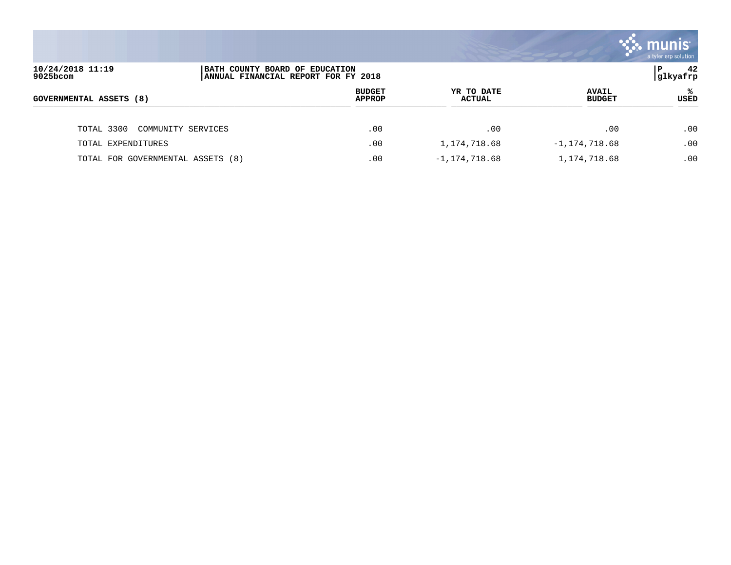| GOVERNMENTAL ASSETS (8) | BUDGET APPROP | YR TO DATE ACTUAL | AVAIL BUDGET | % USED |
|---|---|---|---|---|
| TOTAL 3300 COMMUNITY SERVICES | .00 | .00 | .00 | .00 |
| TOTAL EXPENDITURES | .00 | 1,174,718.68 | -1,174,718.68 | .00 |
| TOTAL FOR GOVERNMENTAL ASSETS (8) | .00 | -1,174,718.68 | 1,174,718.68 | .00 |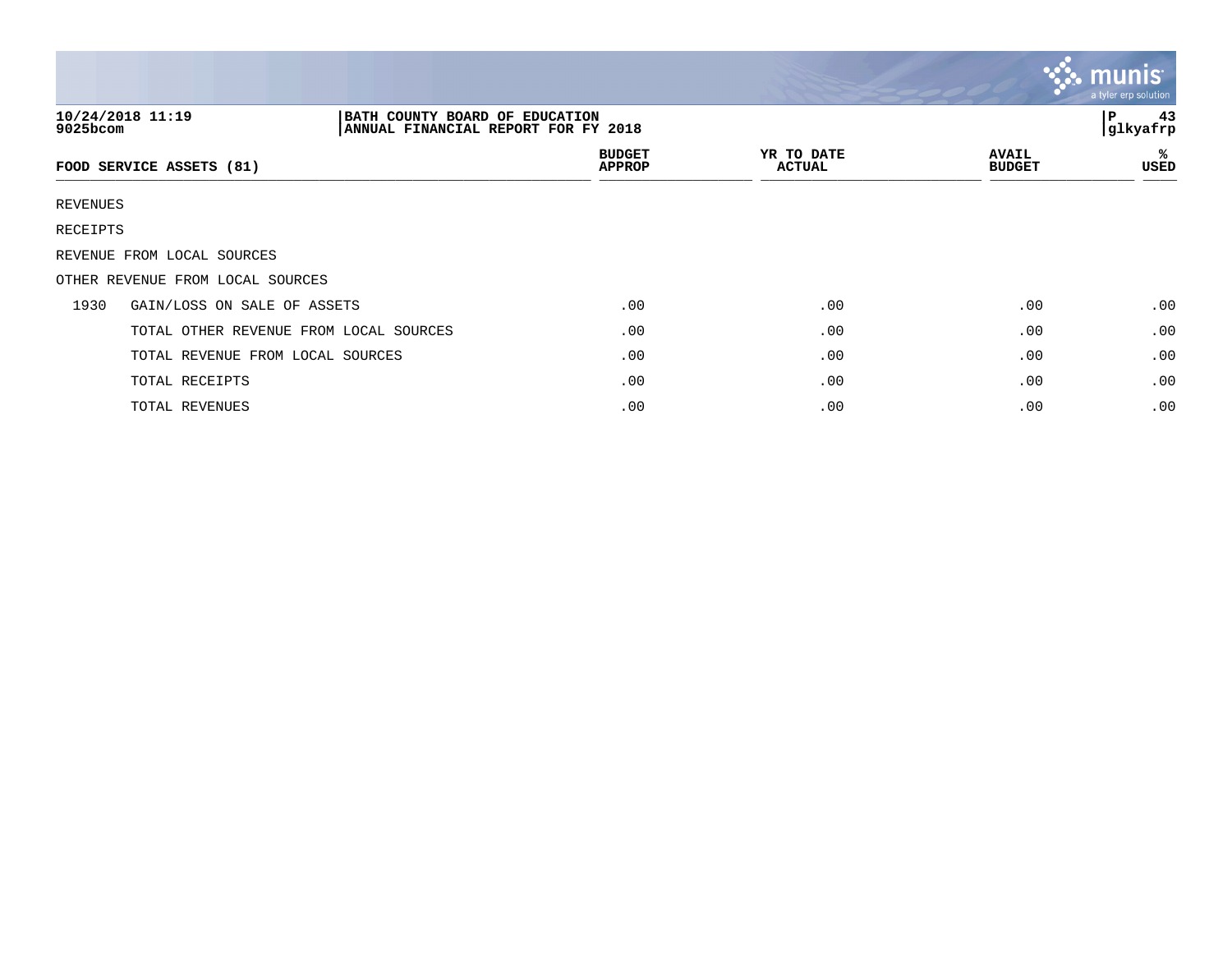10/24/2018 11:19 | BATH COUNTY BOARD OF EDUCATION | P 43
9025bcom | ANNUAL FINANCIAL REPORT FOR FY 2018 | glkyafrp

| FOOD SERVICE ASSETS (81) | | BUDGET APPROP | YR TO DATE ACTUAL | AVAIL BUDGET | % USED |
|---|---|---|---|---|---|
| REVENUES | | | | | |
| RECEIPTS | | | | | |
| REVENUE FROM LOCAL SOURCES | | | | | |
| OTHER REVENUE FROM LOCAL SOURCES | | | | | |
| 1930 | GAIN/LOSS ON SALE OF ASSETS | .00 | .00 | .00 | .00 |
| | TOTAL OTHER REVENUE FROM LOCAL SOURCES | .00 | .00 | .00 | .00 |
| | TOTAL REVENUE FROM LOCAL SOURCES | .00 | .00 | .00 | .00 |
| | TOTAL RECEIPTS | .00 | .00 | .00 | .00 |
| | TOTAL REVENUES | .00 | .00 | .00 | .00 |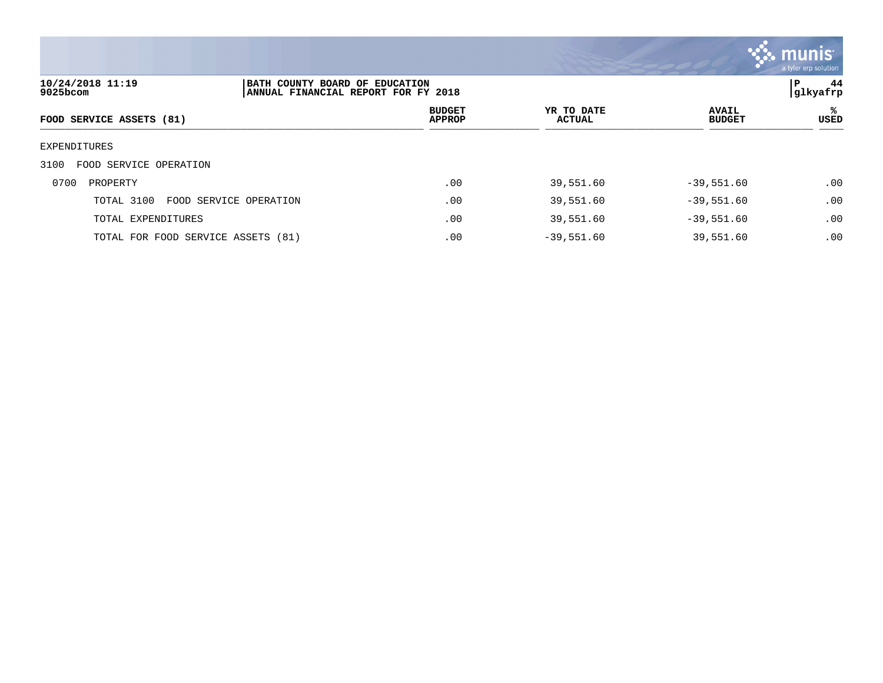10/24/2018 11:19
9025bcom

BATH COUNTY BOARD OF EDUCATION
ANNUAL FINANCIAL REPORT FOR FY 2018

P 44
glkyafrp

| FOOD SERVICE ASSETS (81) | BUDGET APPROP | YR TO DATE ACTUAL | AVAIL BUDGET | % USED |
|---|---|---|---|---|
| EXPENDITURES | | | | |
| 3100 FOOD SERVICE OPERATION | | | | |
| 0700 PROPERTY | .00 | 39,551.60 | -39,551.60 | .00 |
| TOTAL 3100 FOOD SERVICE OPERATION | .00 | 39,551.60 | -39,551.60 | .00 |
| TOTAL EXPENDITURES | .00 | 39,551.60 | -39,551.60 | .00 |
| TOTAL FOR FOOD SERVICE ASSETS (81) | .00 | -39,551.60 | 39,551.60 | .00 |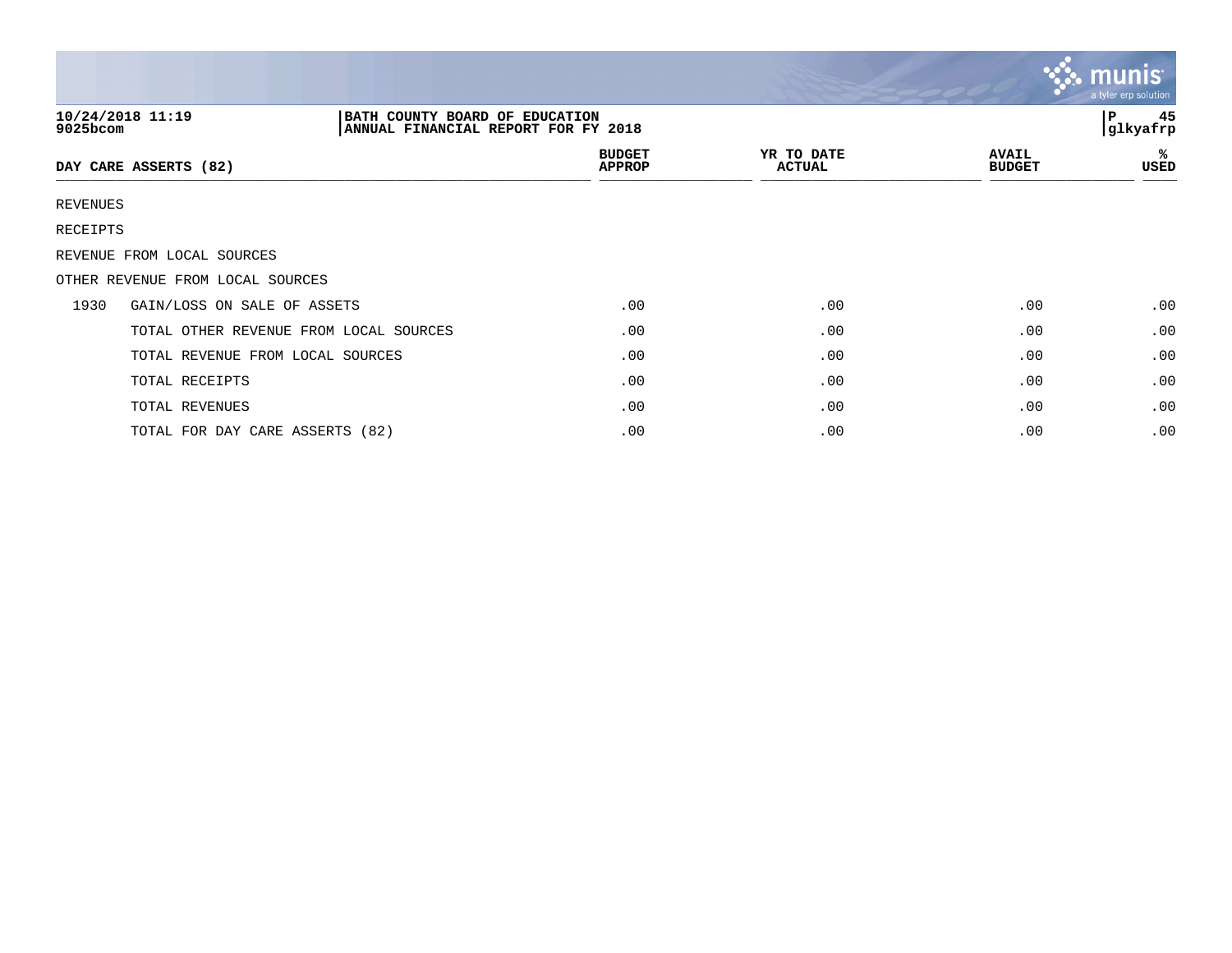**BATH COUNTY BOARD OF EDUCATION**
**ANNUAL FINANCIAL REPORT FOR FY 2018**

10/24/2018 11:19
9025bcom

P 45
glkyafrp

| DAY CARE ASSERTS (82) | | BUDGET APPROP | YR TO DATE ACTUAL | AVAIL BUDGET | % USED |
|---|---|---|---|---|---|
| REVENUES | | | | | |
| RECEIPTS | | | | | |
| REVENUE FROM LOCAL SOURCES | | | | | |
| OTHER REVENUE FROM LOCAL SOURCES | | | | | |
| 1930 | GAIN/LOSS ON SALE OF ASSETS | .00 | .00 | .00 | .00 |
| | TOTAL OTHER REVENUE FROM LOCAL SOURCES | .00 | .00 | .00 | .00 |
| | TOTAL REVENUE FROM LOCAL SOURCES | .00 | .00 | .00 | .00 |
| | TOTAL RECEIPTS | .00 | .00 | .00 | .00 |
| | TOTAL REVENUES | .00 | .00 | .00 | .00 |
| | TOTAL FOR DAY CARE ASSERTS (82) | .00 | .00 | .00 | .00 |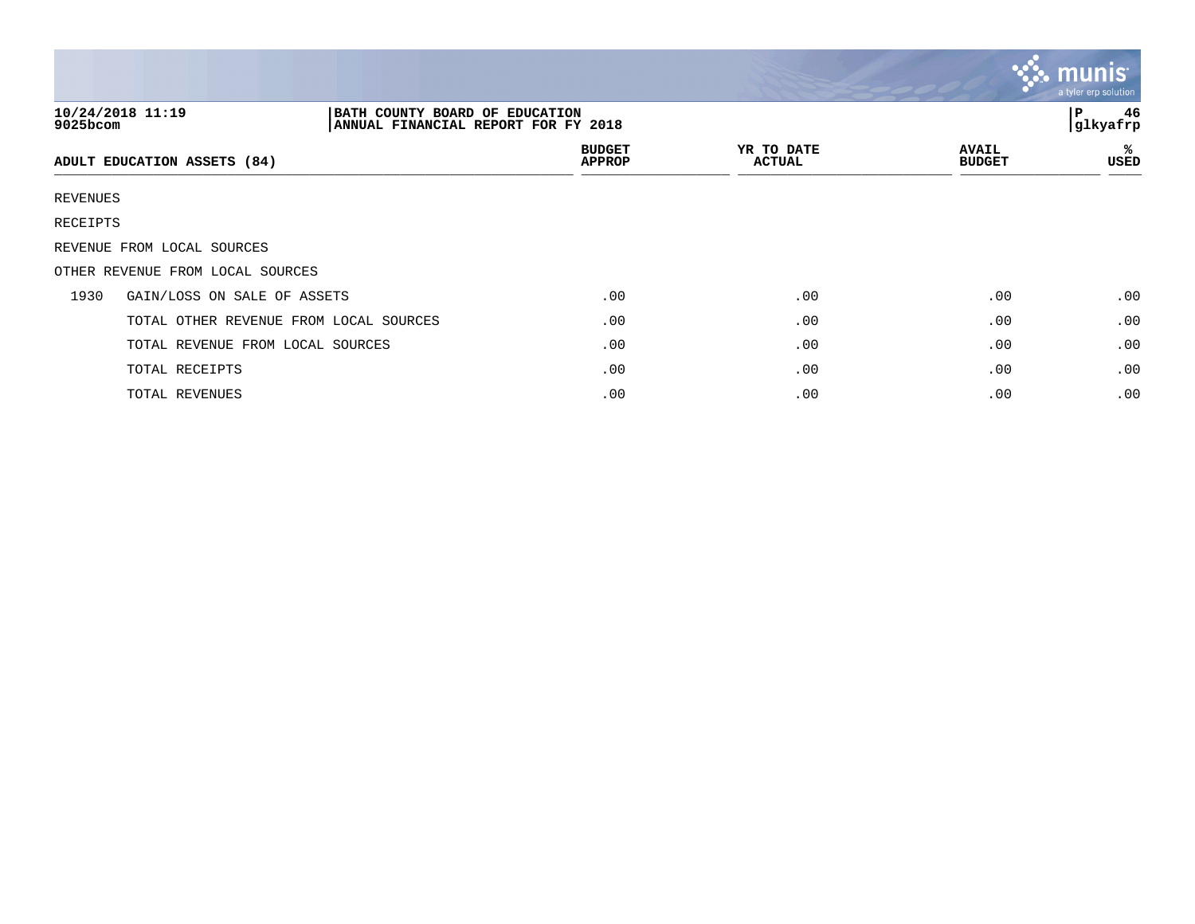| 10/24/2018 11:19<br>9025bcom | BATH COUNTY BOARD OF EDUCATION<br>ANNUAL FINANCIAL REPORT FOR FY 2018 | P 46<br>glkyafrp |
|---|---|---|

| ADULT EDUCATION ASSETS (84) | BUDGET APPROP | YR TO DATE ACTUAL | AVAIL BUDGET | % USED |
|---|---|---|---|---|
| REVENUES | | | | |
| RECEIPTS | | | | |
| REVENUE FROM LOCAL SOURCES | | | | |
| OTHER REVENUE FROM LOCAL SOURCES | | | | |
| 1930 GAIN/LOSS ON SALE OF ASSETS | .00 | .00 | .00 | .00 |
| TOTAL OTHER REVENUE FROM LOCAL SOURCES | .00 | .00 | .00 | .00 |
| TOTAL REVENUE FROM LOCAL SOURCES | .00 | .00 | .00 | .00 |
| TOTAL RECEIPTS | .00 | .00 | .00 | .00 |
| TOTAL REVENUES | .00 | .00 | .00 | .00 |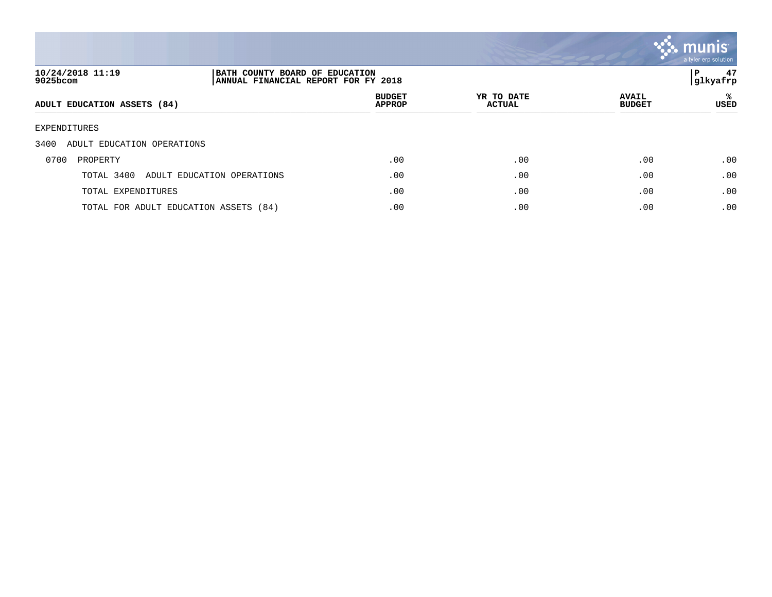| ADULT EDUCATION ASSETS (84) | BUDGET APPROP | YR TO DATE ACTUAL | AVAIL BUDGET | % USED |
|---|---|---|---|---|
| EXPENDITURES | | | | |
| 3400 ADULT EDUCATION OPERATIONS | | | | |
| 0700 PROPERTY | .00 | .00 | .00 | .00 |
| TOTAL 3400 ADULT EDUCATION OPERATIONS | .00 | .00 | .00 | .00 |
| TOTAL EXPENDITURES | .00 | .00 | .00 | .00 |
| TOTAL FOR ADULT EDUCATION ASSETS (84) | .00 | .00 | .00 | .00 |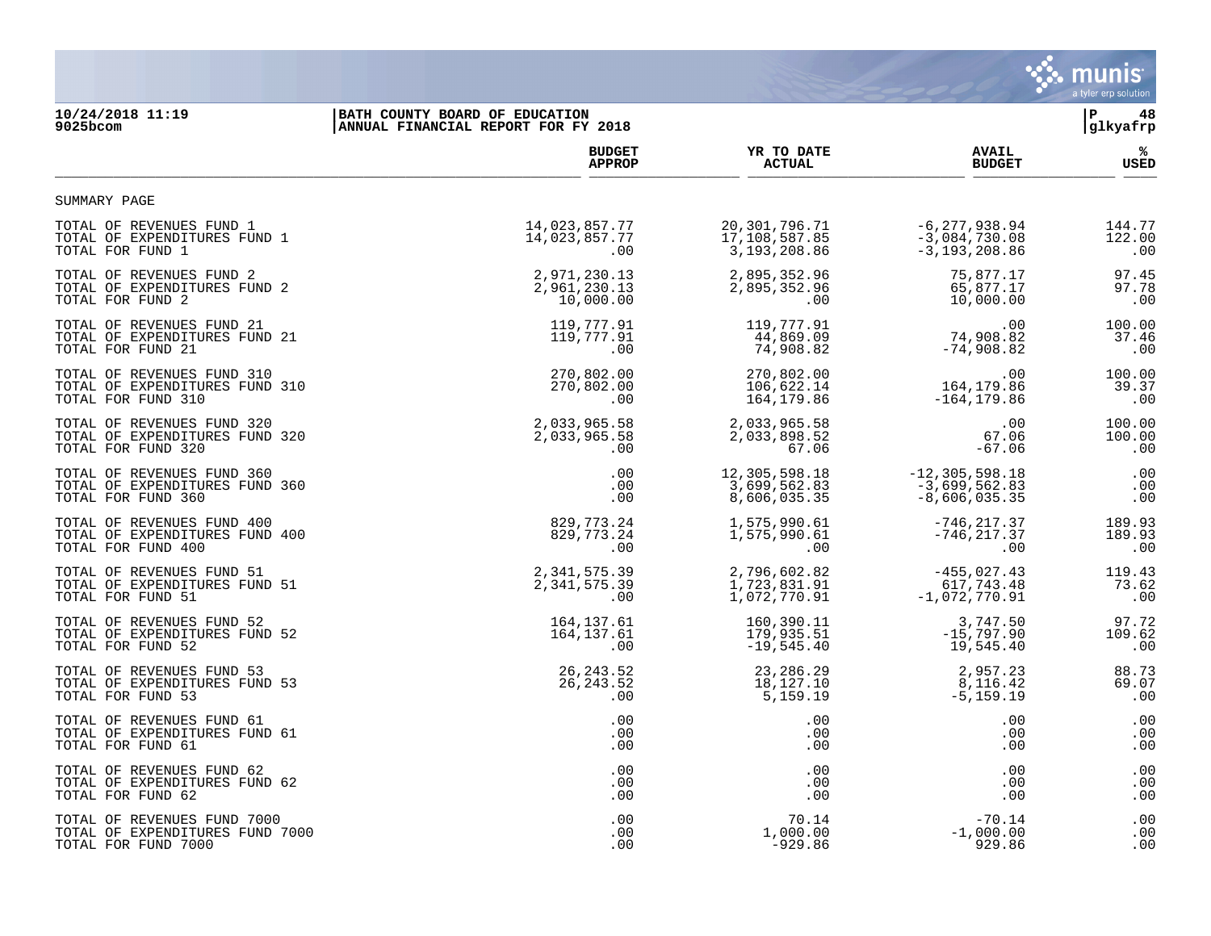10/24/2018 11:19 | BATH COUNTY BOARD OF EDUCATION
9025bcom | ANNUAL FINANCIAL REPORT FOR FY 2018

P 48
glkyafrp

## SUMMARY PAGE

| | BUDGET APPROP | YR TO DATE ACTUAL | AVAIL BUDGET | % USED |
|---|---|---|---|---|
| TOTAL OF REVENUES FUND 1 | 14,023,857.77 | 20,301,796.71 | -6,277,938.94 | 144.77 |
| TOTAL OF EXPENDITURES FUND 1 | 14,023,857.77 | 17,108,587.85 | -3,084,730.08 | 122.00 |
| TOTAL FOR FUND 1 | .00 | 3,193,208.86 | -3,193,208.86 | .00 |
| TOTAL OF REVENUES FUND 2 | 2,971,230.13 | 2,895,352.96 | 75,877.17 | 97.45 |
| TOTAL OF EXPENDITURES FUND 2 | 2,961,230.13 | 2,895,352.96 | 65,877.17 | 97.78 |
| TOTAL FOR FUND 2 | 10,000.00 | .00 | 10,000.00 | .00 |
| TOTAL OF REVENUES FUND 21 | 119,777.91 | 119,777.91 | .00 | 100.00 |
| TOTAL OF EXPENDITURES FUND 21 | 119,777.91 | 44,869.09 | 74,908.82 | 37.46 |
| TOTAL FOR FUND 21 | .00 | 74,908.82 | -74,908.82 | .00 |
| TOTAL OF REVENUES FUND 310 | 270,802.00 | 270,802.00 | .00 | 100.00 |
| TOTAL OF EXPENDITURES FUND 310 | 270,802.00 | 106,622.14 | 164,179.86 | 39.37 |
| TOTAL FOR FUND 310 | .00 | 164,179.86 | -164,179.86 | .00 |
| TOTAL OF REVENUES FUND 320 | 2,033,965.58 | 2,033,965.58 | .00 | 100.00 |
| TOTAL OF EXPENDITURES FUND 320 | 2,033,965.58 | 2,033,898.52 | 67.06 | 100.00 |
| TOTAL FOR FUND 320 | .00 | 67.06 | -67.06 | .00 |
| TOTAL OF REVENUES FUND 360 | .00 | 12,305,598.18 | -12,305,598.18 | .00 |
| TOTAL OF EXPENDITURES FUND 360 | .00 | 3,699,562.83 | -3,699,562.83 | .00 |
| TOTAL FOR FUND 360 | .00 | 8,606,035.35 | -8,606,035.35 | .00 |
| TOTAL OF REVENUES FUND 400 | 829,773.24 | 1,575,990.61 | -746,217.37 | 189.93 |
| TOTAL OF EXPENDITURES FUND 400 | 829,773.24 | 1,575,990.61 | -746,217.37 | 189.93 |
| TOTAL FOR FUND 400 | .00 | .00 | .00 | .00 |
| TOTAL OF REVENUES FUND 51 | 2,341,575.39 | 2,796,602.82 | -455,027.43 | 119.43 |
| TOTAL OF EXPENDITURES FUND 51 | 2,341,575.39 | 1,723,831.91 | 617,743.48 | 73.62 |
| TOTAL FOR FUND 51 | .00 | 1,072,770.91 | -1,072,770.91 | .00 |
| TOTAL OF REVENUES FUND 52 | 164,137.61 | 160,390.11 | 3,747.50 | 97.72 |
| TOTAL OF EXPENDITURES FUND 52 | 164,137.61 | 179,935.51 | -15,797.90 | 109.62 |
| TOTAL FOR FUND 52 | .00 | -19,545.40 | 19,545.40 | .00 |
| TOTAL OF REVENUES FUND 53 | 26,243.52 | 23,286.29 | 2,957.23 | 88.73 |
| TOTAL OF EXPENDITURES FUND 53 | 26,243.52 | 18,127.10 | 8,116.42 | 69.07 |
| TOTAL FOR FUND 53 | .00 | 5,159.19 | -5,159.19 | .00 |
| TOTAL OF REVENUES FUND 61 | .00 | .00 | .00 | .00 |
| TOTAL OF EXPENDITURES FUND 61 | .00 | .00 | .00 | .00 |
| TOTAL FOR FUND 61 | .00 | .00 | .00 | .00 |
| TOTAL OF REVENUES FUND 62 | .00 | .00 | .00 | .00 |
| TOTAL OF EXPENDITURES FUND 62 | .00 | .00 | .00 | .00 |
| TOTAL FOR FUND 62 | .00 | .00 | .00 | .00 |
| TOTAL OF REVENUES FUND 7000 | .00 | 70.14 | -70.14 | .00 |
| TOTAL OF EXPENDITURES FUND 7000 | .00 | 1,000.00 | -1,000.00 | .00 |
| TOTAL FOR FUND 7000 | .00 | -929.86 | 929.86 | .00 |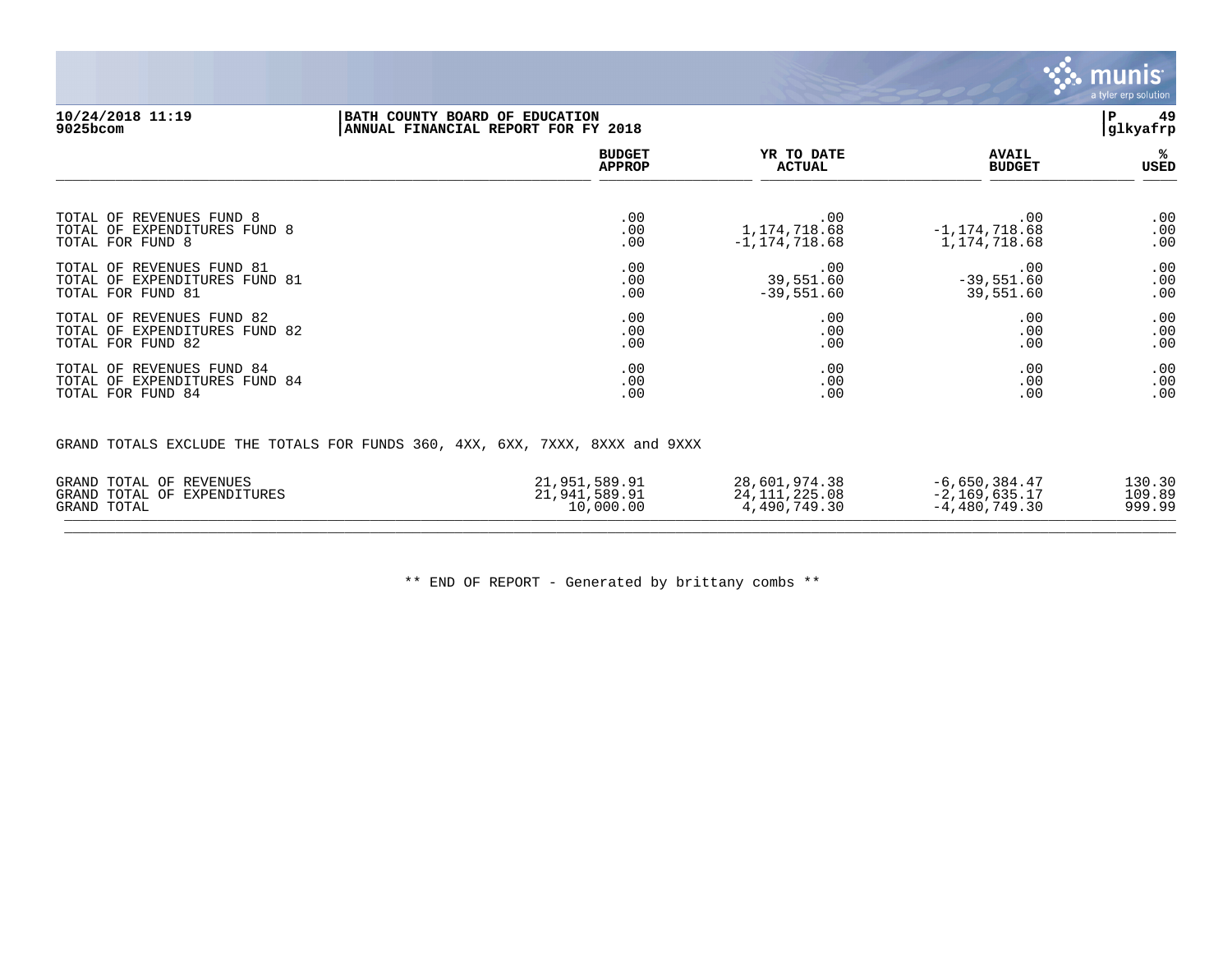| | BUDGET APPROP | YR TO DATE ACTUAL | AVAIL BUDGET | % USED |
|---|---|---|---|---|
| TOTAL OF REVENUES FUND 8 | .00 | .00 | .00 | .00 |
| TOTAL OF EXPENDITURES FUND 8 | .00 | 1,174,718.68 | -1,174,718.68 | .00 |
| TOTAL FOR FUND 8 | .00 | -1,174,718.68 | 1,174,718.68 | .00 |
| TOTAL OF REVENUES FUND 81 | .00 | .00 | .00 | .00 |
| TOTAL OF EXPENDITURES FUND 81 | .00 | 39,551.60 | -39,551.60 | .00 |
| TOTAL FOR FUND 81 | .00 | -39,551.60 | 39,551.60 | .00 |
| TOTAL OF REVENUES FUND 82 | .00 | .00 | .00 | .00 |
| TOTAL OF EXPENDITURES FUND 82 | .00 | .00 | .00 | .00 |
| TOTAL FOR FUND 82 | .00 | .00 | .00 | .00 |
| TOTAL OF REVENUES FUND 84 | .00 | .00 | .00 | .00 |
| TOTAL OF EXPENDITURES FUND 84 | .00 | .00 | .00 | .00 |
| TOTAL FOR FUND 84 | .00 | .00 | .00 | .00 |

GRAND TOTALS EXCLUDE THE TOTALS FOR FUNDS 360, 4XX, 6XX, 7XXX, 8XXX and 9XXX

| | BUDGET APPROP | YR TO DATE ACTUAL | AVAIL BUDGET | % USED |
|---|---|---|---|---|
| GRAND TOTAL OF REVENUES | 21,951,589.91 | 28,601,974.38 | -6,650,384.47 | 130.30 |
| GRAND TOTAL OF EXPENDITURES | 21,941,589.91 | 24,111,225.08 | -2,169,635.17 | 109.89 |
| GRAND TOTAL | 10,000.00 | 4,490,749.30 | -4,480,749.30 | 999.99 |

** END OF REPORT - Generated by brittany combs **